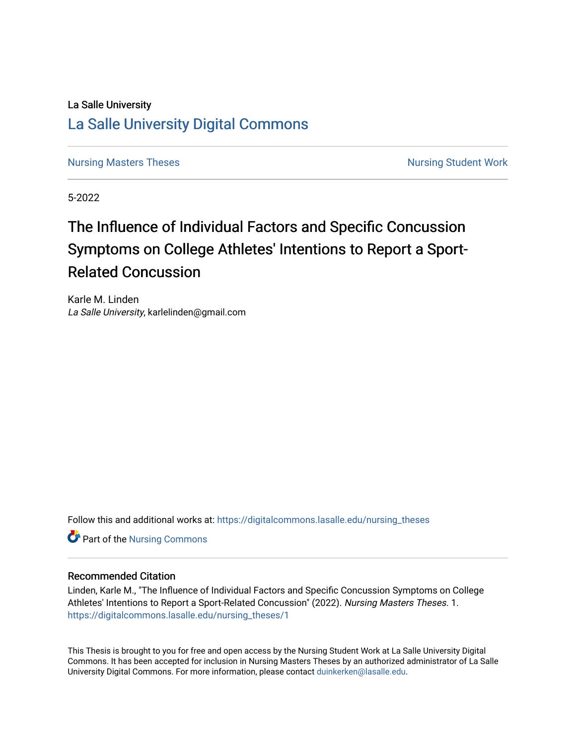La Salle University

# La Salle University Digital Commons

Nursing Masters Theses | Nursing Student Work

5-2022

# The Influence of Individual Factors and Specific Concussion Symptoms on College Athletes' Intentions to Report a Sport-Related Concussion

Karle M. Linden
*La Salle University*, karlelinden@gmail.com

Follow this and additional works at: https://digitalcommons.lasalle.edu/nursing_theses

Part of the Nursing Commons

## Recommended Citation

Linden, Karle M., "The Influence of Individual Factors and Specific Concussion Symptoms on College Athletes' Intentions to Report a Sport-Related Concussion" (2022). *Nursing Masters Theses*. 1.
https://digitalcommons.lasalle.edu/nursing_theses/1

This Thesis is brought to you for free and open access by the Nursing Student Work at La Salle University Digital Commons. It has been accepted for inclusion in Nursing Masters Theses by an authorized administrator of La Salle University Digital Commons. For more information, please contact duinkerken@lasalle.edu.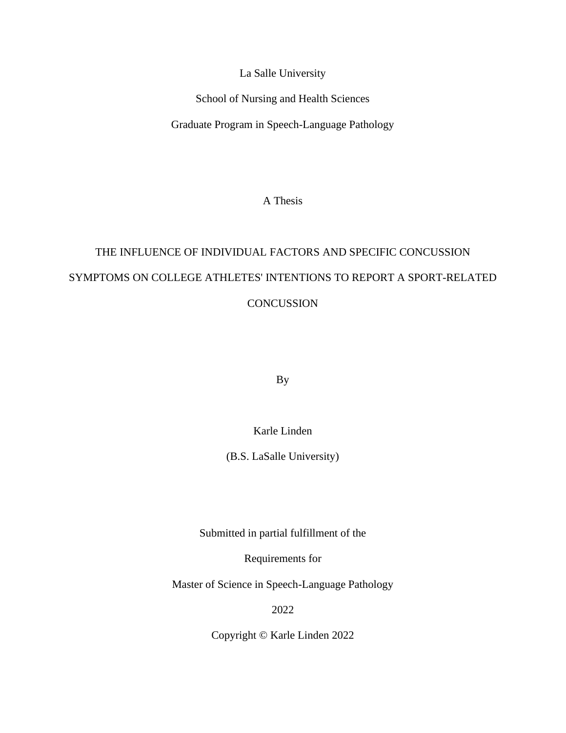La Salle University

School of Nursing and Health Sciences

Graduate Program in Speech-Language Pathology

A Thesis

# THE INFLUENCE OF INDIVIDUAL FACTORS AND SPECIFIC CONCUSSION SYMPTOMS ON COLLEGE ATHLETES' INTENTIONS TO REPORT A SPORT-RELATED CONCUSSION

By

Karle Linden

(B.S. LaSalle University)

Submitted in partial fulfillment of the

Requirements for

Master of Science in Speech-Language Pathology

2022

Copyright © Karle Linden 2022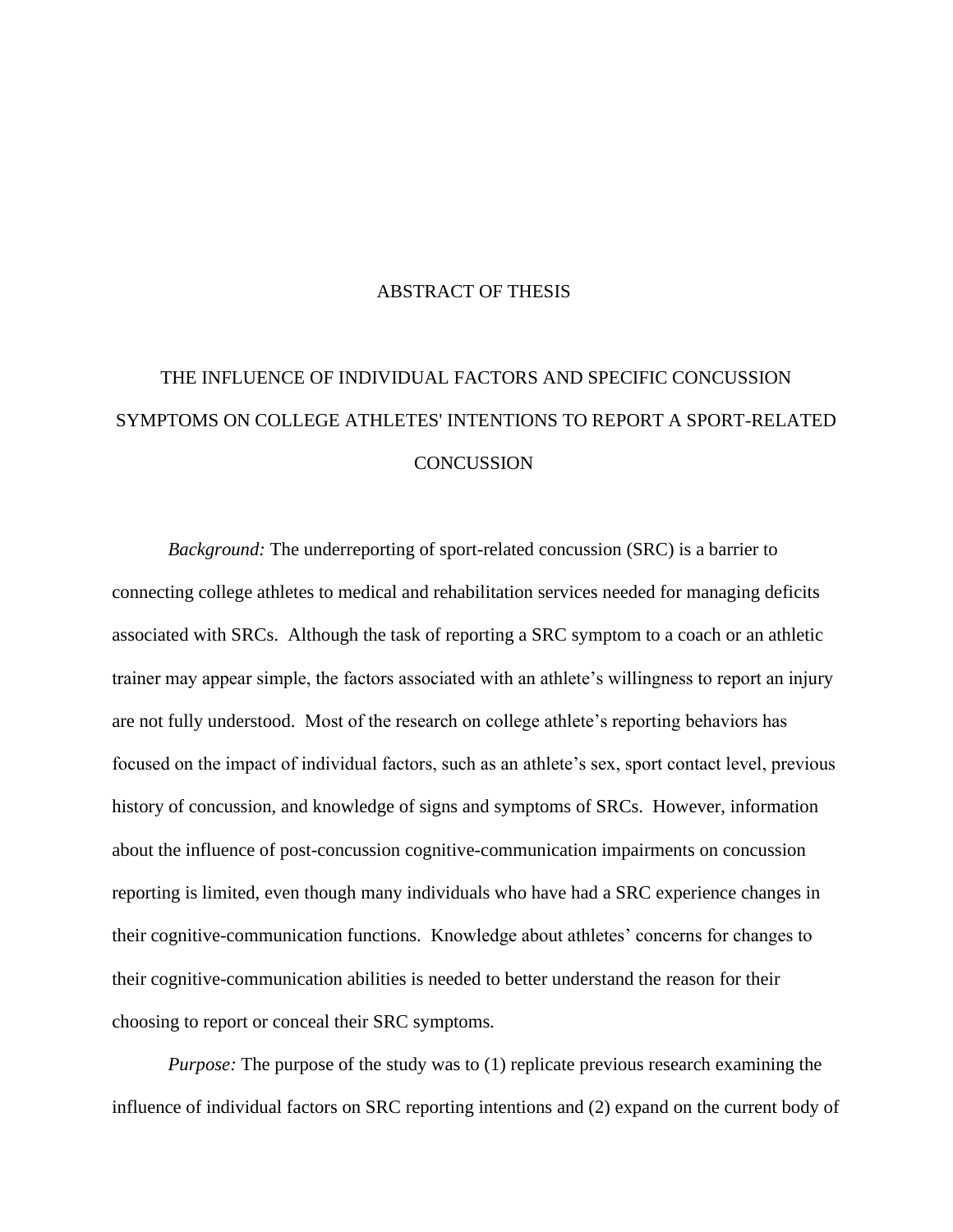# ABSTRACT OF THESIS

## THE INFLUENCE OF INDIVIDUAL FACTORS AND SPECIFIC CONCUSSION SYMPTOMS ON COLLEGE ATHLETES' INTENTIONS TO REPORT A SPORT-RELATED CONCUSSION

*Background:* The underreporting of sport-related concussion (SRC) is a barrier to connecting college athletes to medical and rehabilitation services needed for managing deficits associated with SRCs. Although the task of reporting a SRC symptom to a coach or an athletic trainer may appear simple, the factors associated with an athlete's willingness to report an injury are not fully understood. Most of the research on college athlete's reporting behaviors has focused on the impact of individual factors, such as an athlete's sex, sport contact level, previous history of concussion, and knowledge of signs and symptoms of SRCs. However, information about the influence of post-concussion cognitive-communication impairments on concussion reporting is limited, even though many individuals who have had a SRC experience changes in their cognitive-communication functions. Knowledge about athletes' concerns for changes to their cognitive-communication abilities is needed to better understand the reason for their choosing to report or conceal their SRC symptoms.

*Purpose:* The purpose of the study was to (1) replicate previous research examining the influence of individual factors on SRC reporting intentions and (2) expand on the current body of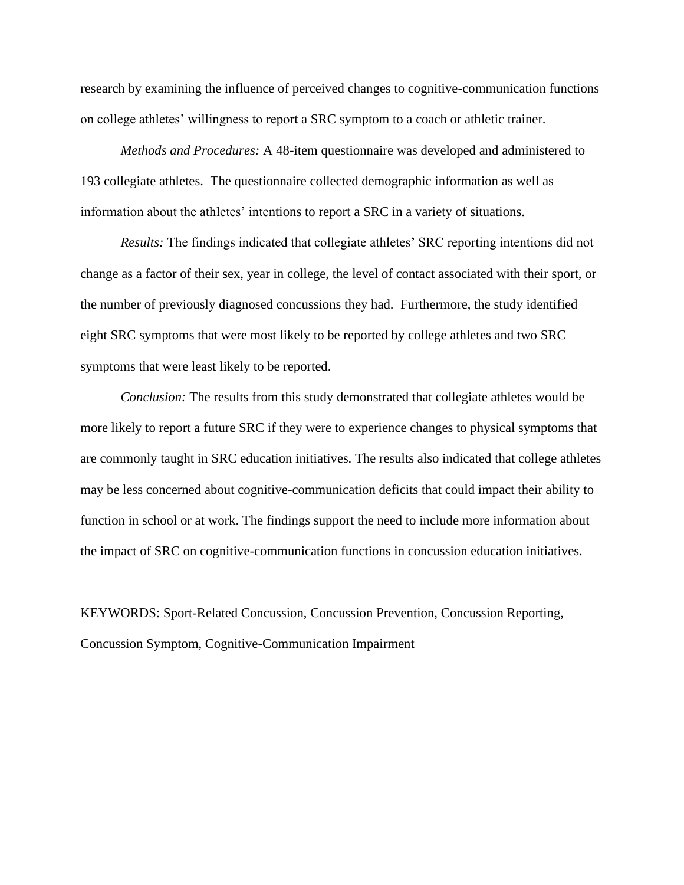research by examining the influence of perceived changes to cognitive-communication functions on college athletes' willingness to report a SRC symptom to a coach or athletic trainer.

*Methods and Procedures:* A 48-item questionnaire was developed and administered to 193 collegiate athletes. The questionnaire collected demographic information as well as information about the athletes' intentions to report a SRC in a variety of situations.

*Results:* The findings indicated that collegiate athletes' SRC reporting intentions did not change as a factor of their sex, year in college, the level of contact associated with their sport, or the number of previously diagnosed concussions they had. Furthermore, the study identified eight SRC symptoms that were most likely to be reported by college athletes and two SRC symptoms that were least likely to be reported.

*Conclusion:* The results from this study demonstrated that collegiate athletes would be more likely to report a future SRC if they were to experience changes to physical symptoms that are commonly taught in SRC education initiatives. The results also indicated that college athletes may be less concerned about cognitive-communication deficits that could impact their ability to function in school or at work. The findings support the need to include more information about the impact of SRC on cognitive-communication functions in concussion education initiatives.

KEYWORDS: Sport-Related Concussion, Concussion Prevention, Concussion Reporting, Concussion Symptom, Cognitive-Communication Impairment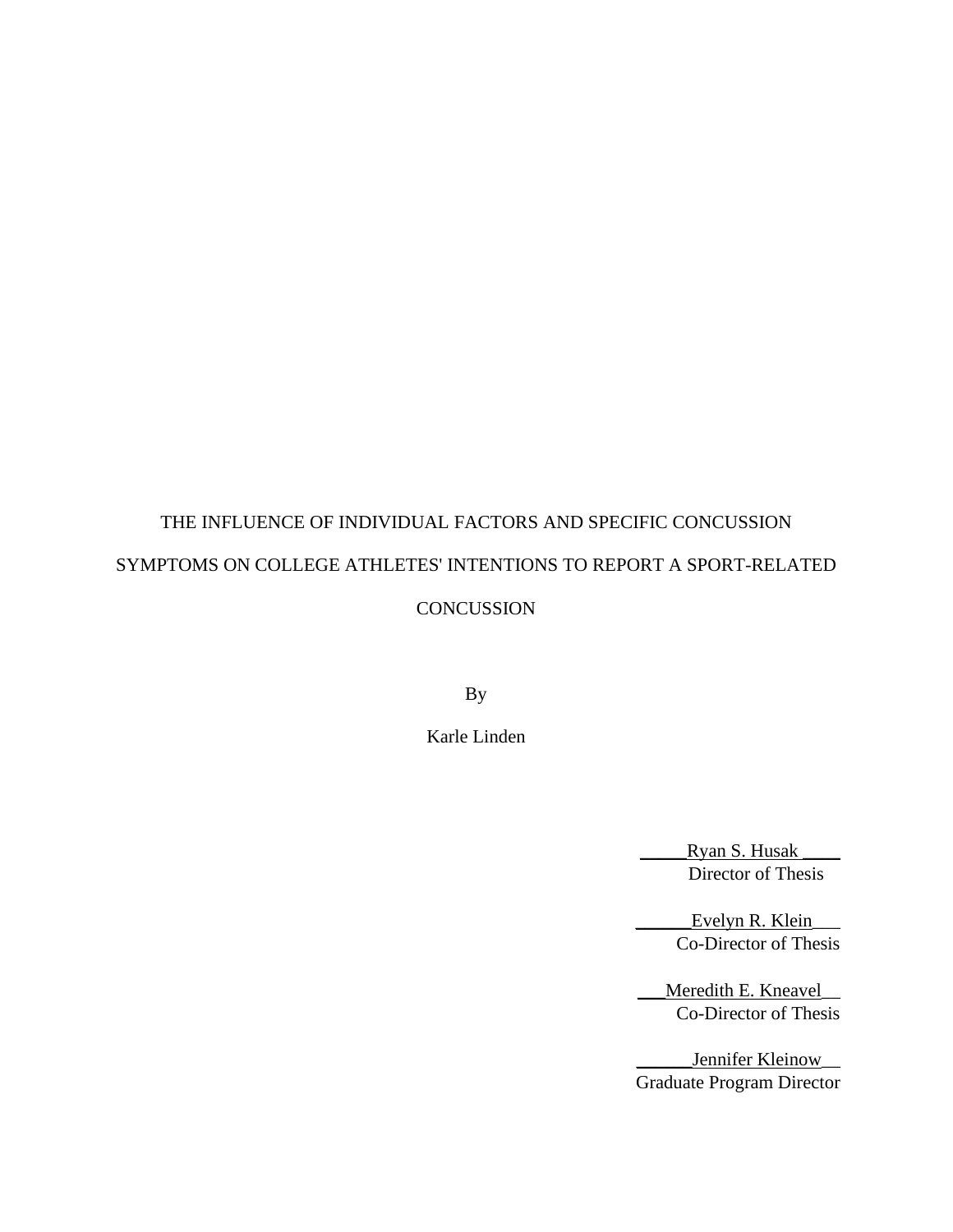THE INFLUENCE OF INDIVIDUAL FACTORS AND SPECIFIC CONCUSSION SYMPTOMS ON COLLEGE ATHLETES' INTENTIONS TO REPORT A SPORT-RELATED CONCUSSION

By

Karle Linden

Ryan S. Husak
Director of Thesis

Evelyn R. Klein
Co-Director of Thesis

Meredith E. Kneavel
Co-Director of Thesis

Jennifer Kleinow
Graduate Program Director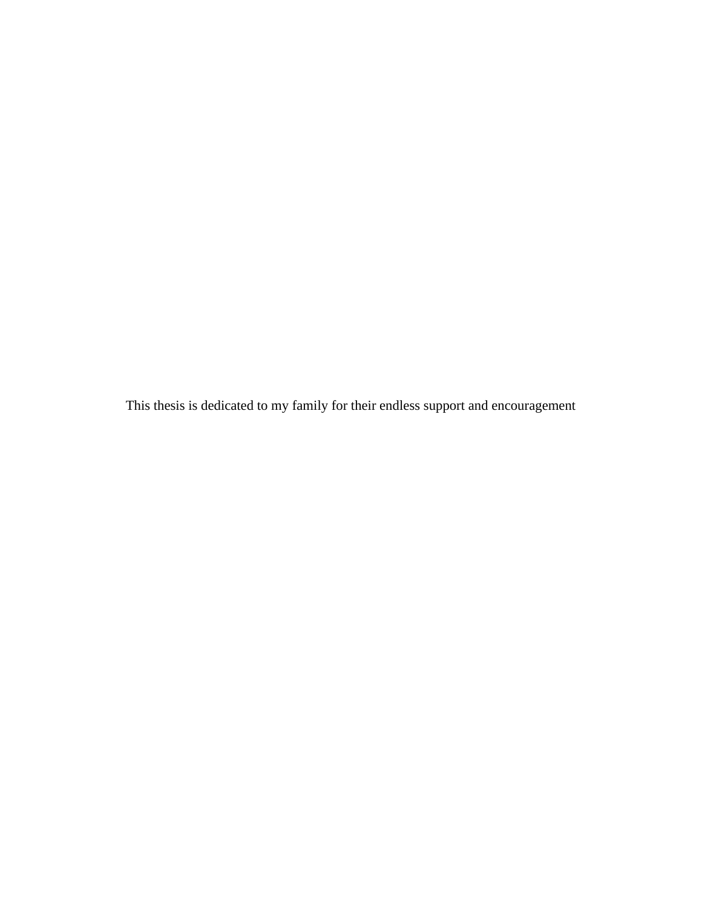This thesis is dedicated to my family for their endless support and encouragement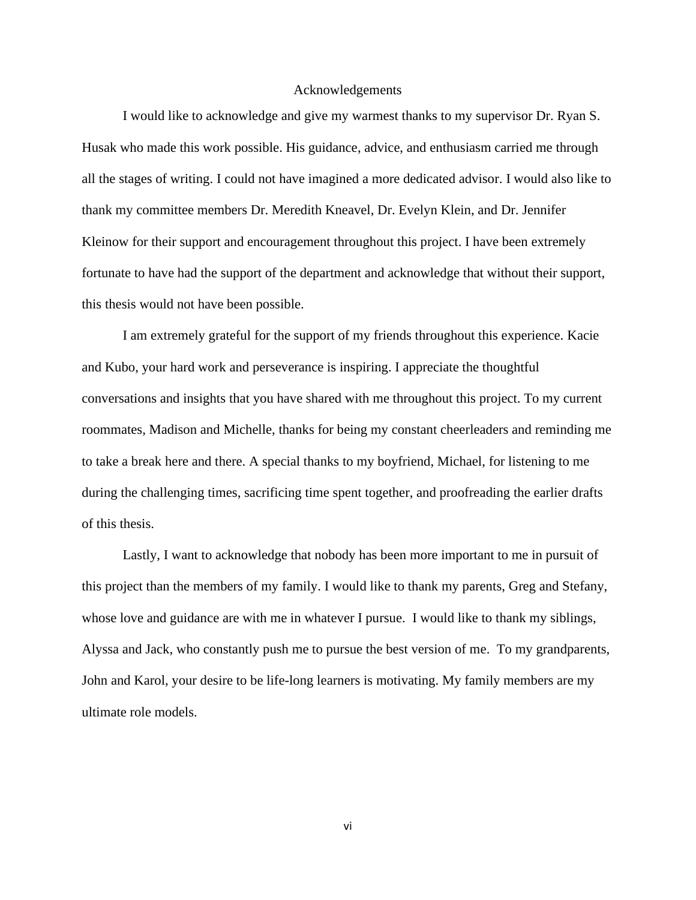# Acknowledgements

I would like to acknowledge and give my warmest thanks to my supervisor Dr. Ryan S. Husak who made this work possible. His guidance, advice, and enthusiasm carried me through all the stages of writing. I could not have imagined a more dedicated advisor. I would also like to thank my committee members Dr. Meredith Kneavel, Dr. Evelyn Klein, and Dr. Jennifer Kleinow for their support and encouragement throughout this project. I have been extremely fortunate to have had the support of the department and acknowledge that without their support, this thesis would not have been possible.

I am extremely grateful for the support of my friends throughout this experience. Kacie and Kubo, your hard work and perseverance is inspiring. I appreciate the thoughtful conversations and insights that you have shared with me throughout this project. To my current roommates, Madison and Michelle, thanks for being my constant cheerleaders and reminding me to take a break here and there. A special thanks to my boyfriend, Michael, for listening to me during the challenging times, sacrificing time spent together, and proofreading the earlier drafts of this thesis.

Lastly, I want to acknowledge that nobody has been more important to me in pursuit of this project than the members of my family. I would like to thank my parents, Greg and Stefany, whose love and guidance are with me in whatever I pursue. I would like to thank my siblings, Alyssa and Jack, who constantly push me to pursue the best version of me. To my grandparents, John and Karol, your desire to be life-long learners is motivating. My family members are my ultimate role models.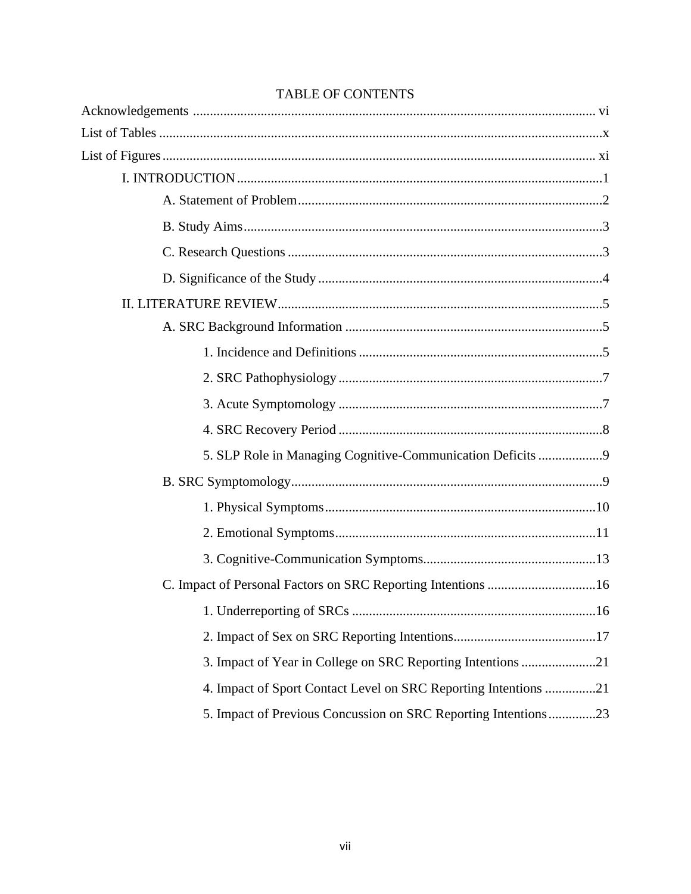# TABLE OF CONTENTS

Acknowledgements ........................................................................................................ vi

List of Tables ..................................................................................................................x

List of Figures ................................................................................................................ xi

- I. INTRODUCTION ..........................................................................................1
  - A. Statement of Problem .........................................................................2
  - B. Study Aims .........................................................................................3
  - C. Research Questions ............................................................................3
  - D. Significance of the Study ...................................................................4
- II. LITERATURE REVIEW ...............................................................................5
  - A. SRC Background Information ...........................................................5
    - 1. Incidence and Definitions .......................................................5
    - 2. SRC Pathophysiology .............................................................7
    - 3. Acute Symptomology .............................................................7
    - 4. SRC Recovery Period .............................................................8
    - 5. SLP Role in Managing Cognitive-Communication Deficits ...................9
  - B. SRC Symptomology ...........................................................................9
    - 1. Physical Symptoms ...............................................................10
    - 2. Emotional Symptoms ............................................................11
    - 3. Cognitive-Communication Symptoms ..................................................13
  - C. Impact of Personal Factors on SRC Reporting Intentions ................................16
    - 1. Underreporting of SRCs .......................................................16
    - 2. Impact of Sex on SRC Reporting Intentions ..........................................17
    - 3. Impact of Year in College on SRC Reporting Intentions ......................21
    - 4. Impact of Sport Contact Level on SRC Reporting Intentions ...............21
    - 5. Impact of Previous Concussion on SRC Reporting Intentions ..............23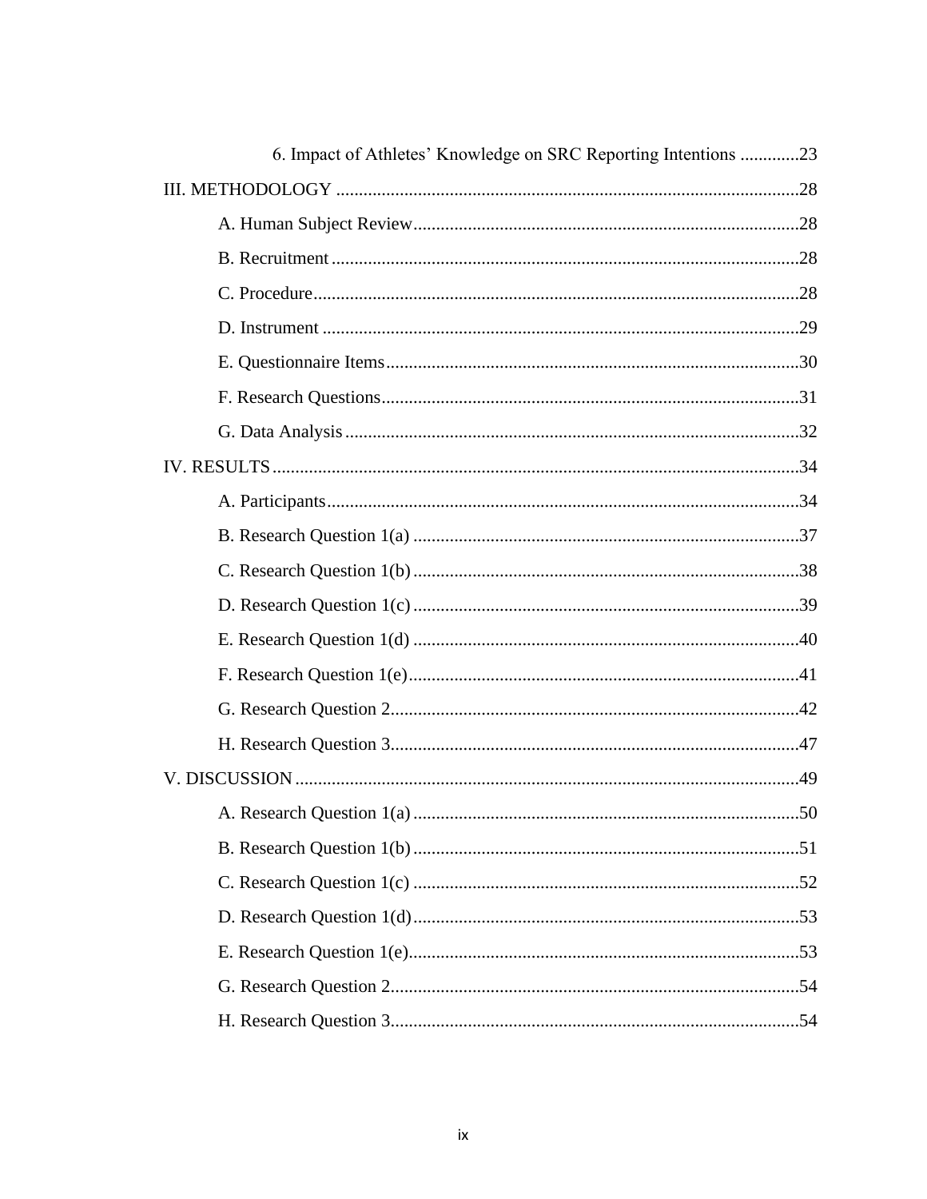6. Impact of Athletes' Knowledge on SRC Reporting Intentions .............23

III. METHODOLOGY .....................................................................................................28

A. Human Subject Review....................................................................................28

B. Recruitment ......................................................................................................28

C. Procedure..........................................................................................................28

D. Instrument ........................................................................................................29

E. Questionnaire Items...........................................................................................30

F. Research Questions............................................................................................31

G. Data Analysis ...................................................................................................32

IV. RESULTS...................................................................................................................34

A. Participants.......................................................................................................34

B. Research Question 1(a) ....................................................................................37

C. Research Question 1(b) ....................................................................................38

D. Research Question 1(c) ....................................................................................39

E. Research Question 1(d) ....................................................................................40

F. Research Question 1(e).....................................................................................41

G. Research Question 2.........................................................................................42

H. Research Question 3.........................................................................................47

V. DISCUSSION ..............................................................................................................49

A. Research Question 1(a) ....................................................................................50

B. Research Question 1(b) ....................................................................................51

C. Research Question 1(c) ....................................................................................52

D. Research Question 1(d)....................................................................................53

E. Research Question 1(e).....................................................................................53

G. Research Question 2.........................................................................................54

H. Research Question 3.........................................................................................54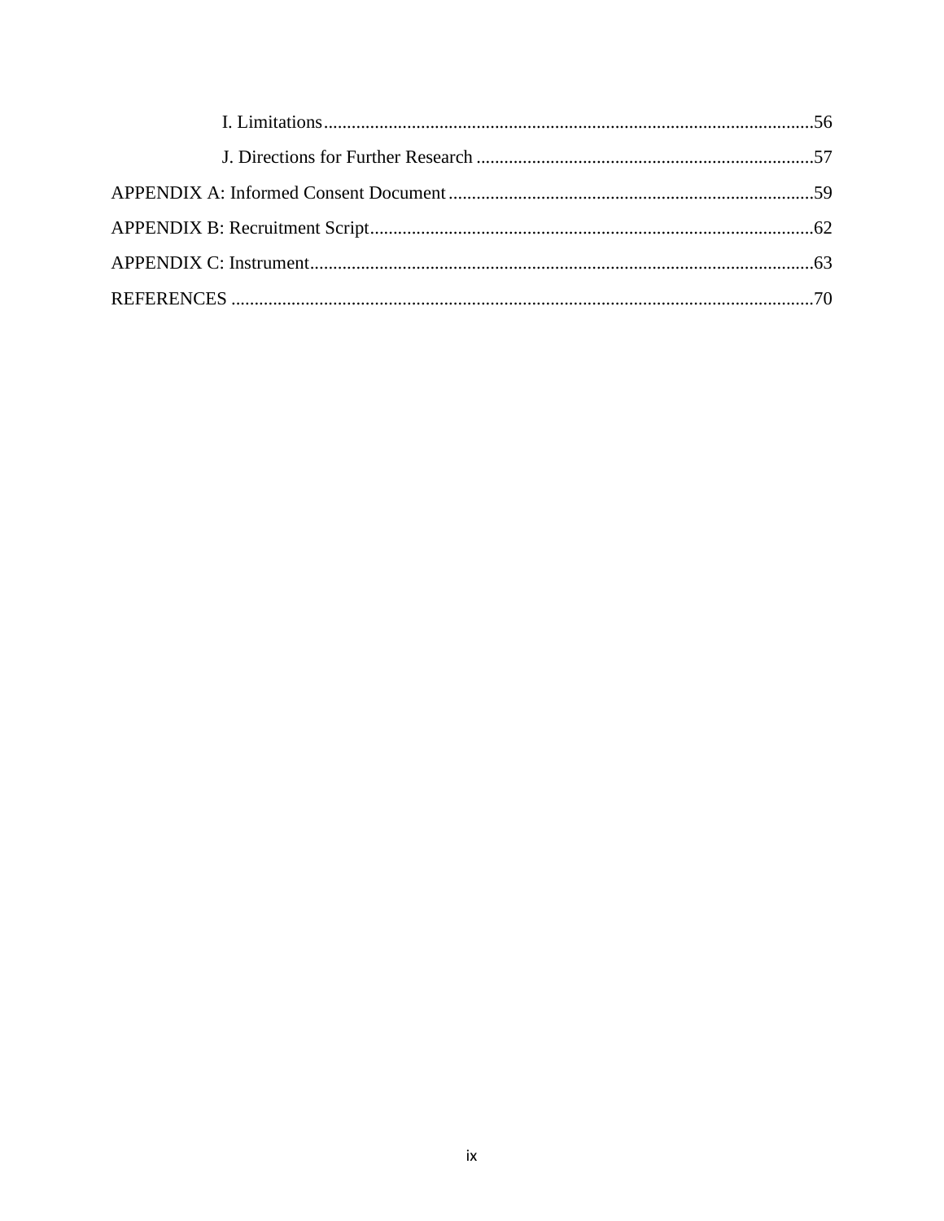I. Limitations ........................................................................................................56

J. Directions for Further Research ........................................................................57

APPENDIX A: Informed Consent Document ..............................................................................59

APPENDIX B: Recruitment Script ...............................................................................................62

APPENDIX C: Instrument ............................................................................................................63

REFERENCES .............................................................................................................................70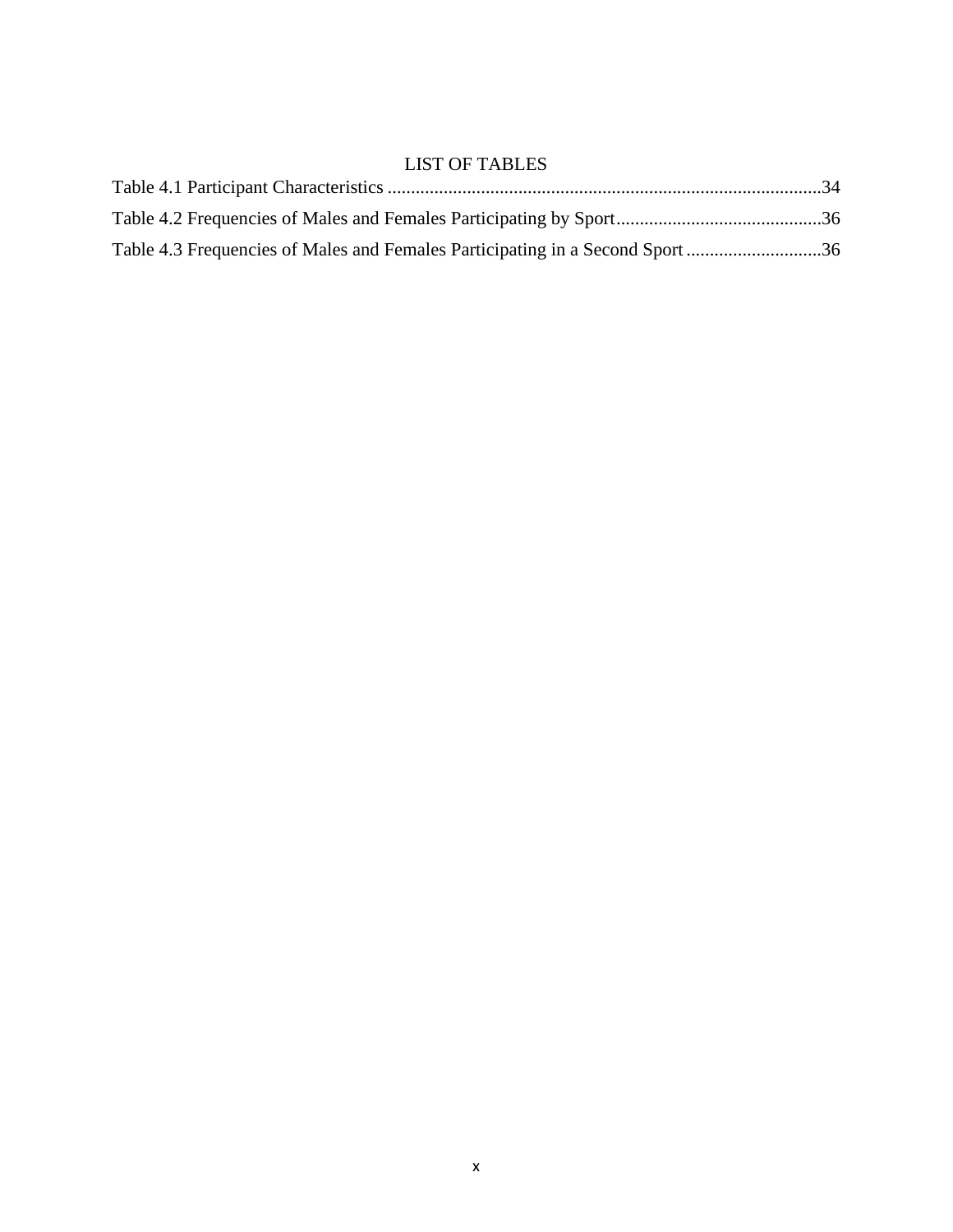# LIST OF TABLES

Table 4.1 Participant Characteristics ............................................................................................34

Table 4.2 Frequencies of Males and Females Participating by Sport............................................36

Table 4.3 Frequencies of Males and Females Participating in a Second Sport .............................36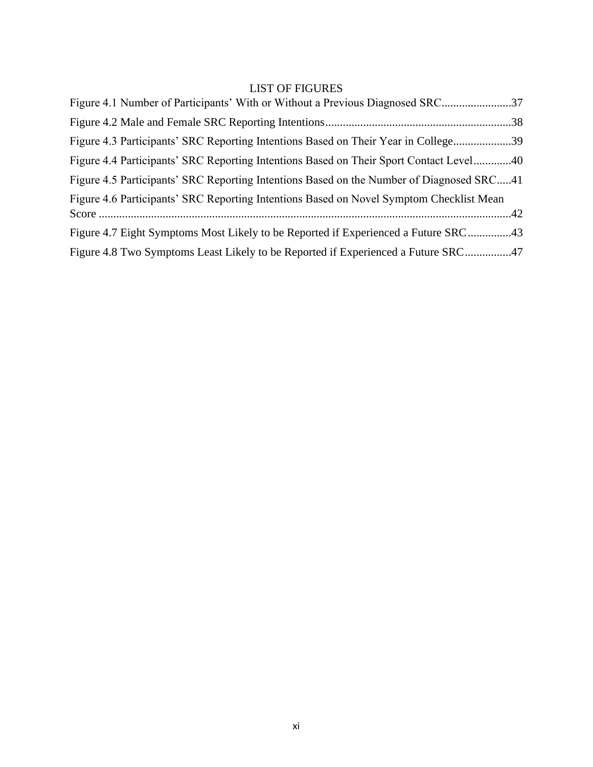# LIST OF FIGURES

Figure 4.1 Number of Participants' With or Without a Previous Diagnosed SRC........................37

Figure 4.2 Male and Female SRC Reporting Intentions...............................................................38

Figure 4.3 Participants' SRC Reporting Intentions Based on Their Year in College....................39

Figure 4.4 Participants' SRC Reporting Intentions Based on Their Sport Contact Level.............40

Figure 4.5 Participants' SRC Reporting Intentions Based on the Number of Diagnosed SRC.....41

Figure 4.6 Participants' SRC Reporting Intentions Based on Novel Symptom Checklist Mean Score ............................................................................................................................................42

Figure 4.7 Eight Symptoms Most Likely to be Reported if Experienced a Future SRC...............43

Figure 4.8 Two Symptoms Least Likely to be Reported if Experienced a Future SRC................47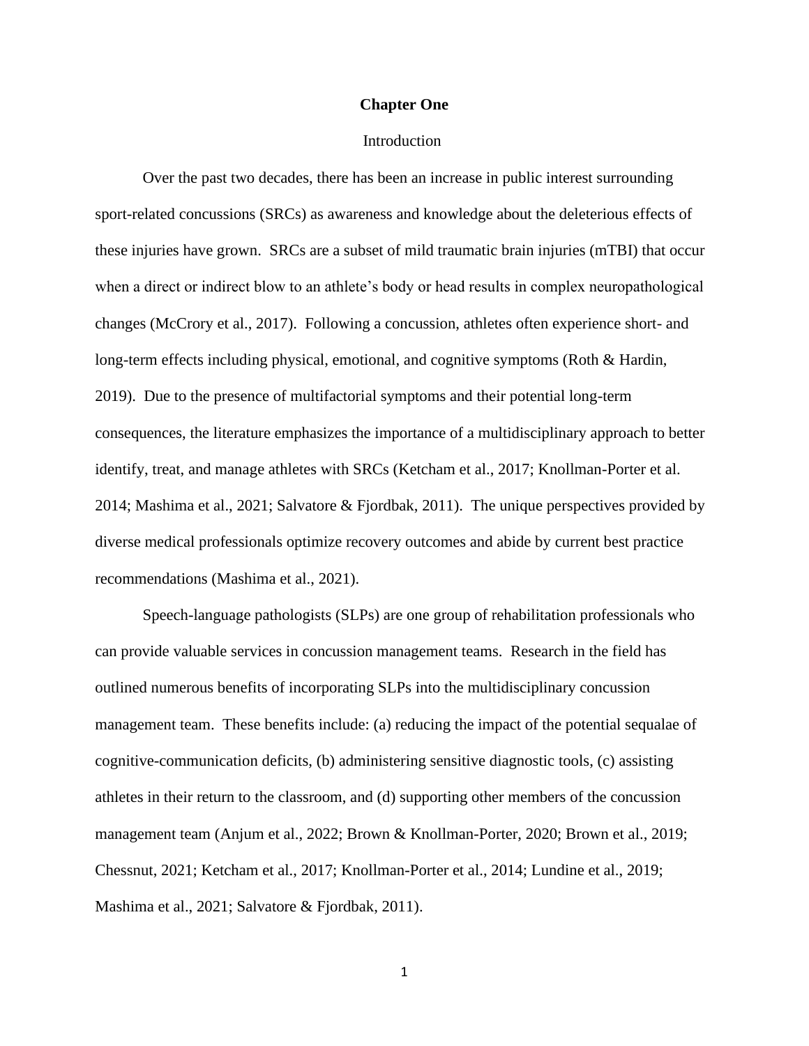# Chapter One

## Introduction

Over the past two decades, there has been an increase in public interest surrounding sport-related concussions (SRCs) as awareness and knowledge about the deleterious effects of these injuries have grown. SRCs are a subset of mild traumatic brain injuries (mTBI) that occur when a direct or indirect blow to an athlete's body or head results in complex neuropathological changes (McCrory et al., 2017). Following a concussion, athletes often experience short- and long-term effects including physical, emotional, and cognitive symptoms (Roth & Hardin, 2019). Due to the presence of multifactorial symptoms and their potential long-term consequences, the literature emphasizes the importance of a multidisciplinary approach to better identify, treat, and manage athletes with SRCs (Ketcham et al., 2017; Knollman-Porter et al. 2014; Mashima et al., 2021; Salvatore & Fjordbak, 2011). The unique perspectives provided by diverse medical professionals optimize recovery outcomes and abide by current best practice recommendations (Mashima et al., 2021).

Speech-language pathologists (SLPs) are one group of rehabilitation professionals who can provide valuable services in concussion management teams. Research in the field has outlined numerous benefits of incorporating SLPs into the multidisciplinary concussion management team. These benefits include: (a) reducing the impact of the potential sequalae of cognitive-communication deficits, (b) administering sensitive diagnostic tools, (c) assisting athletes in their return to the classroom, and (d) supporting other members of the concussion management team (Anjum et al., 2022; Brown & Knollman-Porter, 2020; Brown et al., 2019; Chessnut, 2021; Ketcham et al., 2017; Knollman-Porter et al., 2014; Lundine et al., 2019; Mashima et al., 2021; Salvatore & Fjordbak, 2011).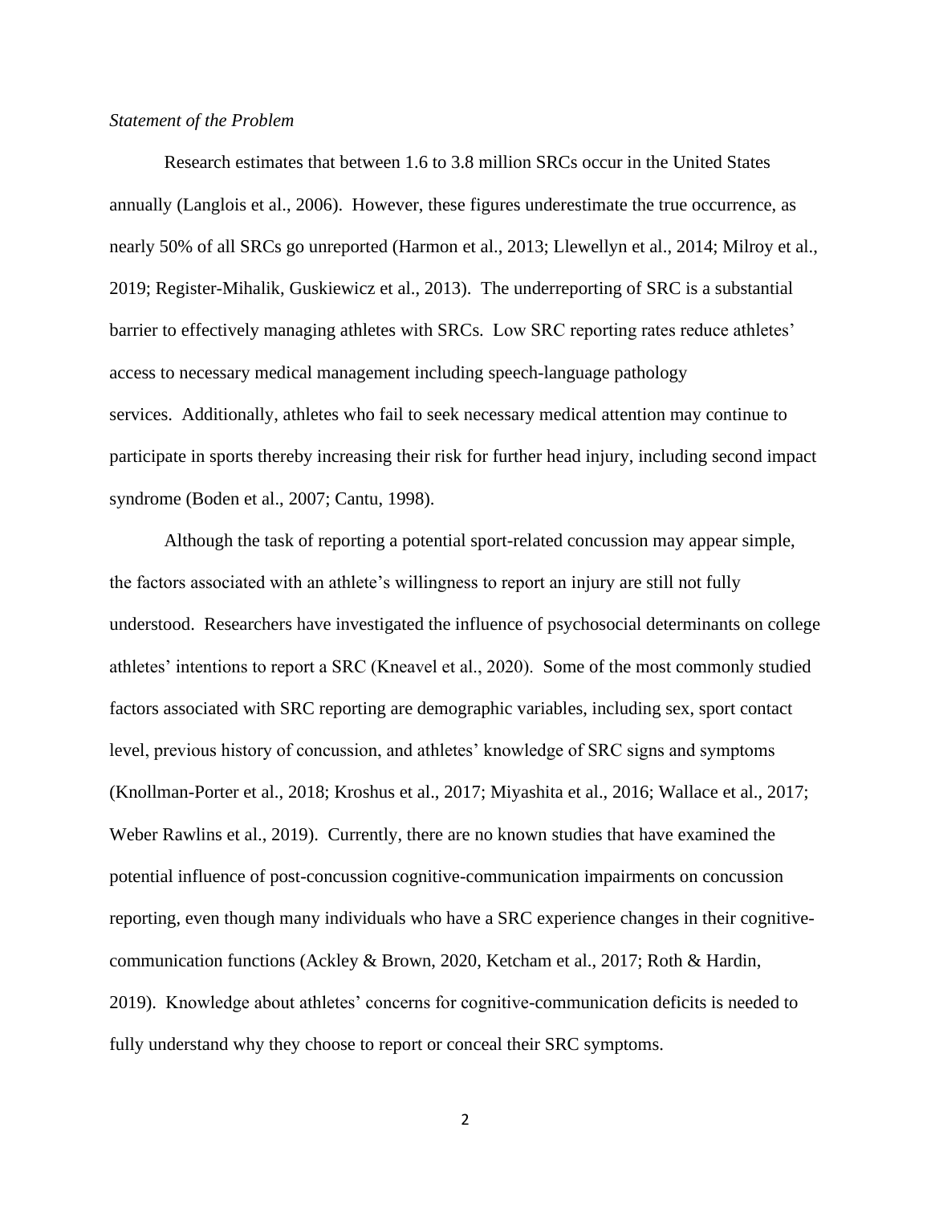*Statement of the Problem*

Research estimates that between 1.6 to 3.8 million SRCs occur in the United States annually (Langlois et al., 2006). However, these figures underestimate the true occurrence, as nearly 50% of all SRCs go unreported (Harmon et al., 2013; Llewellyn et al., 2014; Milroy et al., 2019; Register-Mihalik, Guskiewicz et al., 2013). The underreporting of SRC is a substantial barrier to effectively managing athletes with SRCs. Low SRC reporting rates reduce athletes' access to necessary medical management including speech-language pathology services. Additionally, athletes who fail to seek necessary medical attention may continue to participate in sports thereby increasing their risk for further head injury, including second impact syndrome (Boden et al., 2007; Cantu, 1998).

Although the task of reporting a potential sport-related concussion may appear simple, the factors associated with an athlete's willingness to report an injury are still not fully understood. Researchers have investigated the influence of psychosocial determinants on college athletes' intentions to report a SRC (Kneavel et al., 2020). Some of the most commonly studied factors associated with SRC reporting are demographic variables, including sex, sport contact level, previous history of concussion, and athletes' knowledge of SRC signs and symptoms (Knollman-Porter et al., 2018; Kroshus et al., 2017; Miyashita et al., 2016; Wallace et al., 2017; Weber Rawlins et al., 2019). Currently, there are no known studies that have examined the potential influence of post-concussion cognitive-communication impairments on concussion reporting, even though many individuals who have a SRC experience changes in their cognitive-communication functions (Ackley & Brown, 2020, Ketcham et al., 2017; Roth & Hardin, 2019). Knowledge about athletes' concerns for cognitive-communication deficits is needed to fully understand why they choose to report or conceal their SRC symptoms.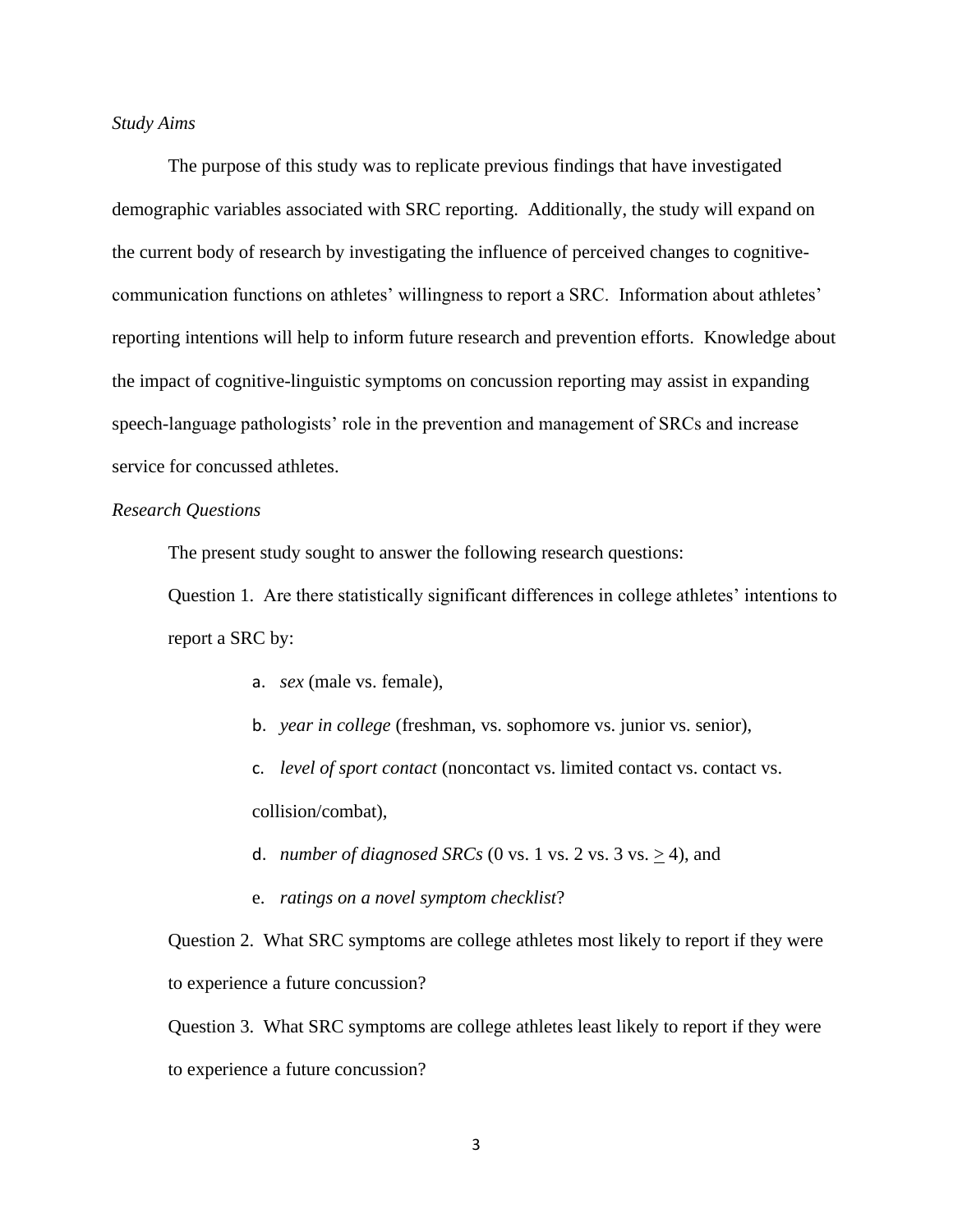*Study Aims*

The purpose of this study was to replicate previous findings that have investigated demographic variables associated with SRC reporting. Additionally, the study will expand on the current body of research by investigating the influence of perceived changes to cognitive-communication functions on athletes' willingness to report a SRC. Information about athletes' reporting intentions will help to inform future research and prevention efforts. Knowledge about the impact of cognitive-linguistic symptoms on concussion reporting may assist in expanding speech-language pathologists' role in the prevention and management of SRCs and increase service for concussed athletes.

*Research Questions*

The present study sought to answer the following research questions:

Question 1. Are there statistically significant differences in college athletes' intentions to report a SRC by:

a. *sex* (male vs. female),
b. *year in college* (freshman, vs. sophomore vs. junior vs. senior),
c. *level of sport contact* (noncontact vs. limited contact vs. contact vs. collision/combat),
d. *number of diagnosed SRCs* (0 vs. 1 vs. 2 vs. 3 vs. $\geq$ 4), and
e. *ratings on a novel symptom checklist*?

Question 2. What SRC symptoms are college athletes most likely to report if they were to experience a future concussion?

Question 3. What SRC symptoms are college athletes least likely to report if they were to experience a future concussion?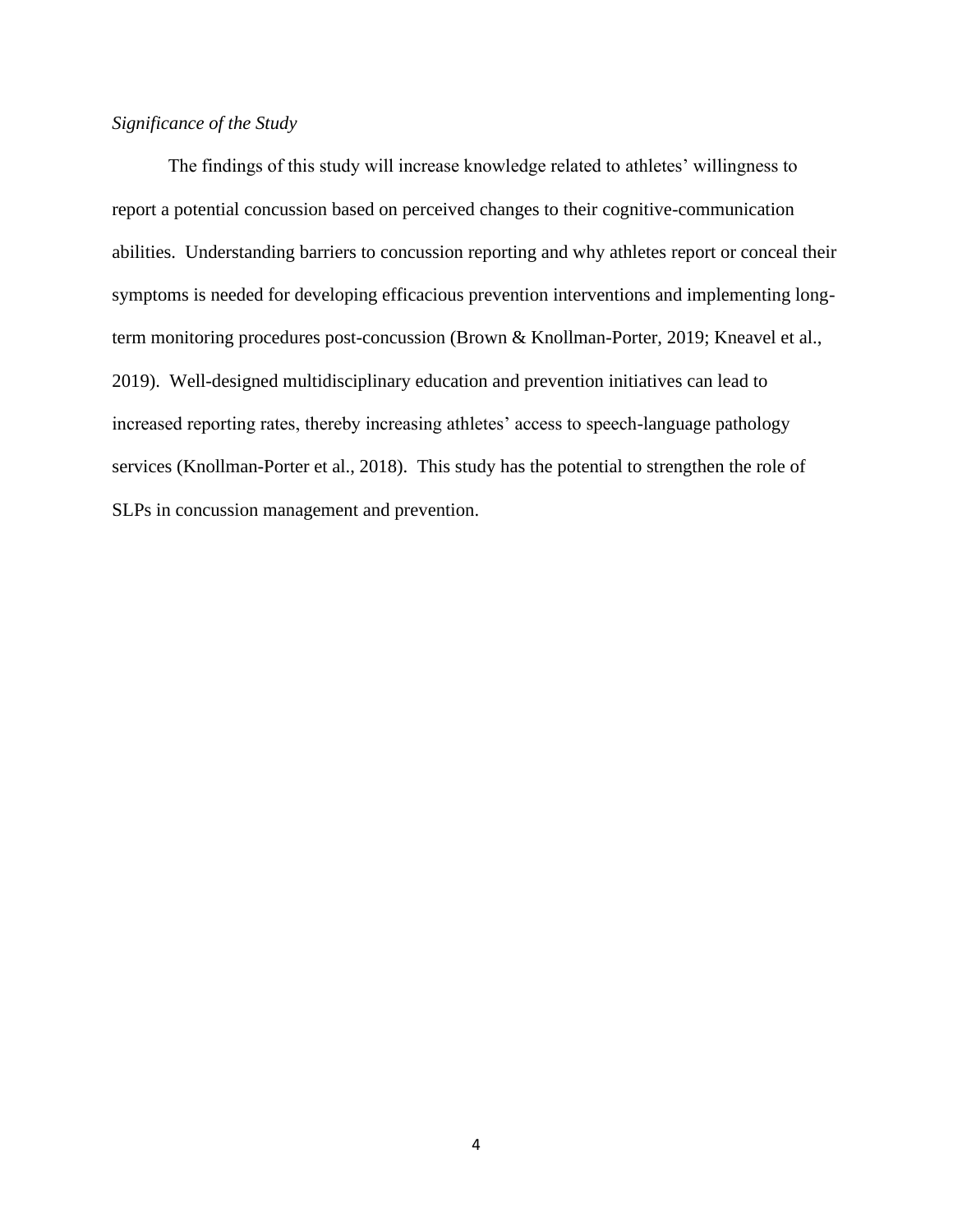*Significance of the Study*

The findings of this study will increase knowledge related to athletes' willingness to report a potential concussion based on perceived changes to their cognitive-communication abilities. Understanding barriers to concussion reporting and why athletes report or conceal their symptoms is needed for developing efficacious prevention interventions and implementing long-term monitoring procedures post-concussion (Brown & Knollman-Porter, 2019; Kneavel et al., 2019). Well-designed multidisciplinary education and prevention initiatives can lead to increased reporting rates, thereby increasing athletes' access to speech-language pathology services (Knollman-Porter et al., 2018). This study has the potential to strengthen the role of SLPs in concussion management and prevention.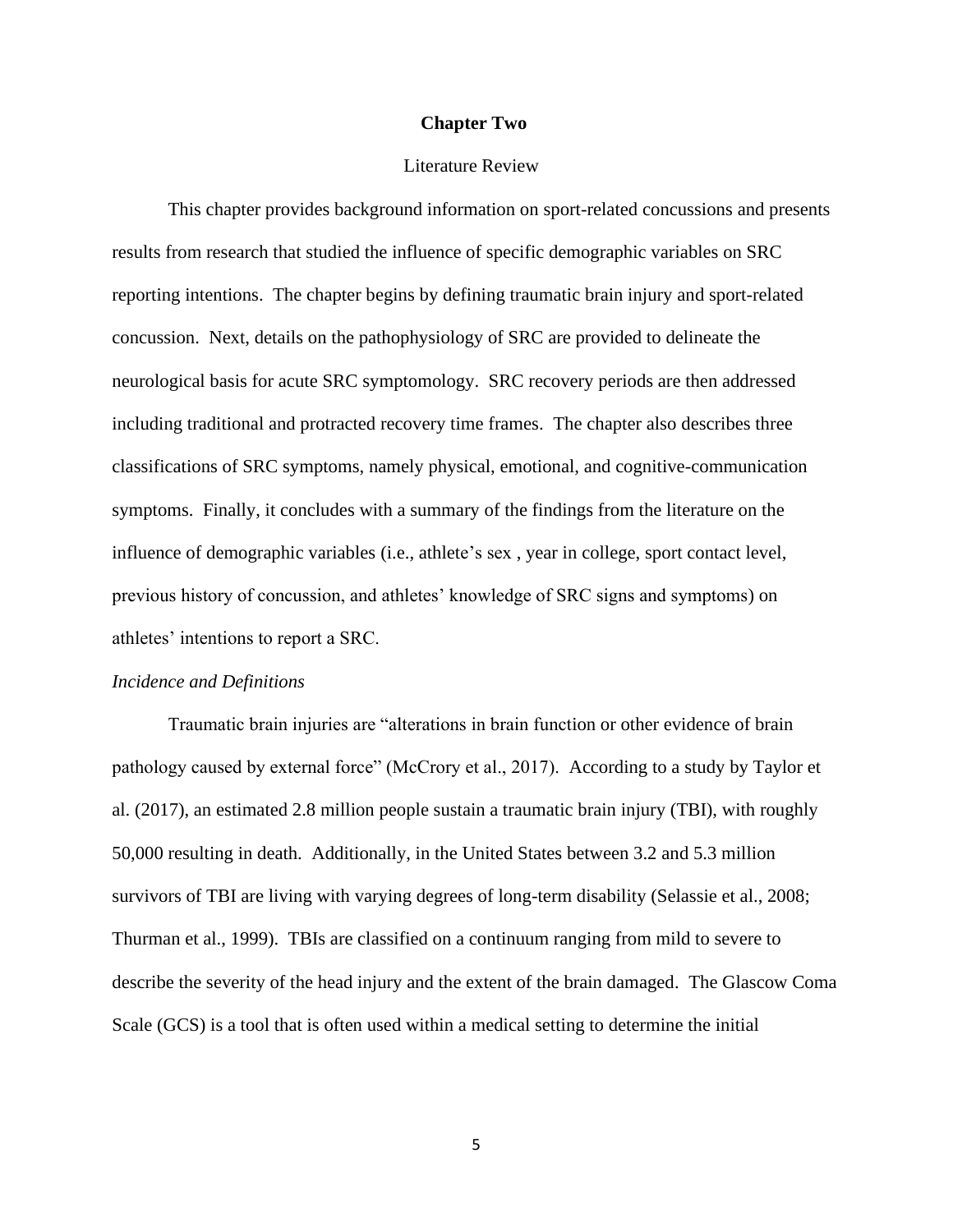# Chapter Two

## Literature Review

This chapter provides background information on sport-related concussions and presents results from research that studied the influence of specific demographic variables on SRC reporting intentions. The chapter begins by defining traumatic brain injury and sport-related concussion. Next, details on the pathophysiology of SRC are provided to delineate the neurological basis for acute SRC symptomology. SRC recovery periods are then addressed including traditional and protracted recovery time frames. The chapter also describes three classifications of SRC symptoms, namely physical, emotional, and cognitive-communication symptoms. Finally, it concludes with a summary of the findings from the literature on the influence of demographic variables (i.e., athlete's sex , year in college, sport contact level, previous history of concussion, and athletes' knowledge of SRC signs and symptoms) on athletes' intentions to report a SRC.

### *Incidence and Definitions*

Traumatic brain injuries are "alterations in brain function or other evidence of brain pathology caused by external force" (McCrory et al., 2017). According to a study by Taylor et al. (2017), an estimated 2.8 million people sustain a traumatic brain injury (TBI), with roughly 50,000 resulting in death. Additionally, in the United States between 3.2 and 5.3 million survivors of TBI are living with varying degrees of long-term disability (Selassie et al., 2008; Thurman et al., 1999). TBIs are classified on a continuum ranging from mild to severe to describe the severity of the head injury and the extent of the brain damaged. The Glasgow Coma Scale (GCS) is a tool that is often used within a medical setting to determine the initial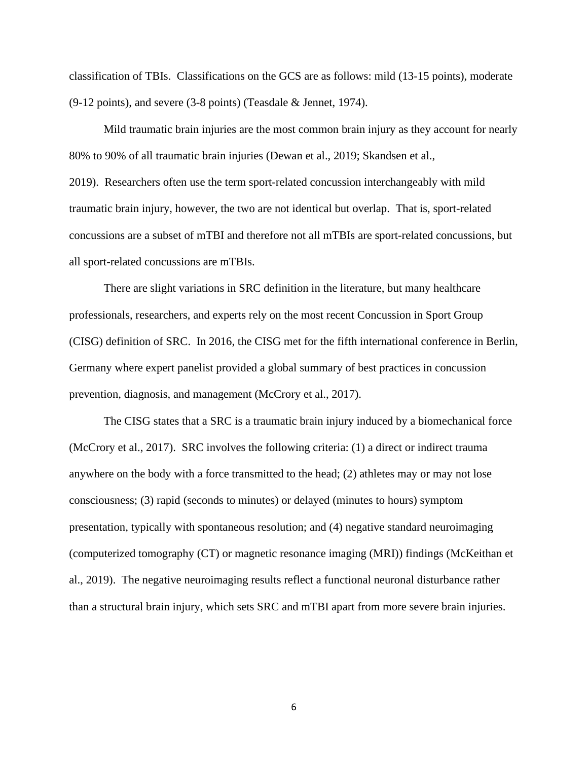classification of TBIs. Classifications on the GCS are as follows: mild (13-15 points), moderate (9-12 points), and severe (3-8 points) (Teasdale & Jennet, 1974).

Mild traumatic brain injuries are the most common brain injury as they account for nearly 80% to 90% of all traumatic brain injuries (Dewan et al., 2019; Skandsen et al., 2019). Researchers often use the term sport-related concussion interchangeably with mild traumatic brain injury, however, the two are not identical but overlap. That is, sport-related concussions are a subset of mTBI and therefore not all mTBIs are sport-related concussions, but all sport-related concussions are mTBIs.

There are slight variations in SRC definition in the literature, but many healthcare professionals, researchers, and experts rely on the most recent Concussion in Sport Group (CISG) definition of SRC. In 2016, the CISG met for the fifth international conference in Berlin, Germany where expert panelist provided a global summary of best practices in concussion prevention, diagnosis, and management (McCrory et al., 2017).

The CISG states that a SRC is a traumatic brain injury induced by a biomechanical force (McCrory et al., 2017). SRC involves the following criteria: (1) a direct or indirect trauma anywhere on the body with a force transmitted to the head; (2) athletes may or may not lose consciousness; (3) rapid (seconds to minutes) or delayed (minutes to hours) symptom presentation, typically with spontaneous resolution; and (4) negative standard neuroimaging (computerized tomography (CT) or magnetic resonance imaging (MRI)) findings (McKeithan et al., 2019). The negative neuroimaging results reflect a functional neuronal disturbance rather than a structural brain injury, which sets SRC and mTBI apart from more severe brain injuries.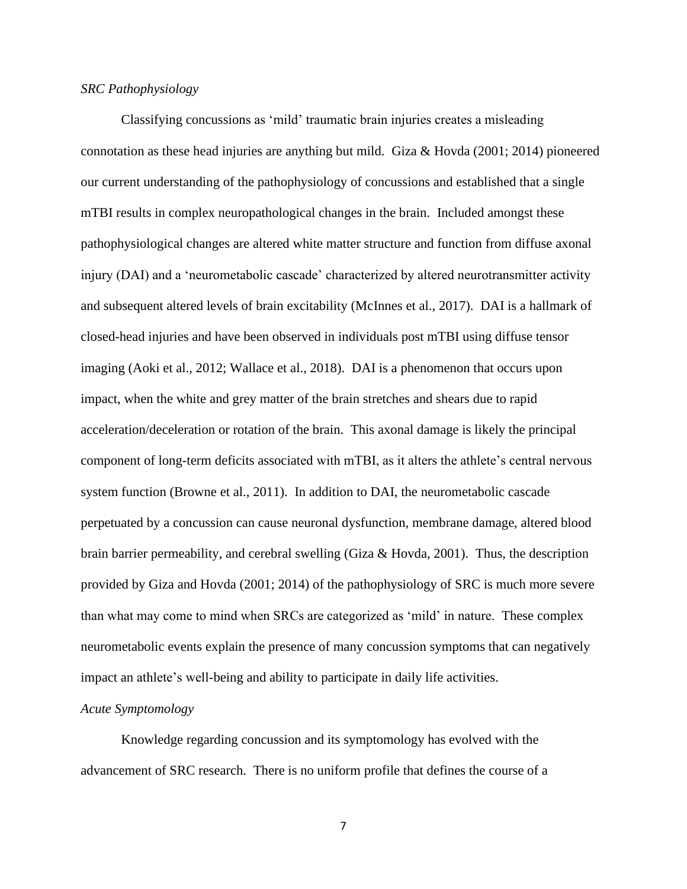*SRC Pathophysiology*

Classifying concussions as 'mild' traumatic brain injuries creates a misleading connotation as these head injuries are anything but mild. Giza & Hovda (2001; 2014) pioneered our current understanding of the pathophysiology of concussions and established that a single mTBI results in complex neuropathological changes in the brain. Included amongst these pathophysiological changes are altered white matter structure and function from diffuse axonal injury (DAI) and a 'neurometabolic cascade' characterized by altered neurotransmitter activity and subsequent altered levels of brain excitability (McInnes et al., 2017). DAI is a hallmark of closed-head injuries and have been observed in individuals post mTBI using diffuse tensor imaging (Aoki et al., 2012; Wallace et al., 2018). DAI is a phenomenon that occurs upon impact, when the white and grey matter of the brain stretches and shears due to rapid acceleration/deceleration or rotation of the brain. This axonal damage is likely the principal component of long-term deficits associated with mTBI, as it alters the athlete's central nervous system function (Browne et al., 2011). In addition to DAI, the neurometabolic cascade perpetuated by a concussion can cause neuronal dysfunction, membrane damage, altered blood brain barrier permeability, and cerebral swelling (Giza & Hovda, 2001). Thus, the description provided by Giza and Hovda (2001; 2014) of the pathophysiology of SRC is much more severe than what may come to mind when SRCs are categorized as 'mild' in nature. These complex neurometabolic events explain the presence of many concussion symptoms that can negatively impact an athlete's well-being and ability to participate in daily life activities.

*Acute Symptomology*

Knowledge regarding concussion and its symptomology has evolved with the advancement of SRC research. There is no uniform profile that defines the course of a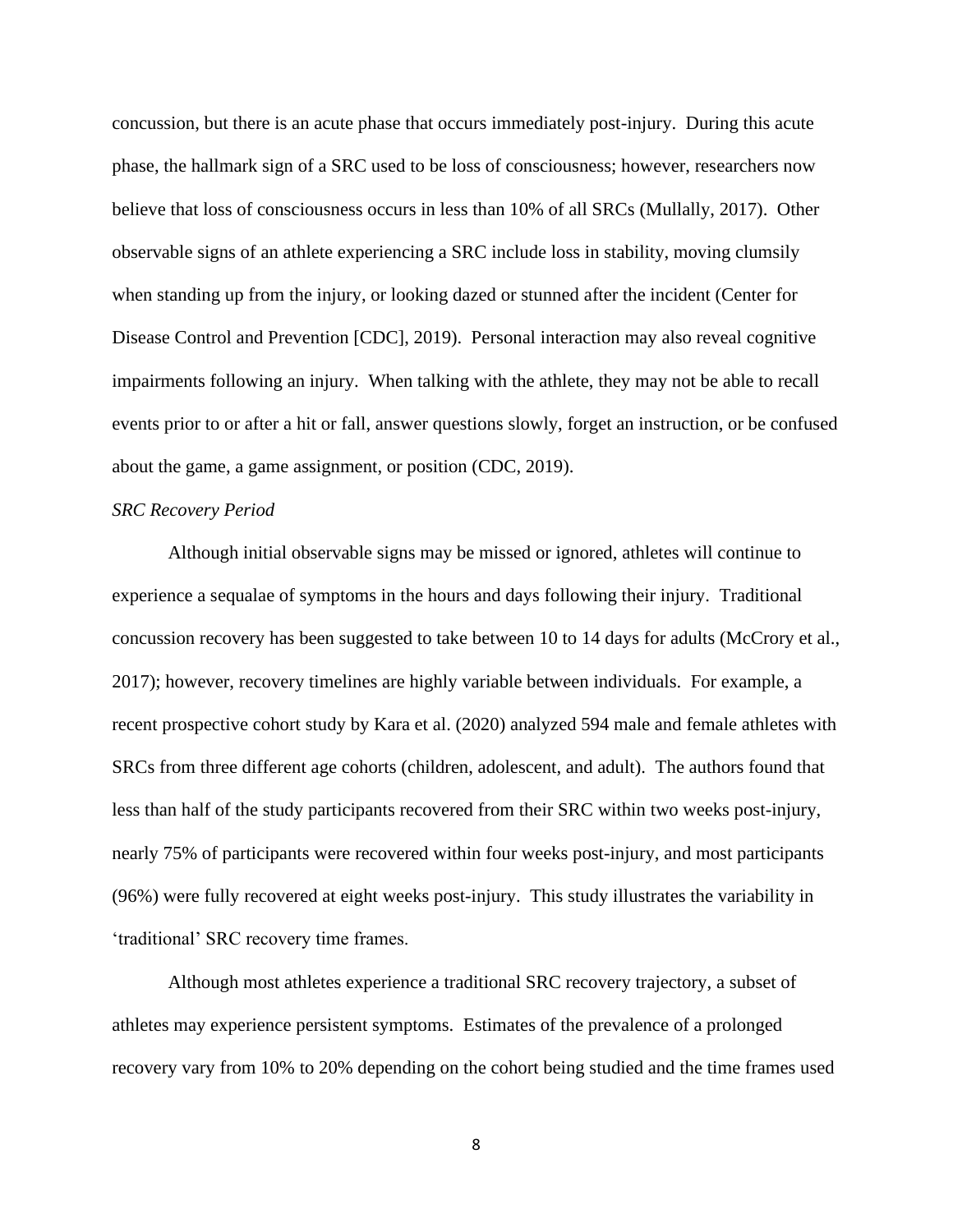concussion, but there is an acute phase that occurs immediately post-injury. During this acute phase, the hallmark sign of a SRC used to be loss of consciousness; however, researchers now believe that loss of consciousness occurs in less than 10% of all SRCs (Mullally, 2017). Other observable signs of an athlete experiencing a SRC include loss in stability, moving clumsily when standing up from the injury, or looking dazed or stunned after the incident (Center for Disease Control and Prevention [CDC], 2019). Personal interaction may also reveal cognitive impairments following an injury. When talking with the athlete, they may not be able to recall events prior to or after a hit or fall, answer questions slowly, forget an instruction, or be confused about the game, a game assignment, or position (CDC, 2019).

*SRC Recovery Period*

Although initial observable signs may be missed or ignored, athletes will continue to experience a sequalae of symptoms in the hours and days following their injury. Traditional concussion recovery has been suggested to take between 10 to 14 days for adults (McCrory et al., 2017); however, recovery timelines are highly variable between individuals. For example, a recent prospective cohort study by Kara et al. (2020) analyzed 594 male and female athletes with SRCs from three different age cohorts (children, adolescent, and adult). The authors found that less than half of the study participants recovered from their SRC within two weeks post-injury, nearly 75% of participants were recovered within four weeks post-injury, and most participants (96%) were fully recovered at eight weeks post-injury. This study illustrates the variability in 'traditional' SRC recovery time frames.

Although most athletes experience a traditional SRC recovery trajectory, a subset of athletes may experience persistent symptoms. Estimates of the prevalence of a prolonged recovery vary from 10% to 20% depending on the cohort being studied and the time frames used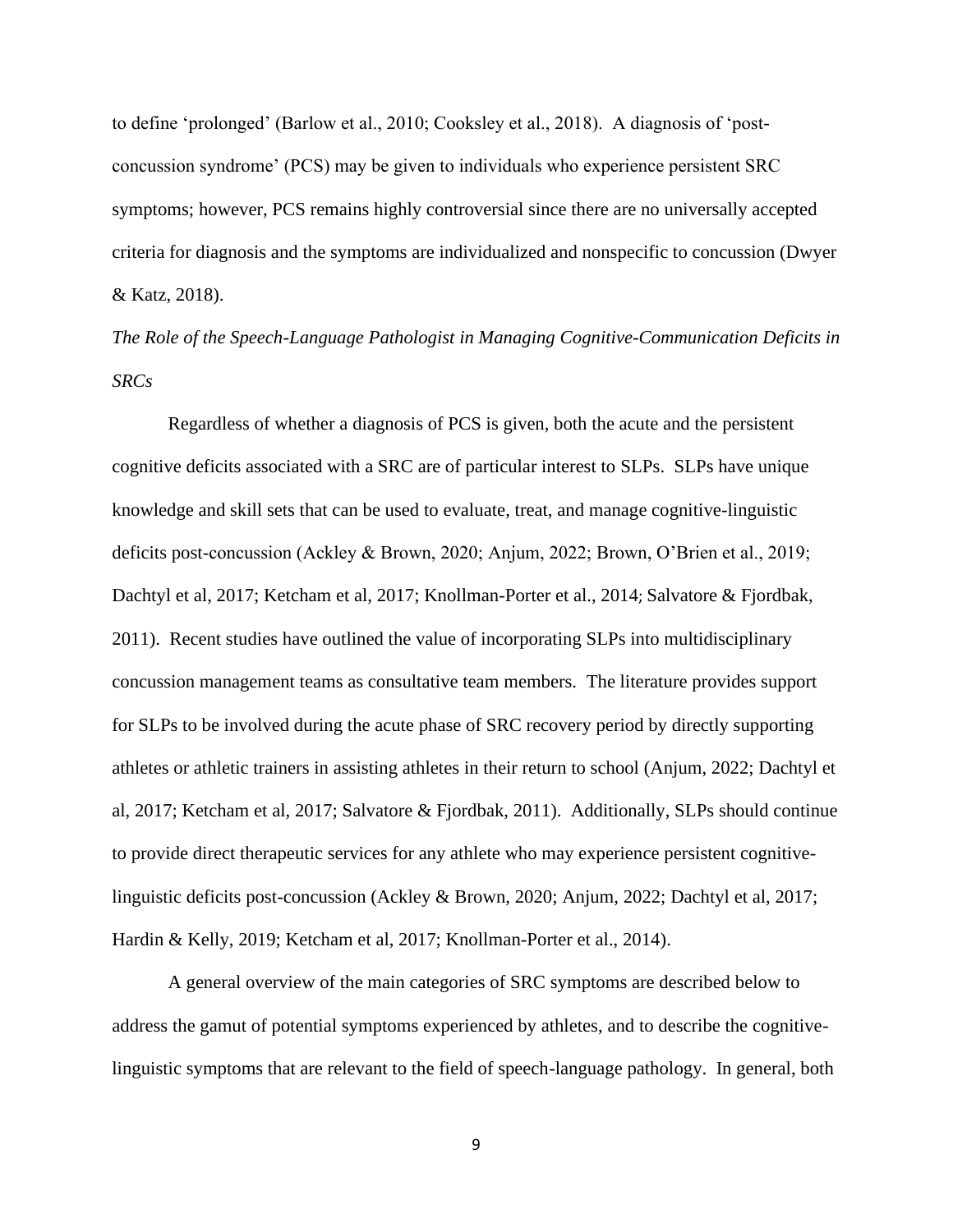to define 'prolonged' (Barlow et al., 2010; Cooksley et al., 2018). A diagnosis of 'post-concussion syndrome' (PCS) may be given to individuals who experience persistent SRC symptoms; however, PCS remains highly controversial since there are no universally accepted criteria for diagnosis and the symptoms are individualized and nonspecific to concussion (Dwyer & Katz, 2018).

*The Role of the Speech-Language Pathologist in Managing Cognitive-Communication Deficits in SRCs*

Regardless of whether a diagnosis of PCS is given, both the acute and the persistent cognitive deficits associated with a SRC are of particular interest to SLPs. SLPs have unique knowledge and skill sets that can be used to evaluate, treat, and manage cognitive-linguistic deficits post-concussion (Ackley & Brown, 2020; Anjum, 2022; Brown, O'Brien et al., 2019; Dachtyl et al, 2017; Ketcham et al, 2017; Knollman-Porter et al., 2014; Salvatore & Fjordbak, 2011). Recent studies have outlined the value of incorporating SLPs into multidisciplinary concussion management teams as consultative team members. The literature provides support for SLPs to be involved during the acute phase of SRC recovery period by directly supporting athletes or athletic trainers in assisting athletes in their return to school (Anjum, 2022; Dachtyl et al, 2017; Ketcham et al, 2017; Salvatore & Fjordbak, 2011). Additionally, SLPs should continue to provide direct therapeutic services for any athlete who may experience persistent cognitive-linguistic deficits post-concussion (Ackley & Brown, 2020; Anjum, 2022; Dachtyl et al, 2017; Hardin & Kelly, 2019; Ketcham et al, 2017; Knollman-Porter et al., 2014).

A general overview of the main categories of SRC symptoms are described below to address the gamut of potential symptoms experienced by athletes, and to describe the cognitive-linguistic symptoms that are relevant to the field of speech-language pathology. In general, both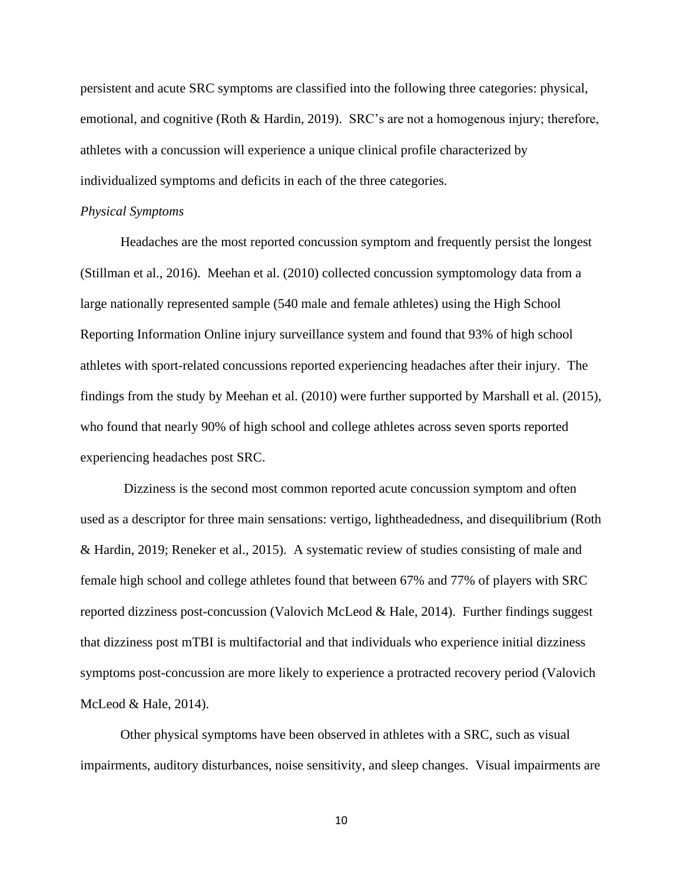persistent and acute SRC symptoms are classified into the following three categories: physical, emotional, and cognitive (Roth & Hardin, 2019). SRC's are not a homogenous injury; therefore, athletes with a concussion will experience a unique clinical profile characterized by individualized symptoms and deficits in each of the three categories.

*Physical Symptoms*

Headaches are the most reported concussion symptom and frequently persist the longest (Stillman et al., 2016). Meehan et al. (2010) collected concussion symptomology data from a large nationally represented sample (540 male and female athletes) using the High School Reporting Information Online injury surveillance system and found that 93% of high school athletes with sport-related concussions reported experiencing headaches after their injury. The findings from the study by Meehan et al. (2010) were further supported by Marshall et al. (2015), who found that nearly 90% of high school and college athletes across seven sports reported experiencing headaches post SRC.

Dizziness is the second most common reported acute concussion symptom and often used as a descriptor for three main sensations: vertigo, lightheadedness, and disequilibrium (Roth & Hardin, 2019; Reneker et al., 2015). A systematic review of studies consisting of male and female high school and college athletes found that between 67% and 77% of players with SRC reported dizziness post-concussion (Valovich McLeod & Hale, 2014). Further findings suggest that dizziness post mTBI is multifactorial and that individuals who experience initial dizziness symptoms post-concussion are more likely to experience a protracted recovery period (Valovich McLeod & Hale, 2014).

Other physical symptoms have been observed in athletes with a SRC, such as visual impairments, auditory disturbances, noise sensitivity, and sleep changes. Visual impairments are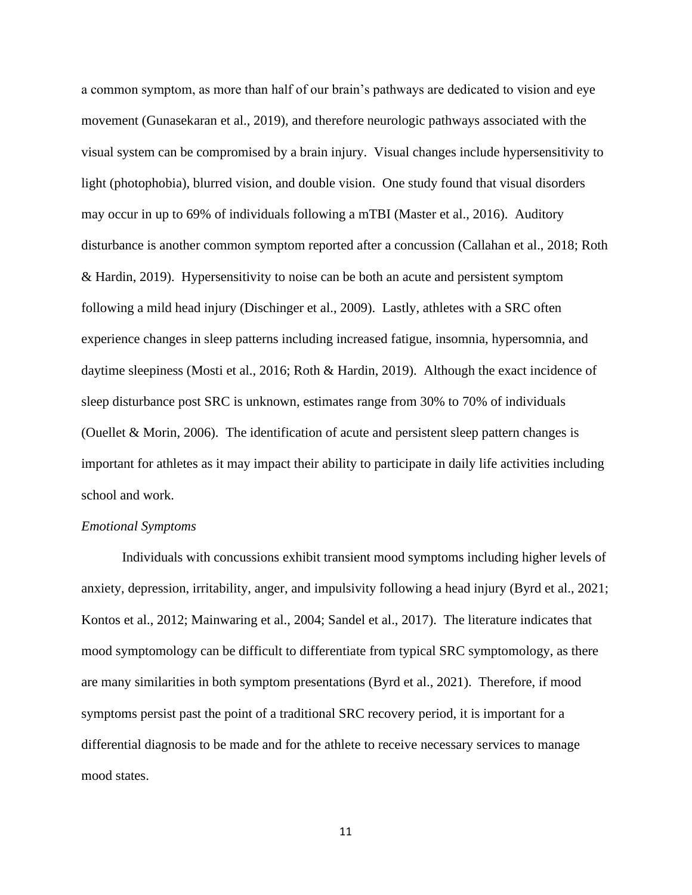a common symptom, as more than half of our brain's pathways are dedicated to vision and eye movement (Gunasekaran et al., 2019), and therefore neurologic pathways associated with the visual system can be compromised by a brain injury. Visual changes include hypersensitivity to light (photophobia), blurred vision, and double vision. One study found that visual disorders may occur in up to 69% of individuals following a mTBI (Master et al., 2016). Auditory disturbance is another common symptom reported after a concussion (Callahan et al., 2018; Roth & Hardin, 2019). Hypersensitivity to noise can be both an acute and persistent symptom following a mild head injury (Dischinger et al., 2009). Lastly, athletes with a SRC often experience changes in sleep patterns including increased fatigue, insomnia, hypersomnia, and daytime sleepiness (Mosti et al., 2016; Roth & Hardin, 2019). Although the exact incidence of sleep disturbance post SRC is unknown, estimates range from 30% to 70% of individuals (Ouellet & Morin, 2006). The identification of acute and persistent sleep pattern changes is important for athletes as it may impact their ability to participate in daily life activities including school and work.

*Emotional Symptoms*

Individuals with concussions exhibit transient mood symptoms including higher levels of anxiety, depression, irritability, anger, and impulsivity following a head injury (Byrd et al., 2021; Kontos et al., 2012; Mainwaring et al., 2004; Sandel et al., 2017). The literature indicates that mood symptomology can be difficult to differentiate from typical SRC symptomology, as there are many similarities in both symptom presentations (Byrd et al., 2021). Therefore, if mood symptoms persist past the point of a traditional SRC recovery period, it is important for a differential diagnosis to be made and for the athlete to receive necessary services to manage mood states.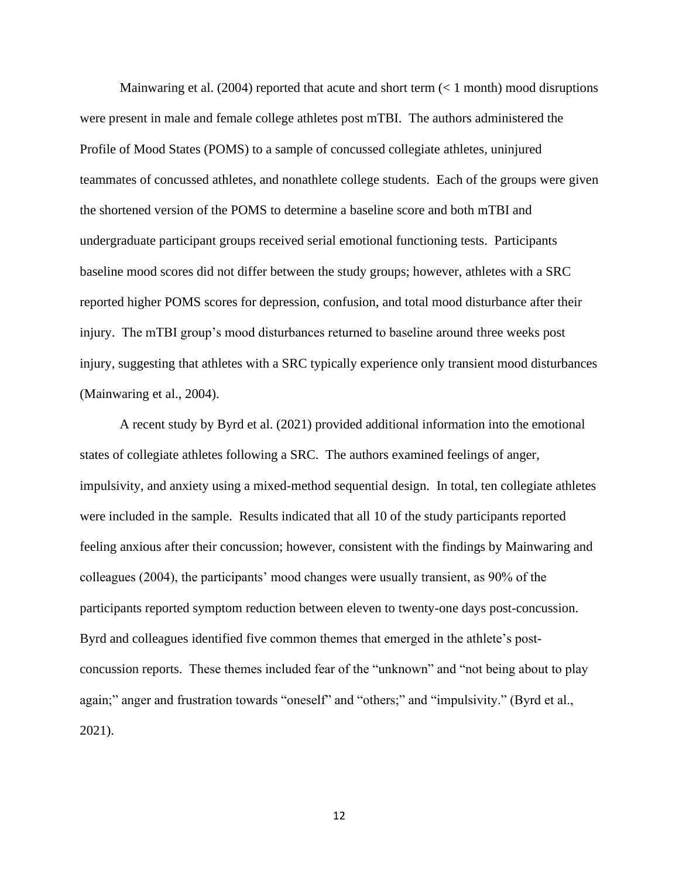Mainwaring et al. (2004) reported that acute and short term (< 1 month) mood disruptions were present in male and female college athletes post mTBI. The authors administered the Profile of Mood States (POMS) to a sample of concussed collegiate athletes, uninjured teammates of concussed athletes, and nonathlete college students. Each of the groups were given the shortened version of the POMS to determine a baseline score and both mTBI and undergraduate participant groups received serial emotional functioning tests. Participants baseline mood scores did not differ between the study groups; however, athletes with a SRC reported higher POMS scores for depression, confusion, and total mood disturbance after their injury. The mTBI group's mood disturbances returned to baseline around three weeks post injury, suggesting that athletes with a SRC typically experience only transient mood disturbances (Mainwaring et al., 2004).

A recent study by Byrd et al. (2021) provided additional information into the emotional states of collegiate athletes following a SRC. The authors examined feelings of anger, impulsivity, and anxiety using a mixed-method sequential design. In total, ten collegiate athletes were included in the sample. Results indicated that all 10 of the study participants reported feeling anxious after their concussion; however, consistent with the findings by Mainwaring and colleagues (2004), the participants' mood changes were usually transient, as 90% of the participants reported symptom reduction between eleven to twenty-one days post-concussion. Byrd and colleagues identified five common themes that emerged in the athlete's post-concussion reports. These themes included fear of the "unknown" and "not being about to play again;" anger and frustration towards "oneself" and "others;" and "impulsivity." (Byrd et al., 2021).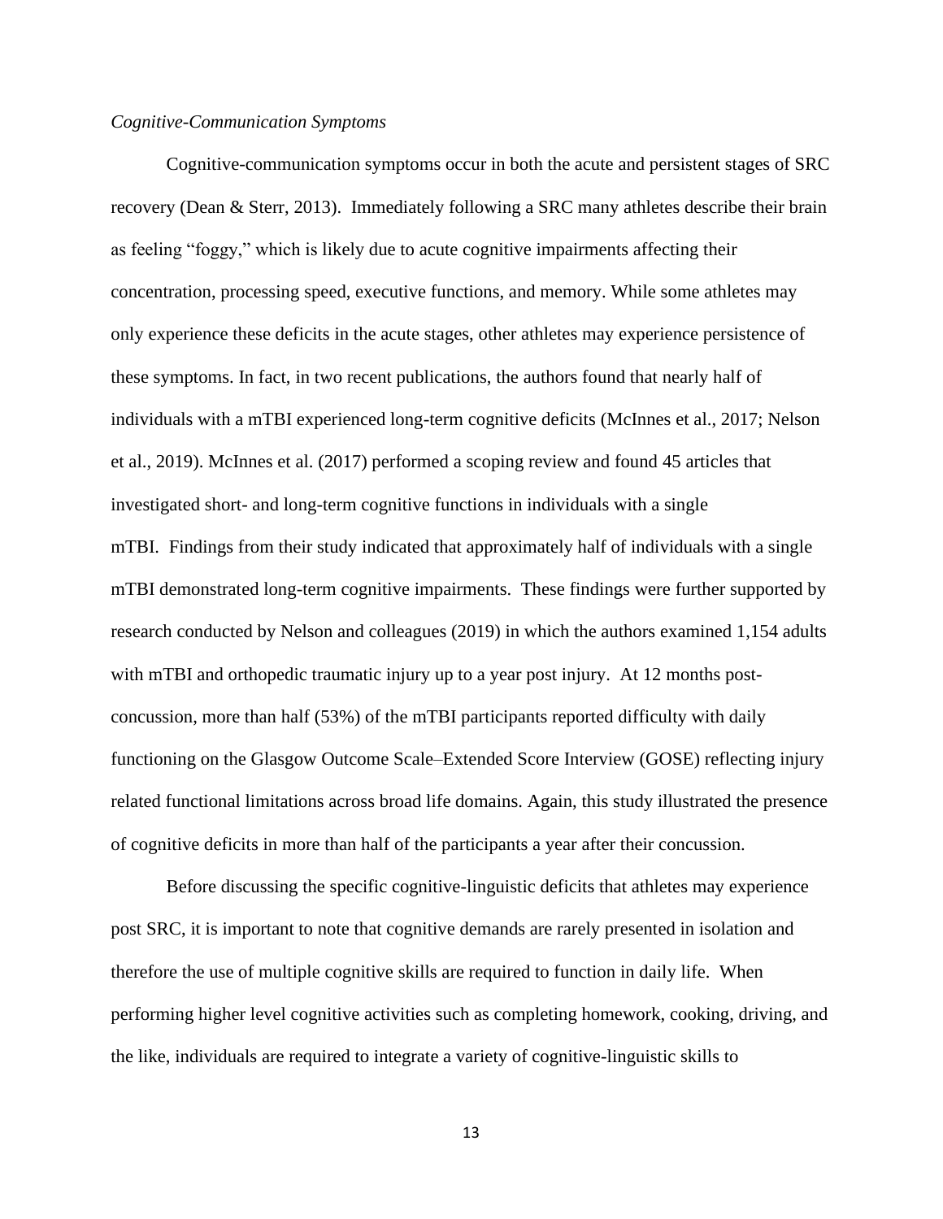*Cognitive-Communication Symptoms*

Cognitive-communication symptoms occur in both the acute and persistent stages of SRC recovery (Dean & Sterr, 2013). Immediately following a SRC many athletes describe their brain as feeling "foggy," which is likely due to acute cognitive impairments affecting their concentration, processing speed, executive functions, and memory. While some athletes may only experience these deficits in the acute stages, other athletes may experience persistence of these symptoms. In fact, in two recent publications, the authors found that nearly half of individuals with a mTBI experienced long-term cognitive deficits (McInnes et al., 2017; Nelson et al., 2019). McInnes et al. (2017) performed a scoping review and found 45 articles that investigated short- and long-term cognitive functions in individuals with a single mTBI. Findings from their study indicated that approximately half of individuals with a single mTBI demonstrated long-term cognitive impairments. These findings were further supported by research conducted by Nelson and colleagues (2019) in which the authors examined 1,154 adults with mTBI and orthopedic traumatic injury up to a year post injury. At 12 months post-concussion, more than half (53%) of the mTBI participants reported difficulty with daily functioning on the Glasgow Outcome Scale–Extended Score Interview (GOSE) reflecting injury related functional limitations across broad life domains. Again, this study illustrated the presence of cognitive deficits in more than half of the participants a year after their concussion.

Before discussing the specific cognitive-linguistic deficits that athletes may experience post SRC, it is important to note that cognitive demands are rarely presented in isolation and therefore the use of multiple cognitive skills are required to function in daily life. When performing higher level cognitive activities such as completing homework, cooking, driving, and the like, individuals are required to integrate a variety of cognitive-linguistic skills to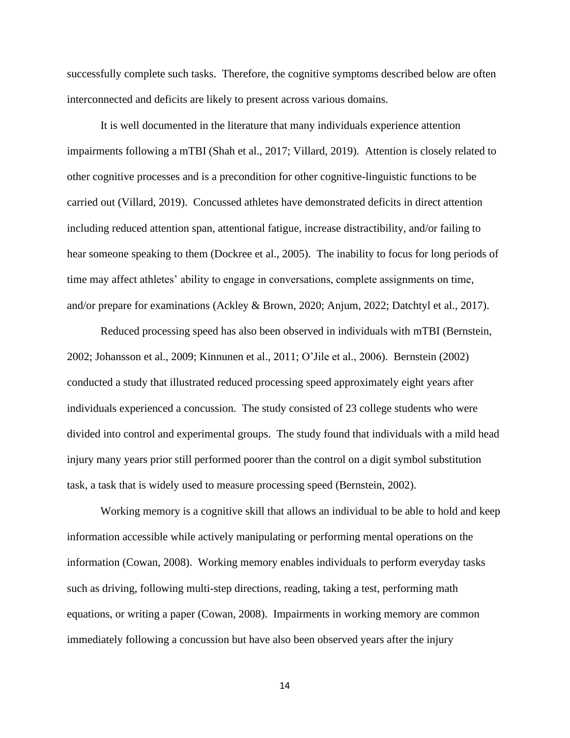successfully complete such tasks. Therefore, the cognitive symptoms described below are often interconnected and deficits are likely to present across various domains.

It is well documented in the literature that many individuals experience attention impairments following a mTBI (Shah et al., 2017; Villard, 2019). Attention is closely related to other cognitive processes and is a precondition for other cognitive-linguistic functions to be carried out (Villard, 2019). Concussed athletes have demonstrated deficits in direct attention including reduced attention span, attentional fatigue, increase distractibility, and/or failing to hear someone speaking to them (Dockree et al., 2005). The inability to focus for long periods of time may affect athletes' ability to engage in conversations, complete assignments on time, and/or prepare for examinations (Ackley & Brown, 2020; Anjum, 2022; Datchtyl et al., 2017).

Reduced processing speed has also been observed in individuals with mTBI (Bernstein, 2002; Johansson et al., 2009; Kinnunen et al., 2011; O'Jile et al., 2006). Bernstein (2002) conducted a study that illustrated reduced processing speed approximately eight years after individuals experienced a concussion. The study consisted of 23 college students who were divided into control and experimental groups. The study found that individuals with a mild head injury many years prior still performed poorer than the control on a digit symbol substitution task, a task that is widely used to measure processing speed (Bernstein, 2002).

Working memory is a cognitive skill that allows an individual to be able to hold and keep information accessible while actively manipulating or performing mental operations on the information (Cowan, 2008). Working memory enables individuals to perform everyday tasks such as driving, following multi-step directions, reading, taking a test, performing math equations, or writing a paper (Cowan, 2008). Impairments in working memory are common immediately following a concussion but have also been observed years after the injury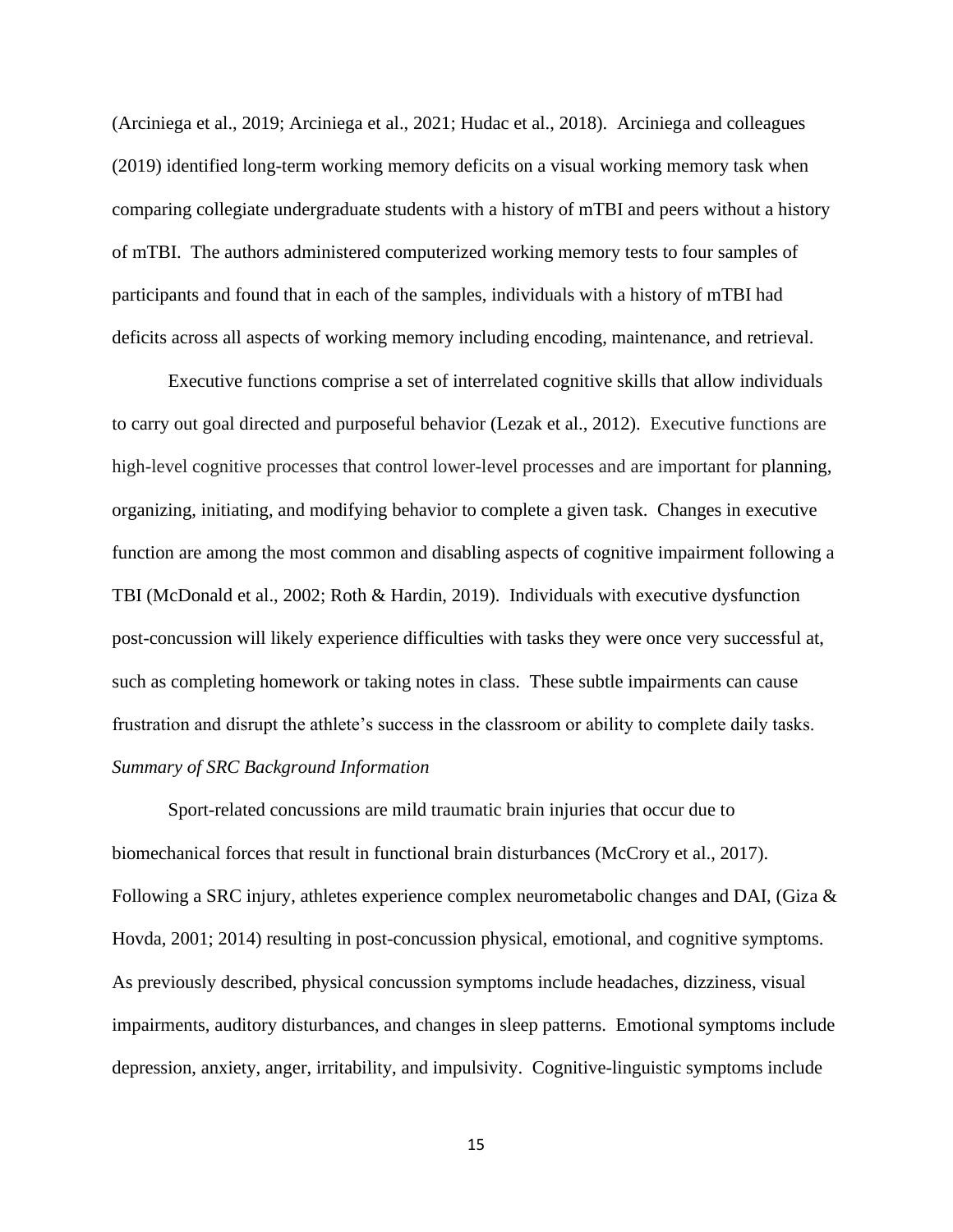(Arciniega et al., 2019; Arciniega et al., 2021; Hudac et al., 2018). Arciniega and colleagues (2019) identified long-term working memory deficits on a visual working memory task when comparing collegiate undergraduate students with a history of mTBI and peers without a history of mTBI. The authors administered computerized working memory tests to four samples of participants and found that in each of the samples, individuals with a history of mTBI had deficits across all aspects of working memory including encoding, maintenance, and retrieval.

Executive functions comprise a set of interrelated cognitive skills that allow individuals to carry out goal directed and purposeful behavior (Lezak et al., 2012). Executive functions are high-level cognitive processes that control lower-level processes and are important for planning, organizing, initiating, and modifying behavior to complete a given task. Changes in executive function are among the most common and disabling aspects of cognitive impairment following a TBI (McDonald et al., 2002; Roth & Hardin, 2019). Individuals with executive dysfunction post-concussion will likely experience difficulties with tasks they were once very successful at, such as completing homework or taking notes in class. These subtle impairments can cause frustration and disrupt the athlete's success in the classroom or ability to complete daily tasks.

*Summary of SRC Background Information*

Sport-related concussions are mild traumatic brain injuries that occur due to biomechanical forces that result in functional brain disturbances (McCrory et al., 2017). Following a SRC injury, athletes experience complex neurometabolic changes and DAI, (Giza & Hovda, 2001; 2014) resulting in post-concussion physical, emotional, and cognitive symptoms. As previously described, physical concussion symptoms include headaches, dizziness, visual impairments, auditory disturbances, and changes in sleep patterns. Emotional symptoms include depression, anxiety, anger, irritability, and impulsivity. Cognitive-linguistic symptoms include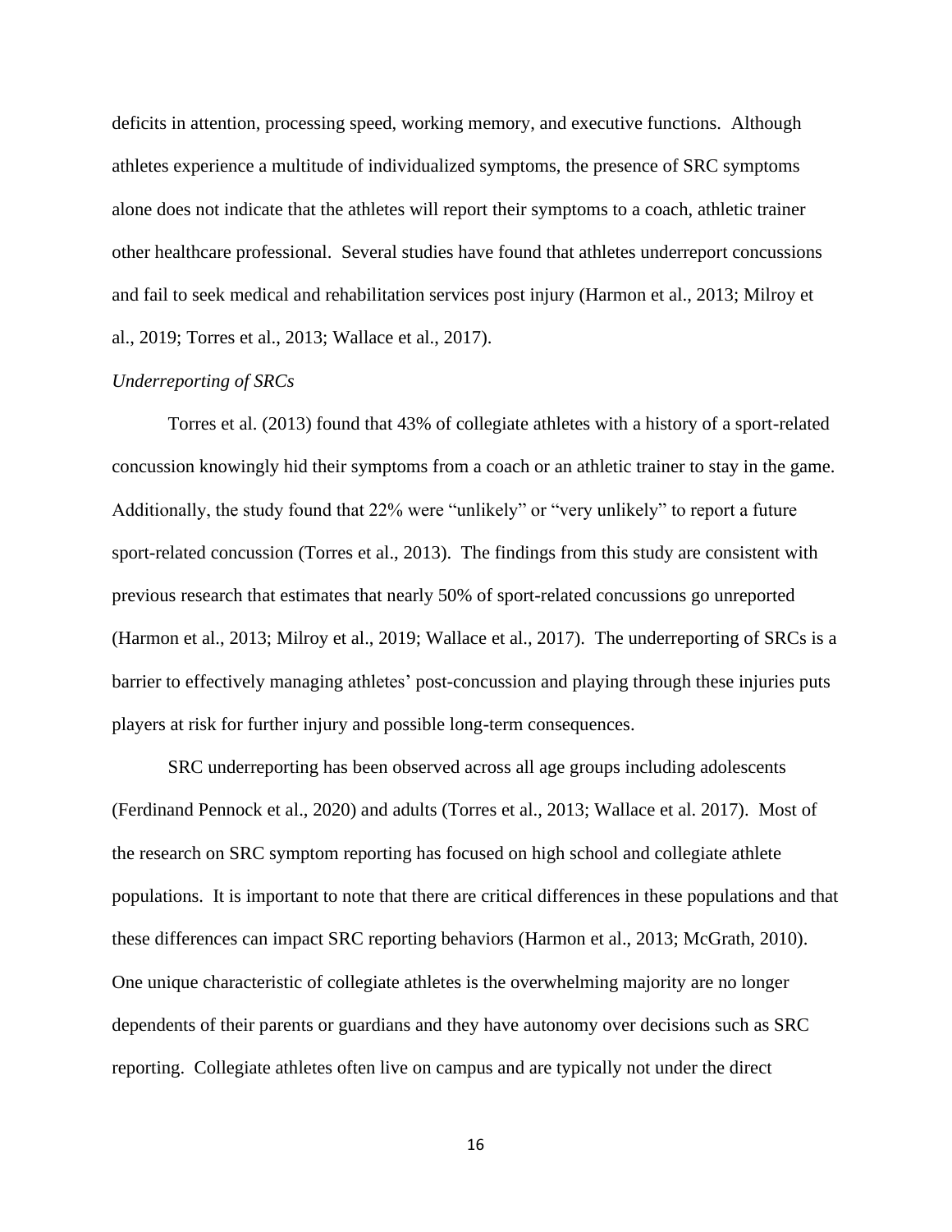deficits in attention, processing speed, working memory, and executive functions. Although athletes experience a multitude of individualized symptoms, the presence of SRC symptoms alone does not indicate that the athletes will report their symptoms to a coach, athletic trainer other healthcare professional. Several studies have found that athletes underreport concussions and fail to seek medical and rehabilitation services post injury (Harmon et al., 2013; Milroy et al., 2019; Torres et al., 2013; Wallace et al., 2017).

*Underreporting of SRCs*

Torres et al. (2013) found that 43% of collegiate athletes with a history of a sport-related concussion knowingly hid their symptoms from a coach or an athletic trainer to stay in the game. Additionally, the study found that 22% were "unlikely" or "very unlikely" to report a future sport-related concussion (Torres et al., 2013). The findings from this study are consistent with previous research that estimates that nearly 50% of sport-related concussions go unreported (Harmon et al., 2013; Milroy et al., 2019; Wallace et al., 2017). The underreporting of SRCs is a barrier to effectively managing athletes' post-concussion and playing through these injuries puts players at risk for further injury and possible long-term consequences.

SRC underreporting has been observed across all age groups including adolescents (Ferdinand Pennock et al., 2020) and adults (Torres et al., 2013; Wallace et al. 2017). Most of the research on SRC symptom reporting has focused on high school and collegiate athlete populations. It is important to note that there are critical differences in these populations and that these differences can impact SRC reporting behaviors (Harmon et al., 2013; McGrath, 2010). One unique characteristic of collegiate athletes is the overwhelming majority are no longer dependents of their parents or guardians and they have autonomy over decisions such as SRC reporting. Collegiate athletes often live on campus and are typically not under the direct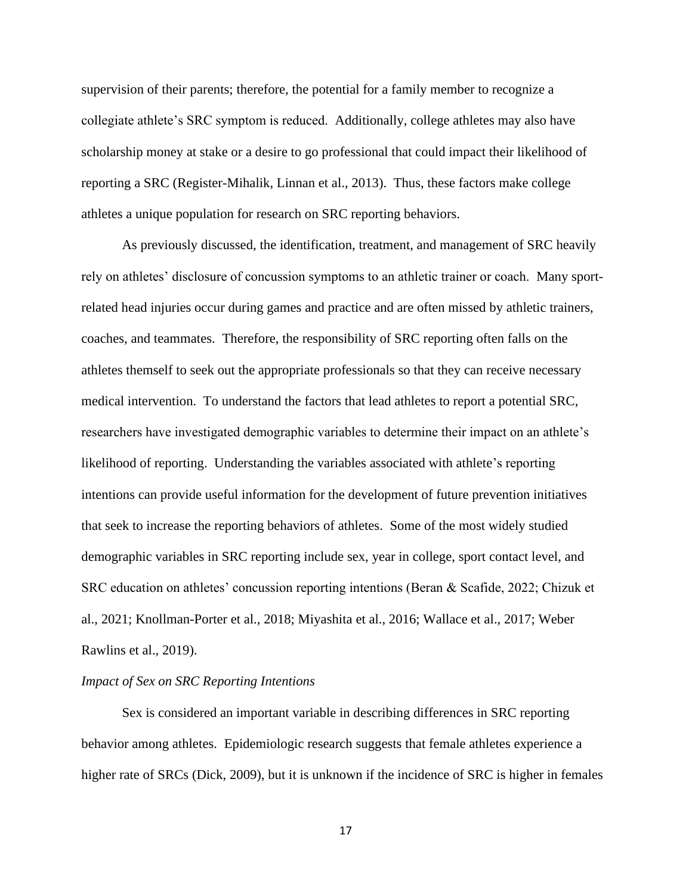supervision of their parents; therefore, the potential for a family member to recognize a collegiate athlete's SRC symptom is reduced. Additionally, college athletes may also have scholarship money at stake or a desire to go professional that could impact their likelihood of reporting a SRC (Register-Mihalik, Linnan et al., 2013). Thus, these factors make college athletes a unique population for research on SRC reporting behaviors.

As previously discussed, the identification, treatment, and management of SRC heavily rely on athletes' disclosure of concussion symptoms to an athletic trainer or coach. Many sport-related head injuries occur during games and practice and are often missed by athletic trainers, coaches, and teammates. Therefore, the responsibility of SRC reporting often falls on the athletes themself to seek out the appropriate professionals so that they can receive necessary medical intervention. To understand the factors that lead athletes to report a potential SRC, researchers have investigated demographic variables to determine their impact on an athlete's likelihood of reporting. Understanding the variables associated with athlete's reporting intentions can provide useful information for the development of future prevention initiatives that seek to increase the reporting behaviors of athletes. Some of the most widely studied demographic variables in SRC reporting include sex, year in college, sport contact level, and SRC education on athletes' concussion reporting intentions (Beran & Scafide, 2022; Chizuk et al., 2021; Knollman-Porter et al., 2018; Miyashita et al., 2016; Wallace et al., 2017; Weber Rawlins et al., 2019).

*Impact of Sex on SRC Reporting Intentions*

Sex is considered an important variable in describing differences in SRC reporting behavior among athletes. Epidemiologic research suggests that female athletes experience a higher rate of SRCs (Dick, 2009), but it is unknown if the incidence of SRC is higher in females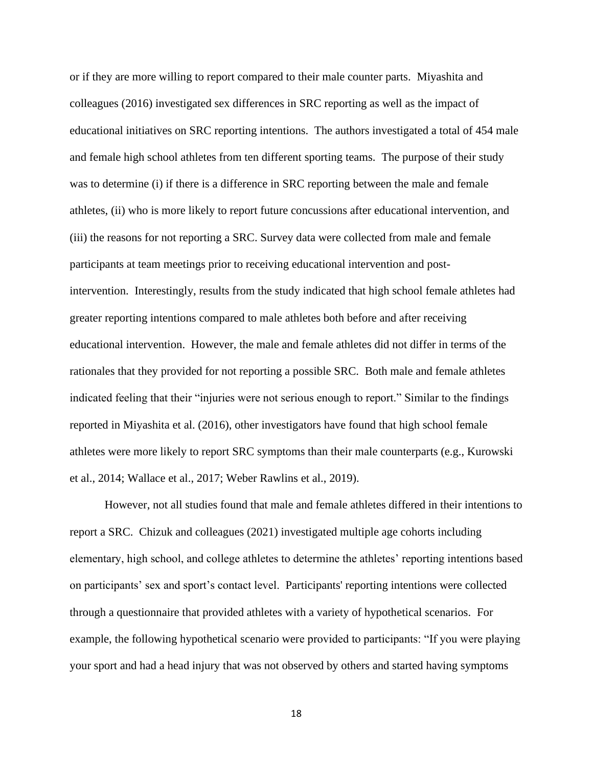or if they are more willing to report compared to their male counter parts. Miyashita and colleagues (2016) investigated sex differences in SRC reporting as well as the impact of educational initiatives on SRC reporting intentions. The authors investigated a total of 454 male and female high school athletes from ten different sporting teams. The purpose of their study was to determine (i) if there is a difference in SRC reporting between the male and female athletes, (ii) who is more likely to report future concussions after educational intervention, and (iii) the reasons for not reporting a SRC. Survey data were collected from male and female participants at team meetings prior to receiving educational intervention and post-intervention. Interestingly, results from the study indicated that high school female athletes had greater reporting intentions compared to male athletes both before and after receiving educational intervention. However, the male and female athletes did not differ in terms of the rationales that they provided for not reporting a possible SRC. Both male and female athletes indicated feeling that their "injuries were not serious enough to report." Similar to the findings reported in Miyashita et al. (2016), other investigators have found that high school female athletes were more likely to report SRC symptoms than their male counterparts (e.g., Kurowski et al., 2014; Wallace et al., 2017; Weber Rawlins et al., 2019).

However, not all studies found that male and female athletes differed in their intentions to report a SRC. Chizuk and colleagues (2021) investigated multiple age cohorts including elementary, high school, and college athletes to determine the athletes' reporting intentions based on participants' sex and sport's contact level. Participants' reporting intentions were collected through a questionnaire that provided athletes with a variety of hypothetical scenarios. For example, the following hypothetical scenario were provided to participants: "If you were playing your sport and had a head injury that was not observed by others and started having symptoms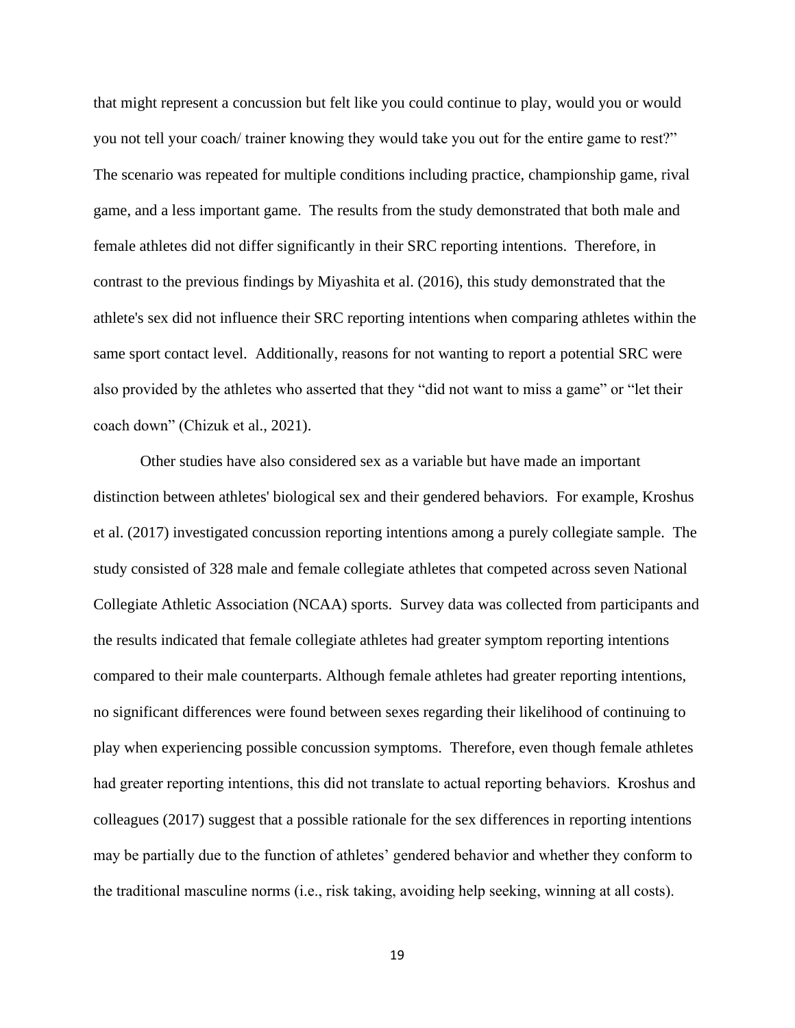that might represent a concussion but felt like you could continue to play, would you or would you not tell your coach/ trainer knowing they would take you out for the entire game to rest?" The scenario was repeated for multiple conditions including practice, championship game, rival game, and a less important game. The results from the study demonstrated that both male and female athletes did not differ significantly in their SRC reporting intentions. Therefore, in contrast to the previous findings by Miyashita et al. (2016), this study demonstrated that the athlete's sex did not influence their SRC reporting intentions when comparing athletes within the same sport contact level. Additionally, reasons for not wanting to report a potential SRC were also provided by the athletes who asserted that they "did not want to miss a game" or "let their coach down" (Chizuk et al., 2021).

Other studies have also considered sex as a variable but have made an important distinction between athletes' biological sex and their gendered behaviors. For example, Kroshus et al. (2017) investigated concussion reporting intentions among a purely collegiate sample. The study consisted of 328 male and female collegiate athletes that competed across seven National Collegiate Athletic Association (NCAA) sports. Survey data was collected from participants and the results indicated that female collegiate athletes had greater symptom reporting intentions compared to their male counterparts. Although female athletes had greater reporting intentions, no significant differences were found between sexes regarding their likelihood of continuing to play when experiencing possible concussion symptoms. Therefore, even though female athletes had greater reporting intentions, this did not translate to actual reporting behaviors. Kroshus and colleagues (2017) suggest that a possible rationale for the sex differences in reporting intentions may be partially due to the function of athletes' gendered behavior and whether they conform to the traditional masculine norms (i.e., risk taking, avoiding help seeking, winning at all costs).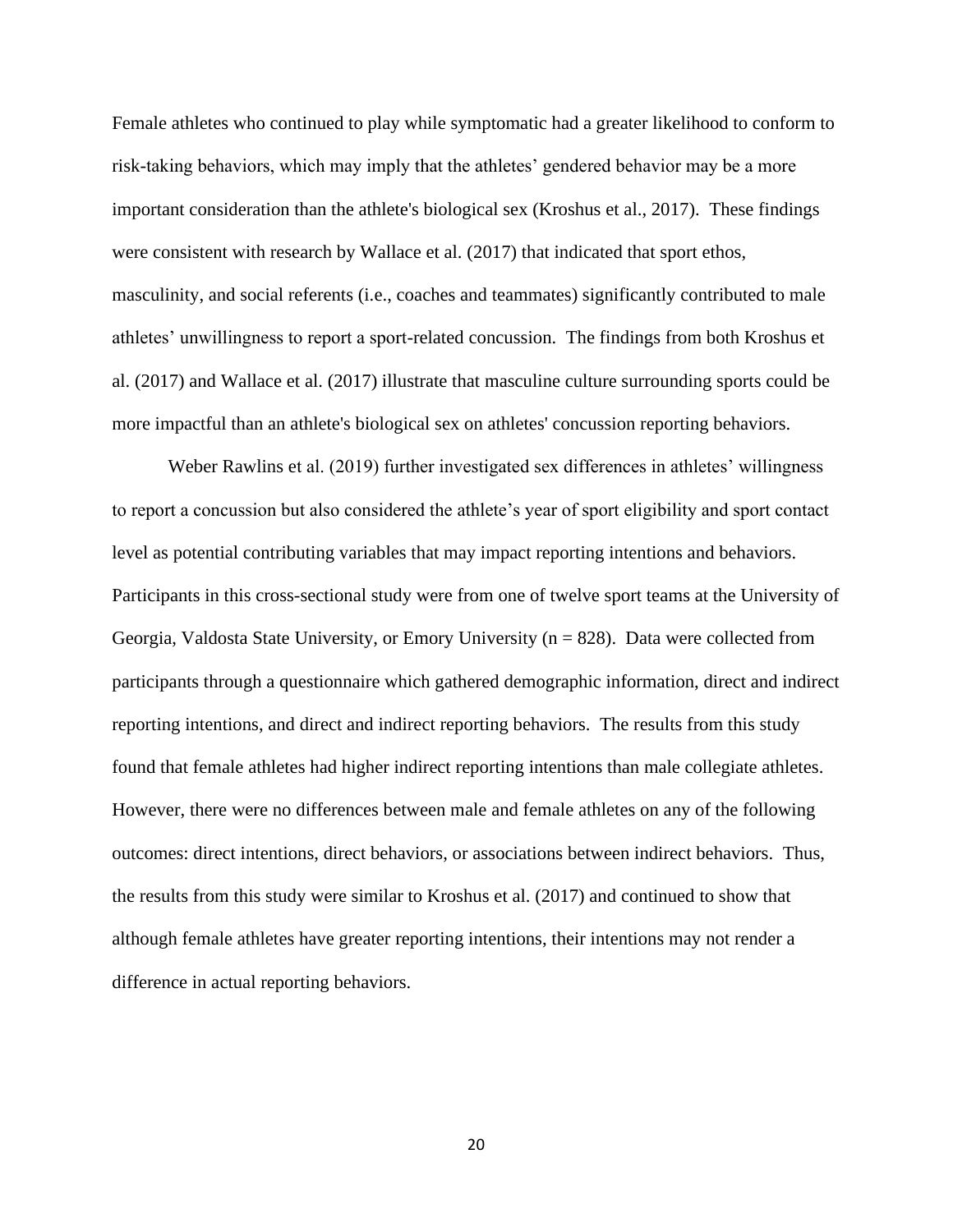Female athletes who continued to play while symptomatic had a greater likelihood to conform to risk-taking behaviors, which may imply that the athletes' gendered behavior may be a more important consideration than the athlete's biological sex (Kroshus et al., 2017). These findings were consistent with research by Wallace et al. (2017) that indicated that sport ethos, masculinity, and social referents (i.e., coaches and teammates) significantly contributed to male athletes' unwillingness to report a sport-related concussion. The findings from both Kroshus et al. (2017) and Wallace et al. (2017) illustrate that masculine culture surrounding sports could be more impactful than an athlete's biological sex on athletes' concussion reporting behaviors.

Weber Rawlins et al. (2019) further investigated sex differences in athletes' willingness to report a concussion but also considered the athlete's year of sport eligibility and sport contact level as potential contributing variables that may impact reporting intentions and behaviors. Participants in this cross-sectional study were from one of twelve sport teams at the University of Georgia, Valdosta State University, or Emory University (n = 828). Data were collected from participants through a questionnaire which gathered demographic information, direct and indirect reporting intentions, and direct and indirect reporting behaviors. The results from this study found that female athletes had higher indirect reporting intentions than male collegiate athletes. However, there were no differences between male and female athletes on any of the following outcomes: direct intentions, direct behaviors, or associations between indirect behaviors. Thus, the results from this study were similar to Kroshus et al. (2017) and continued to show that although female athletes have greater reporting intentions, their intentions may not render a difference in actual reporting behaviors.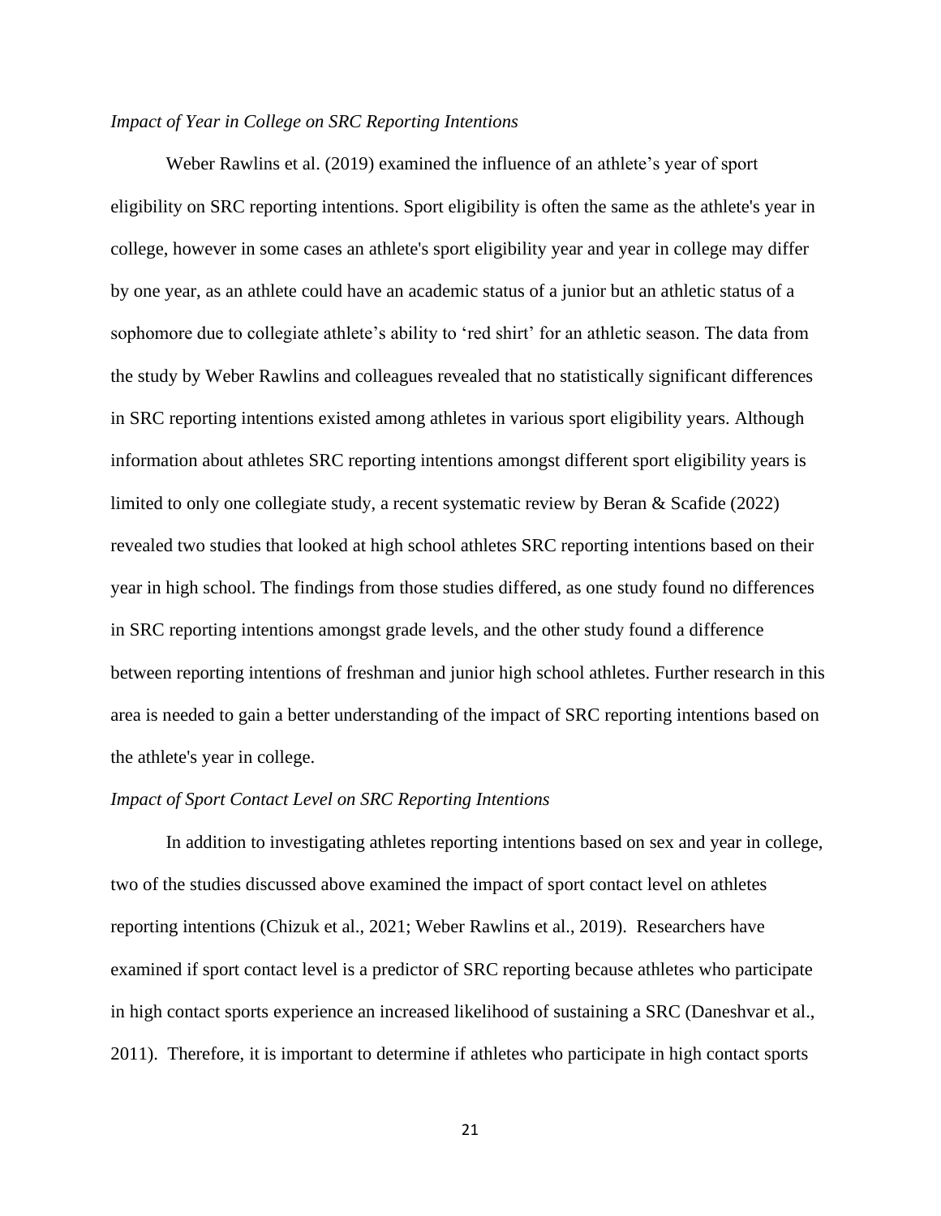### *Impact of Year in College on SRC Reporting Intentions*

Weber Rawlins et al. (2019) examined the influence of an athlete's year of sport eligibility on SRC reporting intentions. Sport eligibility is often the same as the athlete's year in college, however in some cases an athlete's sport eligibility year and year in college may differ by one year, as an athlete could have an academic status of a junior but an athletic status of a sophomore due to collegiate athlete's ability to 'red shirt' for an athletic season. The data from the study by Weber Rawlins and colleagues revealed that no statistically significant differences in SRC reporting intentions existed among athletes in various sport eligibility years. Although information about athletes SRC reporting intentions amongst different sport eligibility years is limited to only one collegiate study, a recent systematic review by Beran & Scafide (2022) revealed two studies that looked at high school athletes SRC reporting intentions based on their year in high school. The findings from those studies differed, as one study found no differences in SRC reporting intentions amongst grade levels, and the other study found a difference between reporting intentions of freshman and junior high school athletes. Further research in this area is needed to gain a better understanding of the impact of SRC reporting intentions based on the athlete's year in college.

### *Impact of Sport Contact Level on SRC Reporting Intentions*

In addition to investigating athletes reporting intentions based on sex and year in college, two of the studies discussed above examined the impact of sport contact level on athletes reporting intentions (Chizuk et al., 2021; Weber Rawlins et al., 2019). Researchers have examined if sport contact level is a predictor of SRC reporting because athletes who participate in high contact sports experience an increased likelihood of sustaining a SRC (Daneshvar et al., 2011). Therefore, it is important to determine if athletes who participate in high contact sports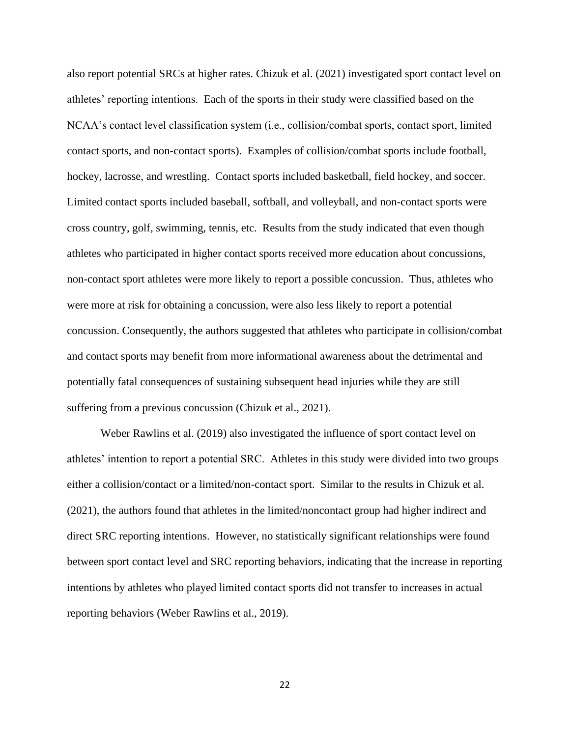also report potential SRCs at higher rates. Chizuk et al. (2021) investigated sport contact level on athletes' reporting intentions. Each of the sports in their study were classified based on the NCAA's contact level classification system (i.e., collision/combat sports, contact sport, limited contact sports, and non-contact sports). Examples of collision/combat sports include football, hockey, lacrosse, and wrestling. Contact sports included basketball, field hockey, and soccer. Limited contact sports included baseball, softball, and volleyball, and non-contact sports were cross country, golf, swimming, tennis, etc. Results from the study indicated that even though athletes who participated in higher contact sports received more education about concussions, non-contact sport athletes were more likely to report a possible concussion. Thus, athletes who were more at risk for obtaining a concussion, were also less likely to report a potential concussion. Consequently, the authors suggested that athletes who participate in collision/combat and contact sports may benefit from more informational awareness about the detrimental and potentially fatal consequences of sustaining subsequent head injuries while they are still suffering from a previous concussion (Chizuk et al., 2021).

Weber Rawlins et al. (2019) also investigated the influence of sport contact level on athletes' intention to report a potential SRC. Athletes in this study were divided into two groups either a collision/contact or a limited/non-contact sport. Similar to the results in Chizuk et al. (2021), the authors found that athletes in the limited/noncontact group had higher indirect and direct SRC reporting intentions. However, no statistically significant relationships were found between sport contact level and SRC reporting behaviors, indicating that the increase in reporting intentions by athletes who played limited contact sports did not transfer to increases in actual reporting behaviors (Weber Rawlins et al., 2019).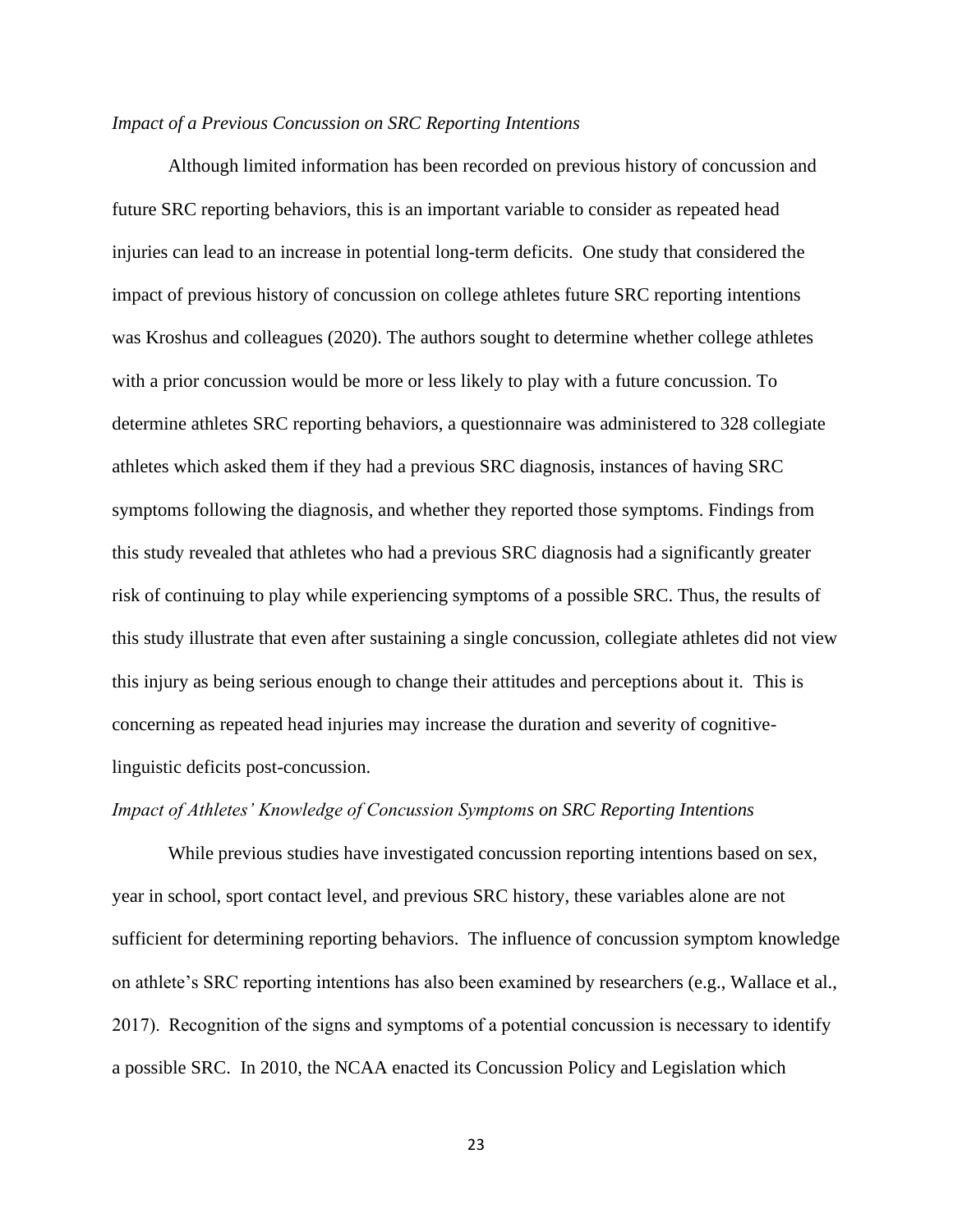*Impact of a Previous Concussion on SRC Reporting Intentions*

Although limited information has been recorded on previous history of concussion and future SRC reporting behaviors, this is an important variable to consider as repeated head injuries can lead to an increase in potential long-term deficits. One study that considered the impact of previous history of concussion on college athletes future SRC reporting intentions was Kroshus and colleagues (2020). The authors sought to determine whether college athletes with a prior concussion would be more or less likely to play with a future concussion. To determine athletes SRC reporting behaviors, a questionnaire was administered to 328 collegiate athletes which asked them if they had a previous SRC diagnosis, instances of having SRC symptoms following the diagnosis, and whether they reported those symptoms. Findings from this study revealed that athletes who had a previous SRC diagnosis had a significantly greater risk of continuing to play while experiencing symptoms of a possible SRC. Thus, the results of this study illustrate that even after sustaining a single concussion, collegiate athletes did not view this injury as being serious enough to change their attitudes and perceptions about it. This is concerning as repeated head injuries may increase the duration and severity of cognitive-linguistic deficits post-concussion.

*Impact of Athletes' Knowledge of Concussion Symptoms on SRC Reporting Intentions*

While previous studies have investigated concussion reporting intentions based on sex, year in school, sport contact level, and previous SRC history, these variables alone are not sufficient for determining reporting behaviors. The influence of concussion symptom knowledge on athlete's SRC reporting intentions has also been examined by researchers (e.g., Wallace et al., 2017). Recognition of the signs and symptoms of a potential concussion is necessary to identify a possible SRC. In 2010, the NCAA enacted its Concussion Policy and Legislation which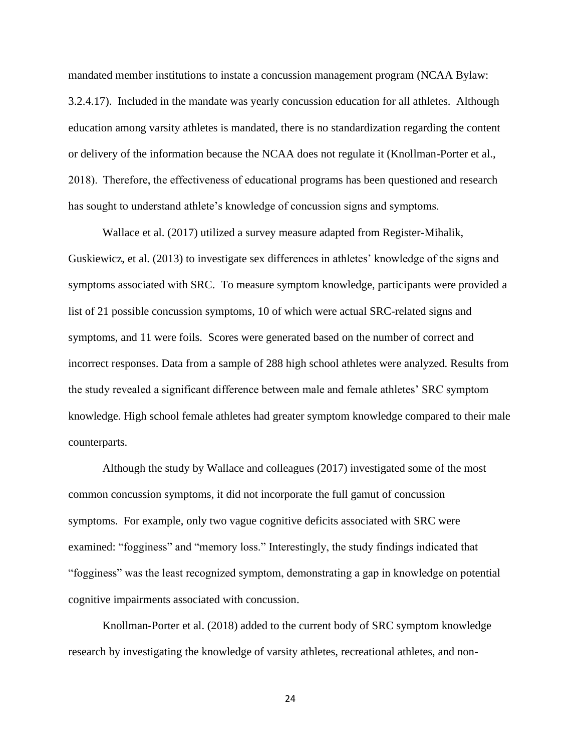mandated member institutions to instate a concussion management program (NCAA Bylaw: 3.2.4.17). Included in the mandate was yearly concussion education for all athletes. Although education among varsity athletes is mandated, there is no standardization regarding the content or delivery of the information because the NCAA does not regulate it (Knollman-Porter et al., 2018). Therefore, the effectiveness of educational programs has been questioned and research has sought to understand athlete's knowledge of concussion signs and symptoms.

Wallace et al. (2017) utilized a survey measure adapted from Register-Mihalik, Guskiewicz, et al. (2013) to investigate sex differences in athletes' knowledge of the signs and symptoms associated with SRC. To measure symptom knowledge, participants were provided a list of 21 possible concussion symptoms, 10 of which were actual SRC-related signs and symptoms, and 11 were foils. Scores were generated based on the number of correct and incorrect responses. Data from a sample of 288 high school athletes were analyzed. Results from the study revealed a significant difference between male and female athletes' SRC symptom knowledge. High school female athletes had greater symptom knowledge compared to their male counterparts.

Although the study by Wallace and colleagues (2017) investigated some of the most common concussion symptoms, it did not incorporate the full gamut of concussion symptoms. For example, only two vague cognitive deficits associated with SRC were examined: "fogginess" and "memory loss." Interestingly, the study findings indicated that "fogginess" was the least recognized symptom, demonstrating a gap in knowledge on potential cognitive impairments associated with concussion.

Knollman-Porter et al. (2018) added to the current body of SRC symptom knowledge research by investigating the knowledge of varsity athletes, recreational athletes, and non-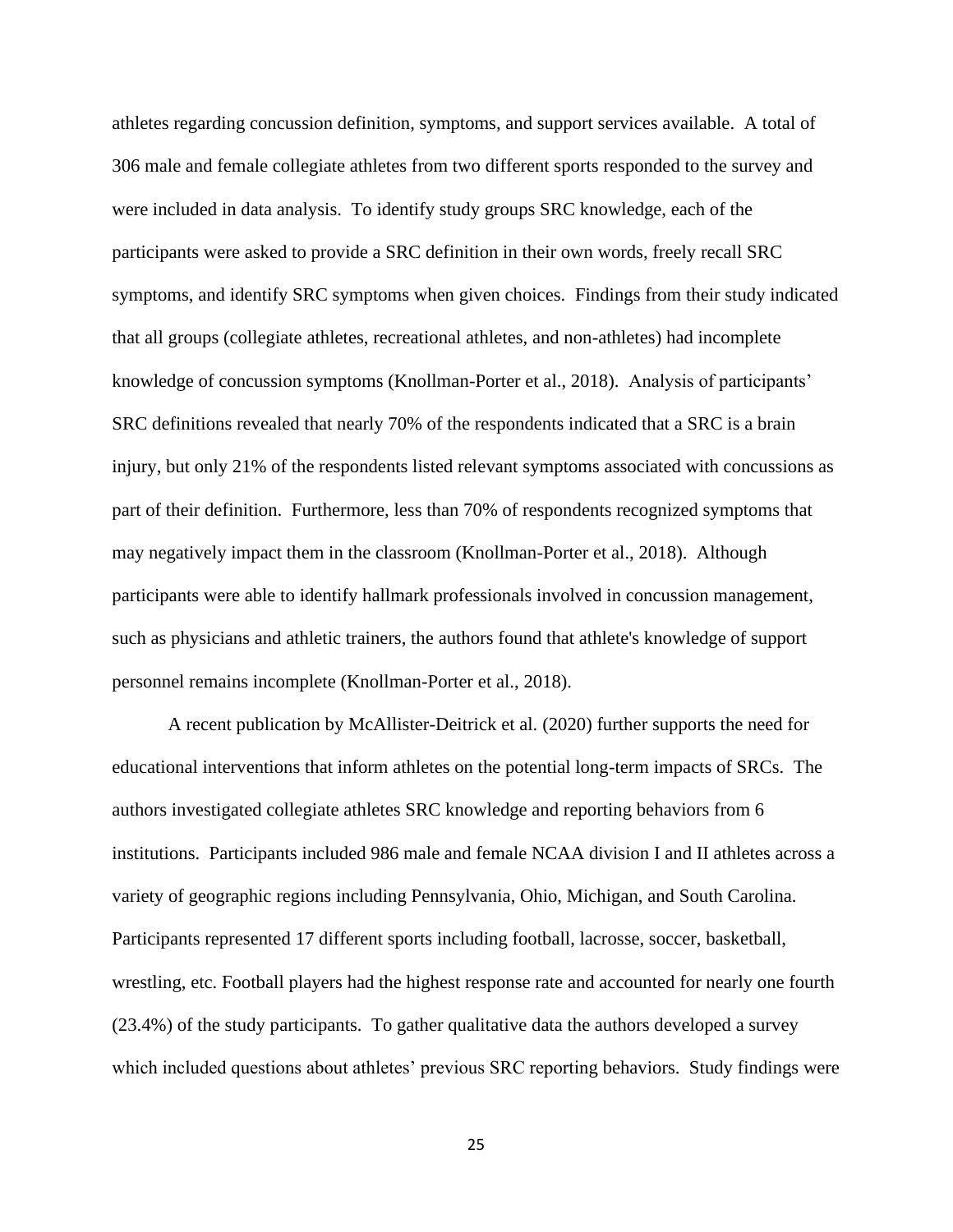athletes regarding concussion definition, symptoms, and support services available. A total of 306 male and female collegiate athletes from two different sports responded to the survey and were included in data analysis. To identify study groups SRC knowledge, each of the participants were asked to provide a SRC definition in their own words, freely recall SRC symptoms, and identify SRC symptoms when given choices. Findings from their study indicated that all groups (collegiate athletes, recreational athletes, and non-athletes) had incomplete knowledge of concussion symptoms (Knollman-Porter et al., 2018). Analysis of participants' SRC definitions revealed that nearly 70% of the respondents indicated that a SRC is a brain injury, but only 21% of the respondents listed relevant symptoms associated with concussions as part of their definition. Furthermore, less than 70% of respondents recognized symptoms that may negatively impact them in the classroom (Knollman-Porter et al., 2018). Although participants were able to identify hallmark professionals involved in concussion management, such as physicians and athletic trainers, the authors found that athlete's knowledge of support personnel remains incomplete (Knollman-Porter et al., 2018).

A recent publication by McAllister-Deitrick et al. (2020) further supports the need for educational interventions that inform athletes on the potential long-term impacts of SRCs. The authors investigated collegiate athletes SRC knowledge and reporting behaviors from 6 institutions. Participants included 986 male and female NCAA division I and II athletes across a variety of geographic regions including Pennsylvania, Ohio, Michigan, and South Carolina. Participants represented 17 different sports including football, lacrosse, soccer, basketball, wrestling, etc. Football players had the highest response rate and accounted for nearly one fourth (23.4%) of the study participants. To gather qualitative data the authors developed a survey which included questions about athletes' previous SRC reporting behaviors. Study findings were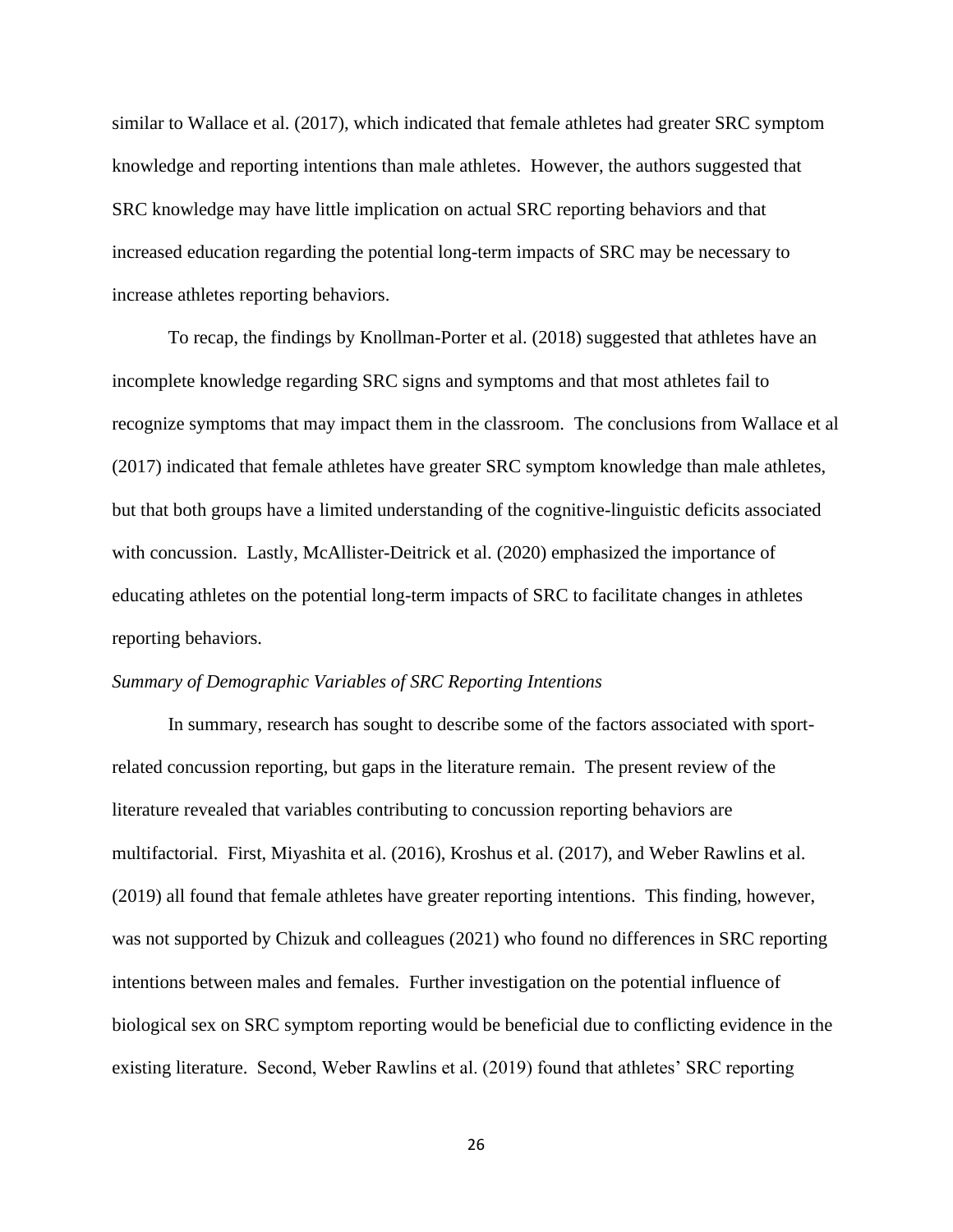similar to Wallace et al. (2017), which indicated that female athletes had greater SRC symptom knowledge and reporting intentions than male athletes. However, the authors suggested that SRC knowledge may have little implication on actual SRC reporting behaviors and that increased education regarding the potential long-term impacts of SRC may be necessary to increase athletes reporting behaviors.

To recap, the findings by Knollman-Porter et al. (2018) suggested that athletes have an incomplete knowledge regarding SRC signs and symptoms and that most athletes fail to recognize symptoms that may impact them in the classroom. The conclusions from Wallace et al (2017) indicated that female athletes have greater SRC symptom knowledge than male athletes, but that both groups have a limited understanding of the cognitive-linguistic deficits associated with concussion. Lastly, McAllister-Deitrick et al. (2020) emphasized the importance of educating athletes on the potential long-term impacts of SRC to facilitate changes in athletes reporting behaviors.

*Summary of Demographic Variables of SRC Reporting Intentions*

In summary, research has sought to describe some of the factors associated with sport-related concussion reporting, but gaps in the literature remain. The present review of the literature revealed that variables contributing to concussion reporting behaviors are multifactorial. First, Miyashita et al. (2016), Kroshus et al. (2017), and Weber Rawlins et al. (2019) all found that female athletes have greater reporting intentions. This finding, however, was not supported by Chizuk and colleagues (2021) who found no differences in SRC reporting intentions between males and females. Further investigation on the potential influence of biological sex on SRC symptom reporting would be beneficial due to conflicting evidence in the existing literature. Second, Weber Rawlins et al. (2019) found that athletes' SRC reporting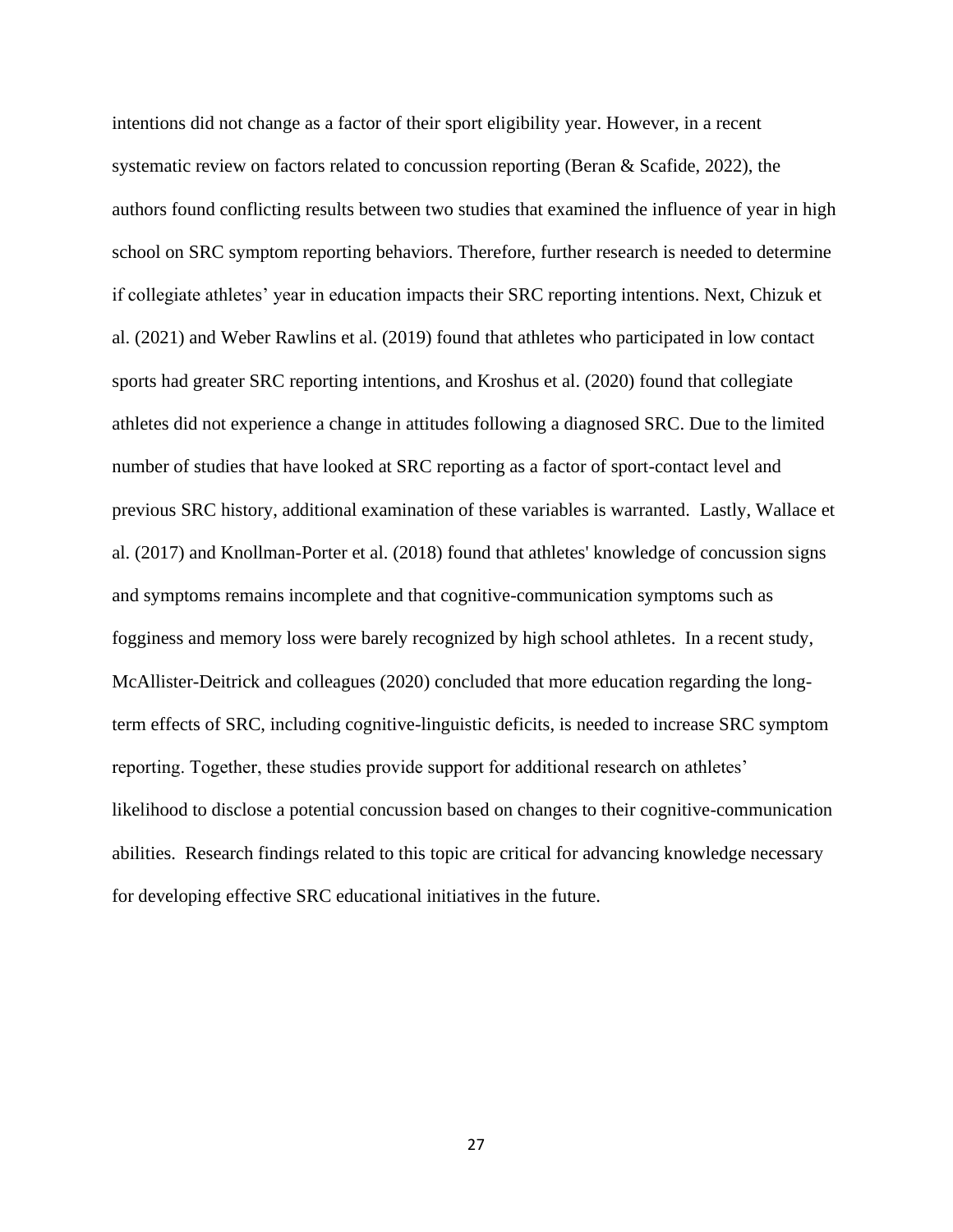intentions did not change as a factor of their sport eligibility year. However, in a recent systematic review on factors related to concussion reporting (Beran & Scafide, 2022), the authors found conflicting results between two studies that examined the influence of year in high school on SRC symptom reporting behaviors. Therefore, further research is needed to determine if collegiate athletes' year in education impacts their SRC reporting intentions. Next, Chizuk et al. (2021) and Weber Rawlins et al. (2019) found that athletes who participated in low contact sports had greater SRC reporting intentions, and Kroshus et al. (2020) found that collegiate athletes did not experience a change in attitudes following a diagnosed SRC. Due to the limited number of studies that have looked at SRC reporting as a factor of sport-contact level and previous SRC history, additional examination of these variables is warranted. Lastly, Wallace et al. (2017) and Knollman-Porter et al. (2018) found that athletes' knowledge of concussion signs and symptoms remains incomplete and that cognitive-communication symptoms such as fogginess and memory loss were barely recognized by high school athletes. In a recent study, McAllister-Deitrick and colleagues (2020) concluded that more education regarding the long-term effects of SRC, including cognitive-linguistic deficits, is needed to increase SRC symptom reporting. Together, these studies provide support for additional research on athletes' likelihood to disclose a potential concussion based on changes to their cognitive-communication abilities. Research findings related to this topic are critical for advancing knowledge necessary for developing effective SRC educational initiatives in the future.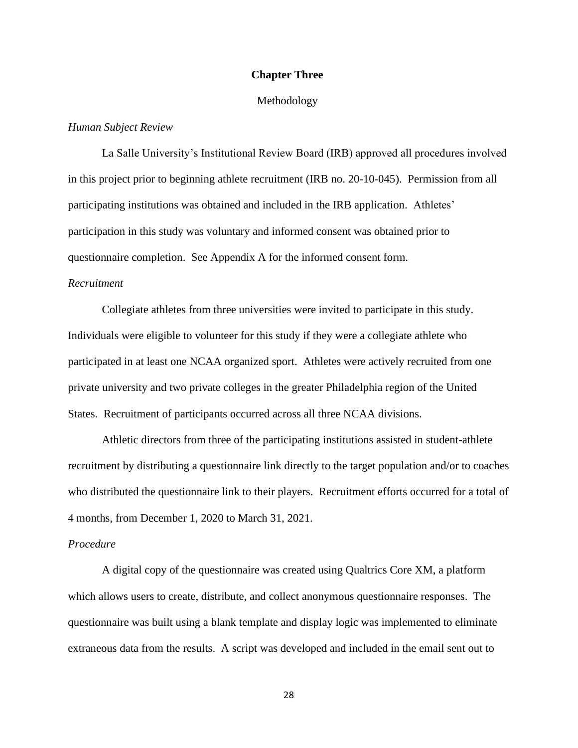# **Chapter Three**

## Methodology

*Human Subject Review*

La Salle University's Institutional Review Board (IRB) approved all procedures involved in this project prior to beginning athlete recruitment (IRB no. 20-10-045). Permission from all participating institutions was obtained and included in the IRB application. Athletes' participation in this study was voluntary and informed consent was obtained prior to questionnaire completion. See Appendix A for the informed consent form.

*Recruitment*

Collegiate athletes from three universities were invited to participate in this study. Individuals were eligible to volunteer for this study if they were a collegiate athlete who participated in at least one NCAA organized sport. Athletes were actively recruited from one private university and two private colleges in the greater Philadelphia region of the United States. Recruitment of participants occurred across all three NCAA divisions.

Athletic directors from three of the participating institutions assisted in student-athlete recruitment by distributing a questionnaire link directly to the target population and/or to coaches who distributed the questionnaire link to their players. Recruitment efforts occurred for a total of 4 months, from December 1, 2020 to March 31, 2021.

*Procedure*

A digital copy of the questionnaire was created using Qualtrics Core XM, a platform which allows users to create, distribute, and collect anonymous questionnaire responses. The questionnaire was built using a blank template and display logic was implemented to eliminate extraneous data from the results. A script was developed and included in the email sent out to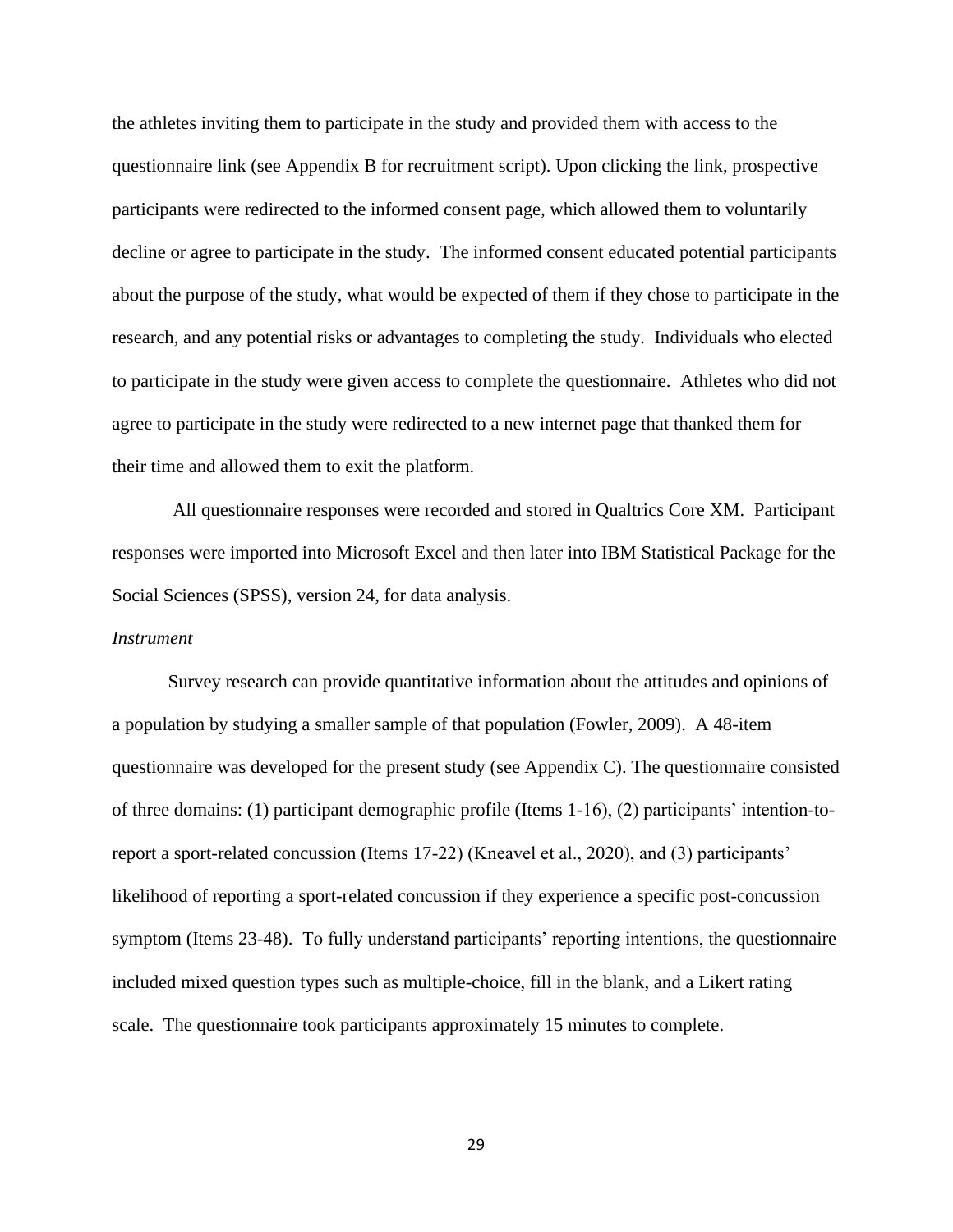the athletes inviting them to participate in the study and provided them with access to the questionnaire link (see Appendix B for recruitment script). Upon clicking the link, prospective participants were redirected to the informed consent page, which allowed them to voluntarily decline or agree to participate in the study. The informed consent educated potential participants about the purpose of the study, what would be expected of them if they chose to participate in the research, and any potential risks or advantages to completing the study. Individuals who elected to participate in the study were given access to complete the questionnaire. Athletes who did not agree to participate in the study were redirected to a new internet page that thanked them for their time and allowed them to exit the platform.

All questionnaire responses were recorded and stored in Qualtrics Core XM. Participant responses were imported into Microsoft Excel and then later into IBM Statistical Package for the Social Sciences (SPSS), version 24, for data analysis.

*Instrument*

Survey research can provide quantitative information about the attitudes and opinions of a population by studying a smaller sample of that population (Fowler, 2009). A 48-item questionnaire was developed for the present study (see Appendix C). The questionnaire consisted of three domains: (1) participant demographic profile (Items 1-16), (2) participants' intention-to-report a sport-related concussion (Items 17-22) (Kneavel et al., 2020), and (3) participants' likelihood of reporting a sport-related concussion if they experience a specific post-concussion symptom (Items 23-48). To fully understand participants' reporting intentions, the questionnaire included mixed question types such as multiple-choice, fill in the blank, and a Likert rating scale. The questionnaire took participants approximately 15 minutes to complete.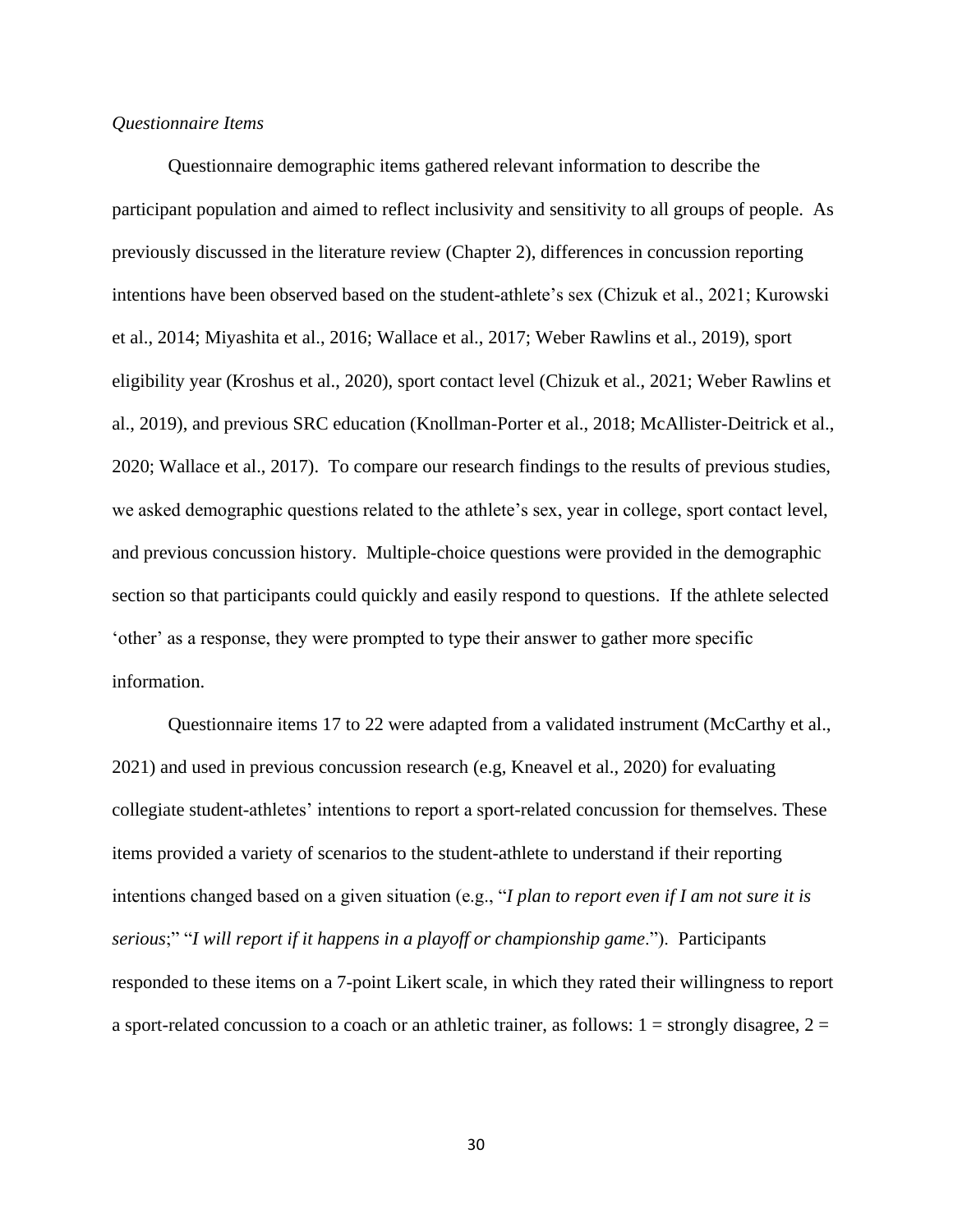*Questionnaire Items*

Questionnaire demographic items gathered relevant information to describe the participant population and aimed to reflect inclusivity and sensitivity to all groups of people. As previously discussed in the literature review (Chapter 2), differences in concussion reporting intentions have been observed based on the student-athlete's sex (Chizuk et al., 2021; Kurowski et al., 2014; Miyashita et al., 2016; Wallace et al., 2017; Weber Rawlins et al., 2019), sport eligibility year (Kroshus et al., 2020), sport contact level (Chizuk et al., 2021; Weber Rawlins et al., 2019), and previous SRC education (Knollman-Porter et al., 2018; McAllister-Deitrick et al., 2020; Wallace et al., 2017). To compare our research findings to the results of previous studies, we asked demographic questions related to the athlete's sex, year in college, sport contact level, and previous concussion history. Multiple-choice questions were provided in the demographic section so that participants could quickly and easily respond to questions. If the athlete selected 'other' as a response, they were prompted to type their answer to gather more specific information.

Questionnaire items 17 to 22 were adapted from a validated instrument (McCarthy et al., 2021) and used in previous concussion research (e.g, Kneavel et al., 2020) for evaluating collegiate student-athletes' intentions to report a sport-related concussion for themselves. These items provided a variety of scenarios to the student-athlete to understand if their reporting intentions changed based on a given situation (e.g., "*I plan to report even if I am not sure it is serious*;" "*I will report if it happens in a playoff or championship game*."). Participants responded to these items on a 7-point Likert scale, in which they rated their willingness to report a sport-related concussion to a coach or an athletic trainer, as follows: 1 = strongly disagree, 2 =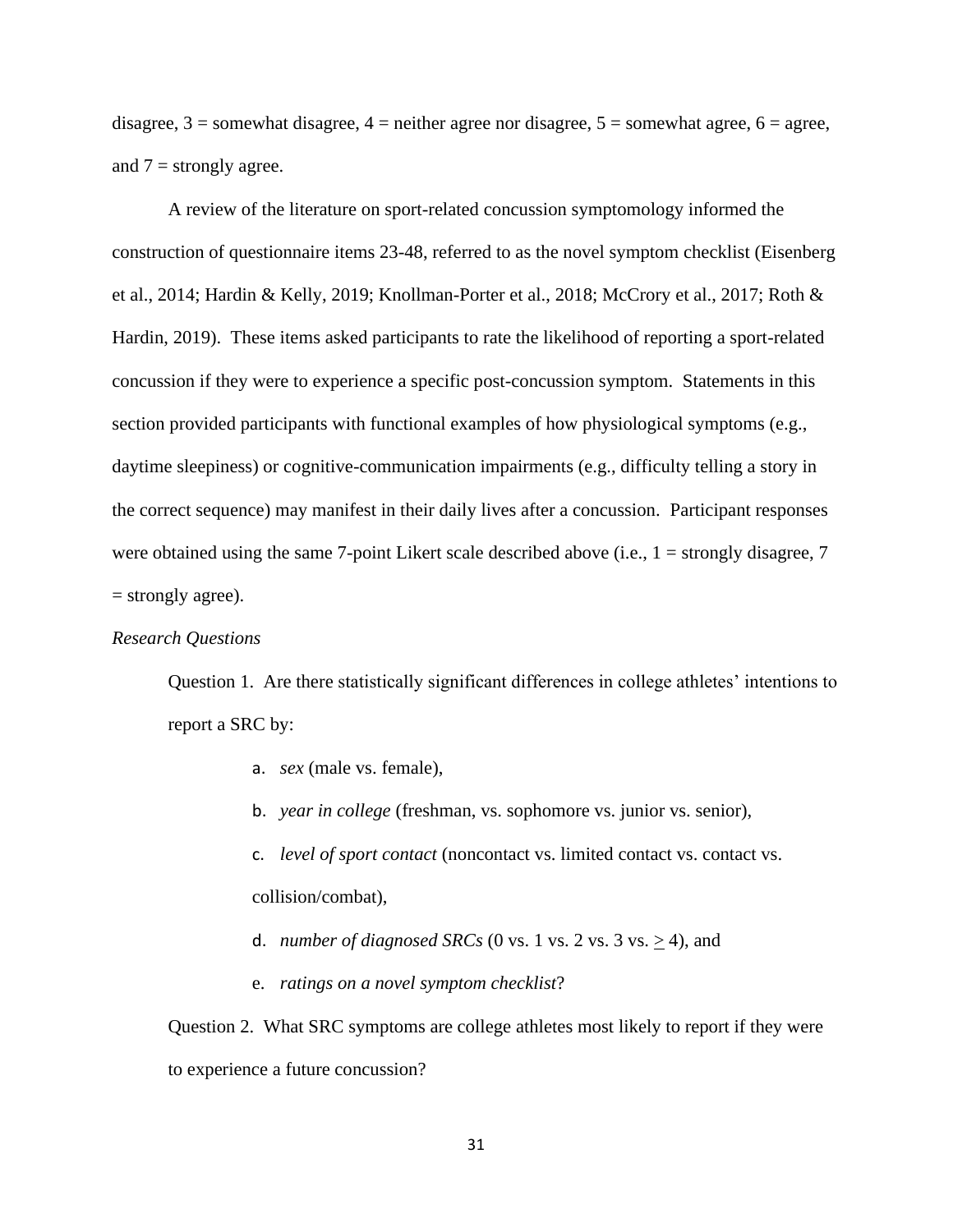disagree, 3 = somewhat disagree, 4 = neither agree nor disagree, 5 = somewhat agree, 6 = agree, and 7 = strongly agree.

A review of the literature on sport-related concussion symptomology informed the construction of questionnaire items 23-48, referred to as the novel symptom checklist (Eisenberg et al., 2014; Hardin & Kelly, 2019; Knollman-Porter et al., 2018; McCrory et al., 2017; Roth & Hardin, 2019). These items asked participants to rate the likelihood of reporting a sport-related concussion if they were to experience a specific post-concussion symptom. Statements in this section provided participants with functional examples of how physiological symptoms (e.g., daytime sleepiness) or cognitive-communication impairments (e.g., difficulty telling a story in the correct sequence) may manifest in their daily lives after a concussion. Participant responses were obtained using the same 7-point Likert scale described above (i.e., 1 = strongly disagree, 7 = strongly agree).

*Research Questions*

Question 1. Are there statistically significant differences in college athletes' intentions to report a SRC by:

a. *sex* (male vs. female),

b. *year in college* (freshman, vs. sophomore vs. junior vs. senior),

c. *level of sport contact* (noncontact vs. limited contact vs. contact vs. collision/combat),

d. *number of diagnosed SRCs* (0 vs. 1 vs. 2 vs. 3 vs. $\geq$ 4), and

e. *ratings on a novel symptom checklist*?

Question 2. What SRC symptoms are college athletes most likely to report if they were to experience a future concussion?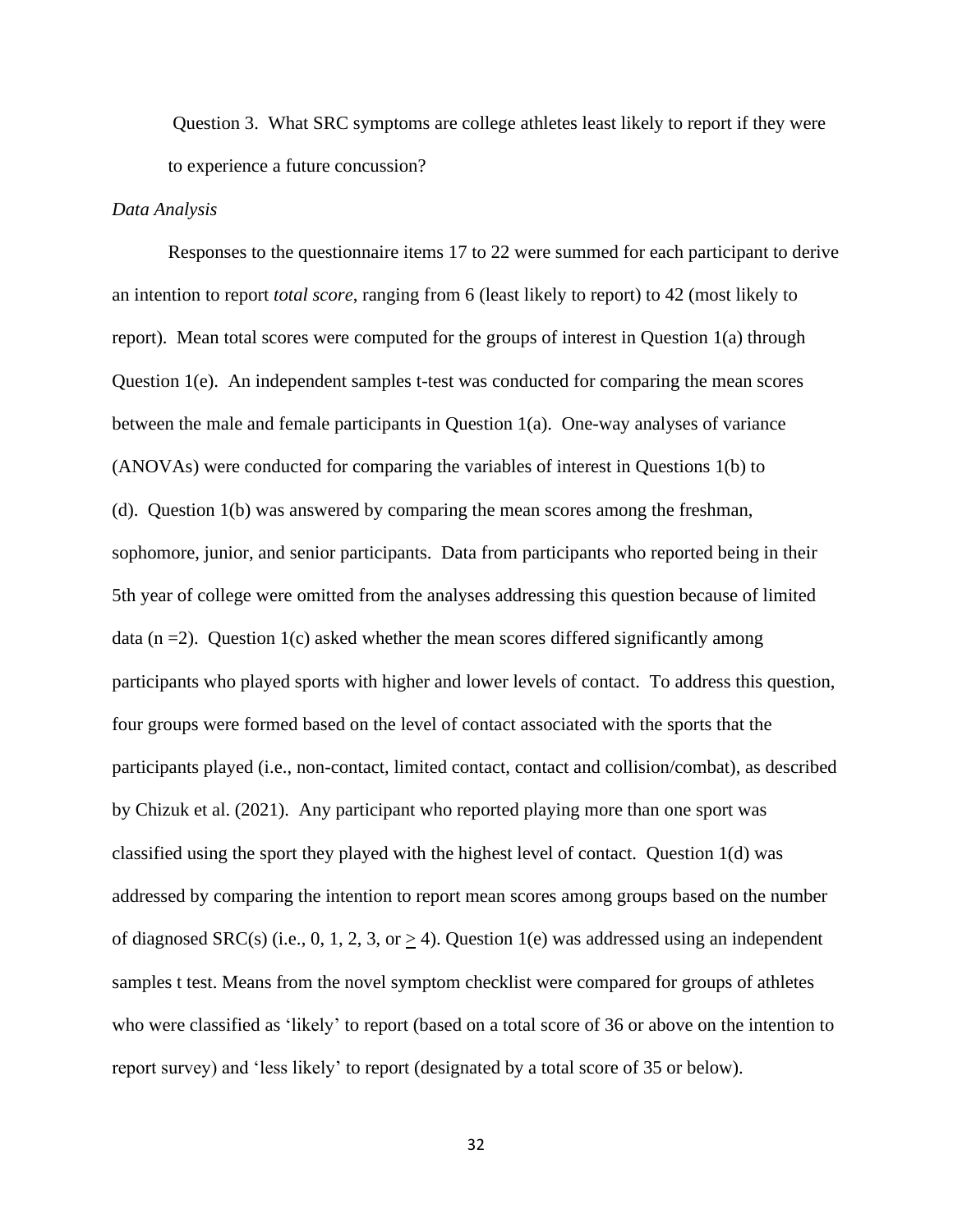Question 3. What SRC symptoms are college athletes least likely to report if they were to experience a future concussion?

*Data Analysis*

Responses to the questionnaire items 17 to 22 were summed for each participant to derive an intention to report *total score*, ranging from 6 (least likely to report) to 42 (most likely to report). Mean total scores were computed for the groups of interest in Question 1(a) through Question 1(e). An independent samples t-test was conducted for comparing the mean scores between the male and female participants in Question 1(a). One-way analyses of variance (ANOVAs) were conducted for comparing the variables of interest in Questions 1(b) to (d). Question 1(b) was answered by comparing the mean scores among the freshman, sophomore, junior, and senior participants. Data from participants who reported being in their 5th year of college were omitted from the analyses addressing this question because of limited data ($n = 2$). Question 1(c) asked whether the mean scores differed significantly among participants who played sports with higher and lower levels of contact. To address this question, four groups were formed based on the level of contact associated with the sports that the participants played (i.e., non-contact, limited contact, contact and collision/combat), as described by Chizuk et al. (2021). Any participant who reported playing more than one sport was classified using the sport they played with the highest level of contact. Question 1(d) was addressed by comparing the intention to report mean scores among groups based on the number of diagnosed SRC(s) (i.e., 0, 1, 2, 3, or $\geq 4$). Question 1(e) was addressed using an independent samples t test. Means from the novel symptom checklist were compared for groups of athletes who were classified as 'likely' to report (based on a total score of 36 or above on the intention to report survey) and 'less likely' to report (designated by a total score of 35 or below).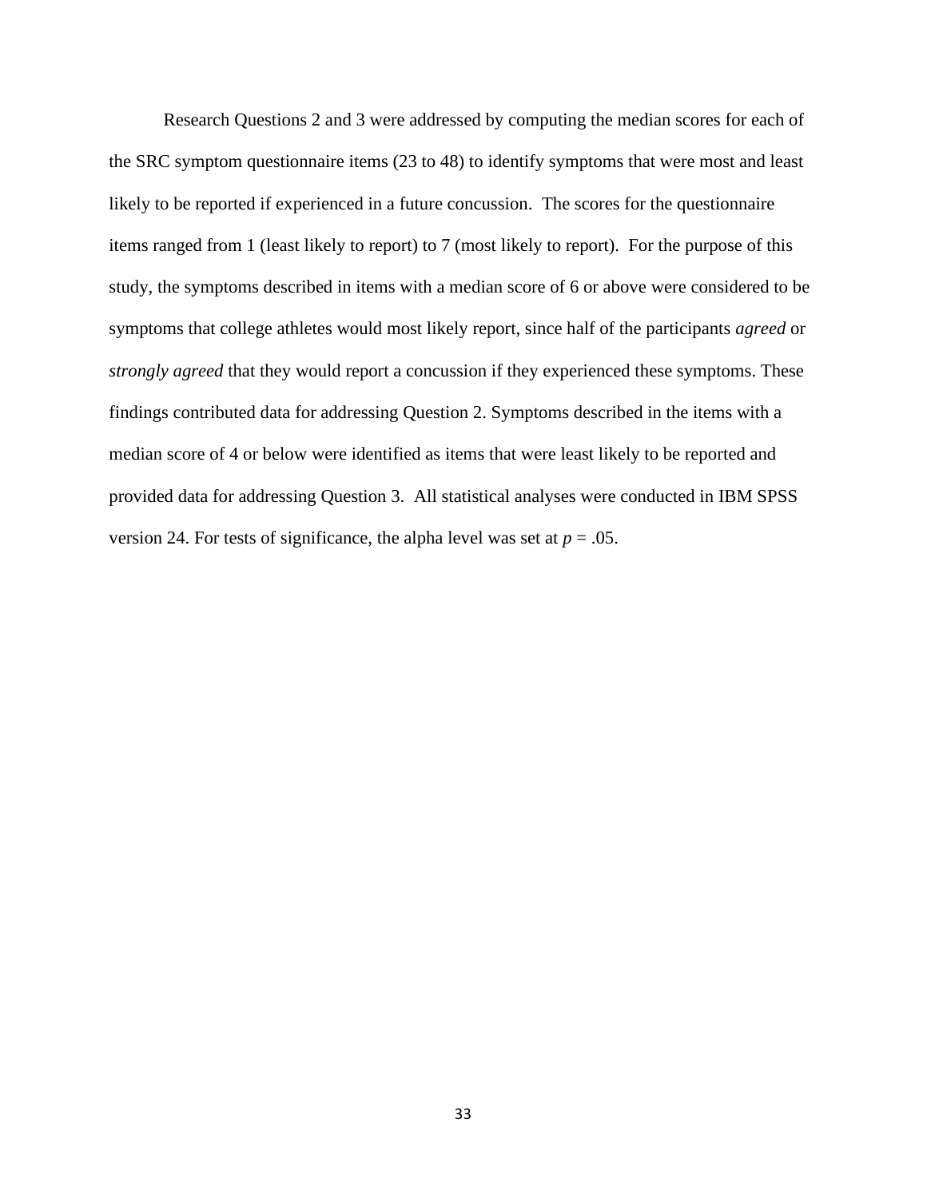Research Questions 2 and 3 were addressed by computing the median scores for each of the SRC symptom questionnaire items (23 to 48) to identify symptoms that were most and least likely to be reported if experienced in a future concussion. The scores for the questionnaire items ranged from 1 (least likely to report) to 7 (most likely to report). For the purpose of this study, the symptoms described in items with a median score of 6 or above were considered to be symptoms that college athletes would most likely report, since half of the participants *agreed* or *strongly agreed* that they would report a concussion if they experienced these symptoms. These findings contributed data for addressing Question 2. Symptoms described in the items with a median score of 4 or below were identified as items that were least likely to be reported and provided data for addressing Question 3. All statistical analyses were conducted in IBM SPSS version 24. For tests of significance, the alpha level was set at $p = .05$.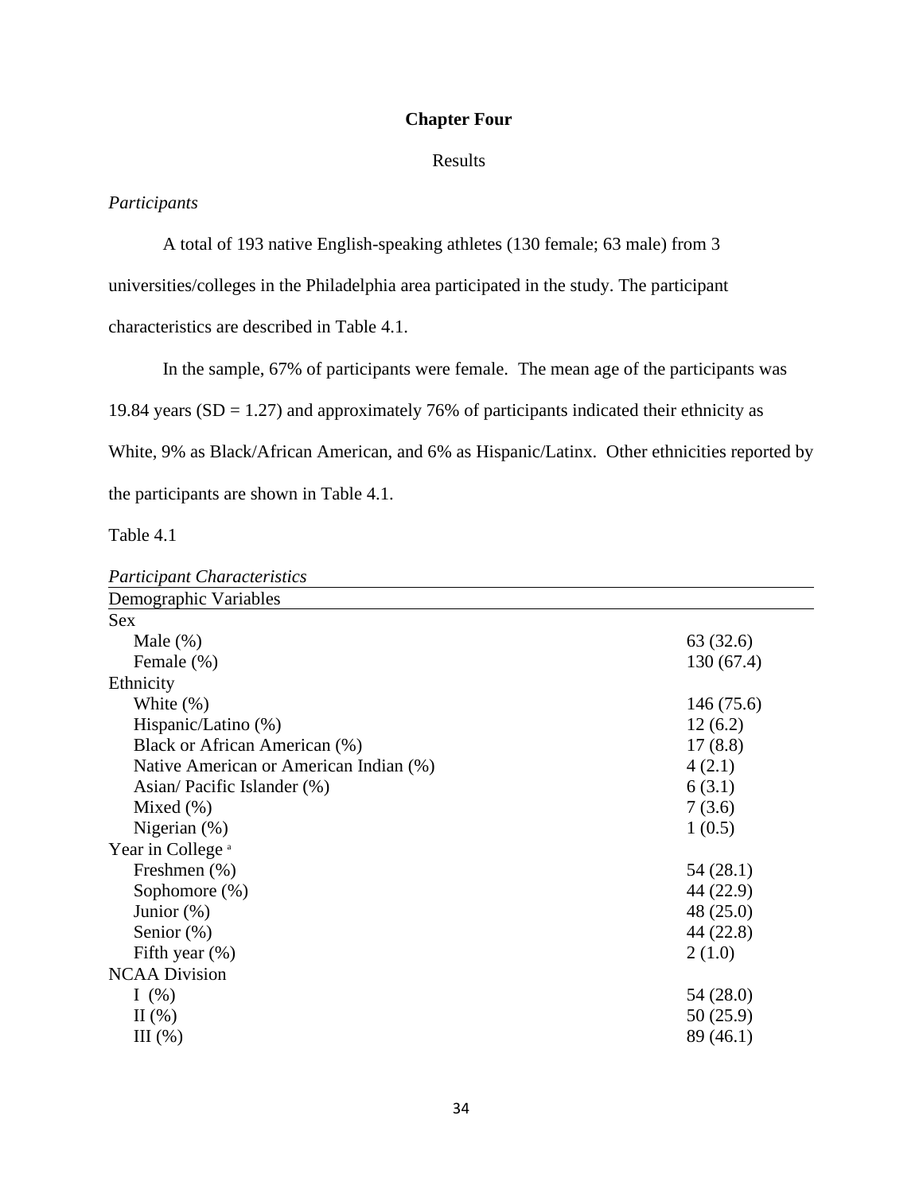**Chapter Four**

Results

*Participants*

A total of 193 native English-speaking athletes (130 female; 63 male) from 3 universities/colleges in the Philadelphia area participated in the study. The participant characteristics are described in Table 4.1.

In the sample, 67% of participants were female. The mean age of the participants was 19.84 years (SD = 1.27) and approximately 76% of participants indicated their ethnicity as White, 9% as Black/African American, and 6% as Hispanic/Latinx. Other ethnicities reported by the participants are shown in Table 4.1.

Table 4.1

*Participant Characteristics*

| Demographic Variables | |
|---|---|
| Sex | |
| Male (%) | 63 (32.6) |
| Female (%) | 130 (67.4) |
| Ethnicity | |
| White (%) | 146 (75.6) |
| Hispanic/Latino (%) | 12 (6.2) |
| Black or African American (%) | 17 (8.8) |
| Native American or American Indian (%) | 4 (2.1) |
| Asian/ Pacific Islander (%) | 6 (3.1) |
| Mixed (%) | 7 (3.6) |
| Nigerian (%) | 1 (0.5) |
| Year in College [a] | |
| Freshmen (%) | 54 (28.1) |
| Sophomore (%) | 44 (22.9) |
| Junior (%) | 48 (25.0) |
| Senior (%) | 44 (22.8) |
| Fifth year (%) | 2 (1.0) |
| NCAA Division | |
| I (%) | 54 (28.0) |
| II (%) | 50 (25.9) |
| III (%) | 89 (46.1) |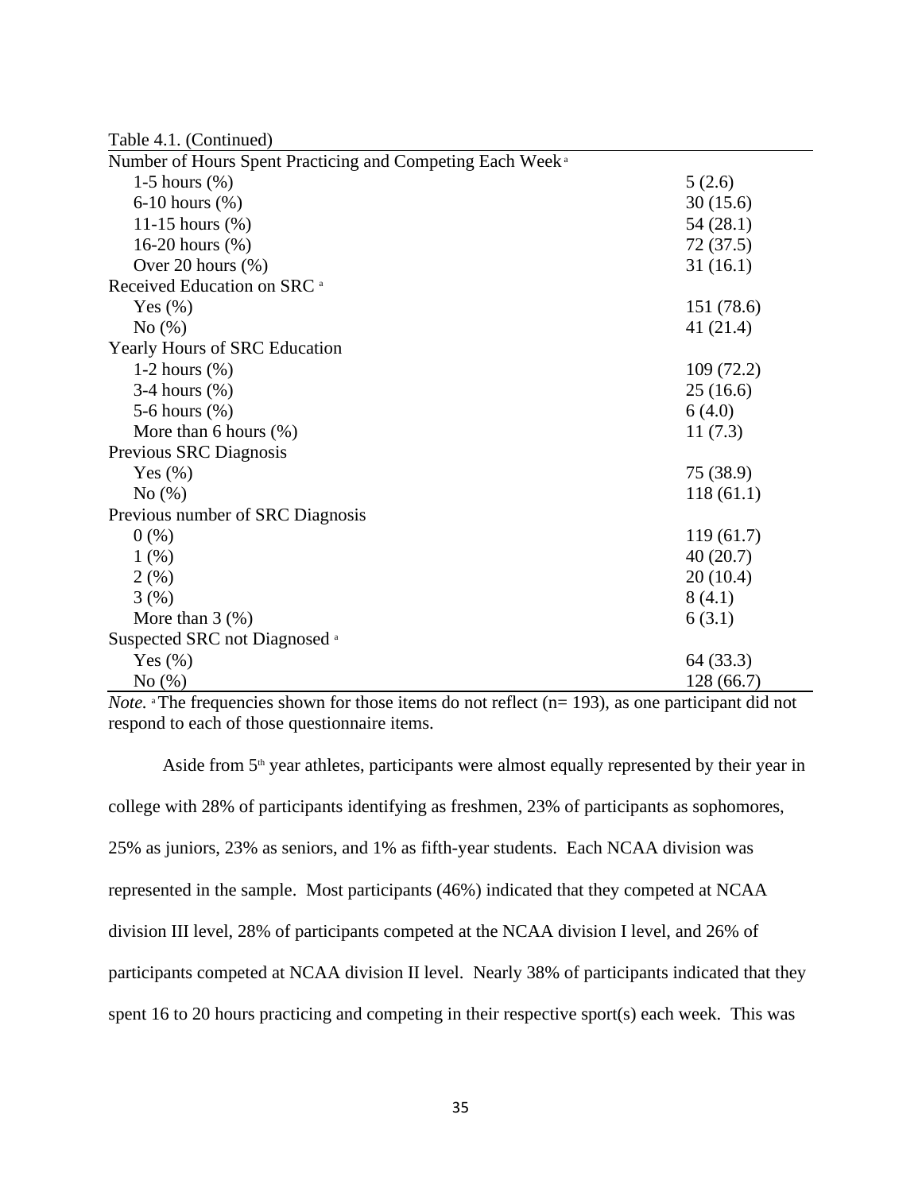Table 4.1. (Continued)

| | |
|---|---|
| Number of Hours Spent Practicing and Competing Each Week [a] | |
| 1-5 hours (%) | 5 (2.6) |
| 6-10 hours (%) | 30 (15.6) |
| 11-15 hours (%) | 54 (28.1) |
| 16-20 hours (%) | 72 (37.5) |
| Over 20 hours (%) | 31 (16.1) |
| Received Education on SRC [a] | |
| Yes (%) | 151 (78.6) |
| No (%) | 41 (21.4) |
| Yearly Hours of SRC Education | |
| 1-2 hours (%) | 109 (72.2) |
| 3-4 hours (%) | 25 (16.6) |
| 5-6 hours (%) | 6 (4.0) |
| More than 6 hours (%) | 11 (7.3) |
| Previous SRC Diagnosis | |
| Yes (%) | 75 (38.9) |
| No (%) | 118 (61.1) |
| Previous number of SRC Diagnosis | |
| 0 (%) | 119 (61.7) |
| 1 (%) | 40 (20.7) |
| 2 (%) | 20 (10.4) |
| 3 (%) | 8 (4.1) |
| More than 3 (%) | 6 (3.1) |
| Suspected SRC not Diagnosed [a] | |
| Yes (%) | 64 (33.3) |
| No (%) | 128 (66.7) |

*Note.* [a] The frequencies shown for those items do not reflect (n= 193), as one participant did not respond to each of those questionnaire items.

Aside from 5th year athletes, participants were almost equally represented by their year in college with 28% of participants identifying as freshmen, 23% of participants as sophomores, 25% as juniors, 23% as seniors, and 1% as fifth-year students. Each NCAA division was represented in the sample. Most participants (46%) indicated that they competed at NCAA division III level, 28% of participants competed at the NCAA division I level, and 26% of participants competed at NCAA division II level. Nearly 38% of participants indicated that they spent 16 to 20 hours practicing and competing in their respective sport(s) each week. This was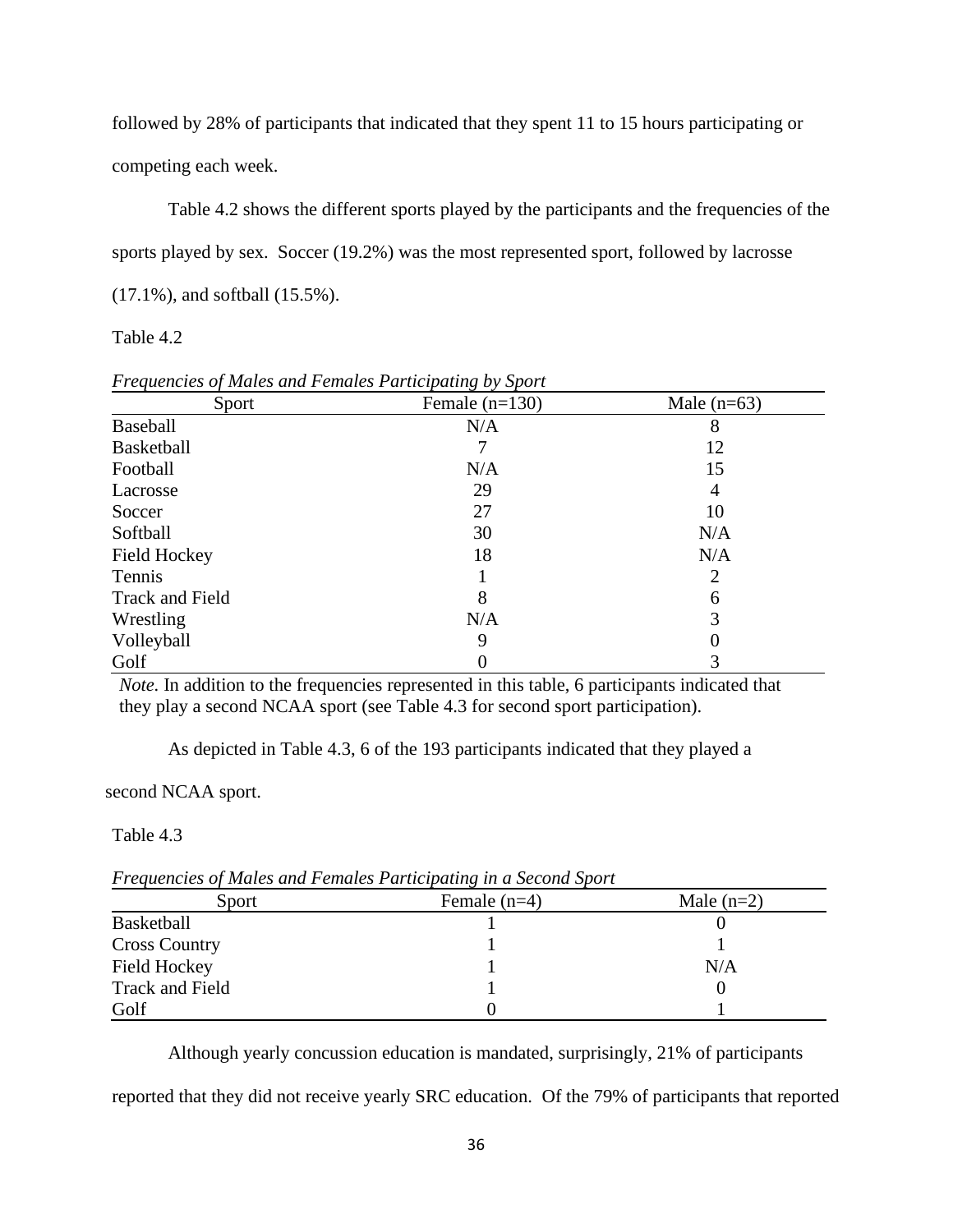followed by 28% of participants that indicated that they spent 11 to 15 hours participating or competing each week.

Table 4.2 shows the different sports played by the participants and the frequencies of the sports played by sex. Soccer (19.2%) was the most represented sport, followed by lacrosse (17.1%), and softball (15.5%).

Table 4.2

*Frequencies of Males and Females Participating by Sport*

| Sport | Female (n=130) | Male (n=63) |
|---|---|---|
| Baseball | N/A | 8 |
| Basketball | 7 | 12 |
| Football | N/A | 15 |
| Lacrosse | 29 | 4 |
| Soccer | 27 | 10 |
| Softball | 30 | N/A |
| Field Hockey | 18 | N/A |
| Tennis | 1 | 2 |
| Track and Field | 8 | 6 |
| Wrestling | N/A | 3 |
| Volleyball | 9 | 0 |
| Golf | 0 | 3 |

*Note.* In addition to the frequencies represented in this table, 6 participants indicated that they play a second NCAA sport (see Table 4.3 for second sport participation).

As depicted in Table 4.3, 6 of the 193 participants indicated that they played a second NCAA sport.

Table 4.3

*Frequencies of Males and Females Participating in a Second Sport*

| Sport | Female (n=4) | Male (n=2) |
|---|---|---|
| Basketball | 1 | 0 |
| Cross Country | 1 | 1 |
| Field Hockey | 1 | N/A |
| Track and Field | 1 | 0 |
| Golf | 0 | 1 |

Although yearly concussion education is mandated, surprisingly, 21% of participants reported that they did not receive yearly SRC education. Of the 79% of participants that reported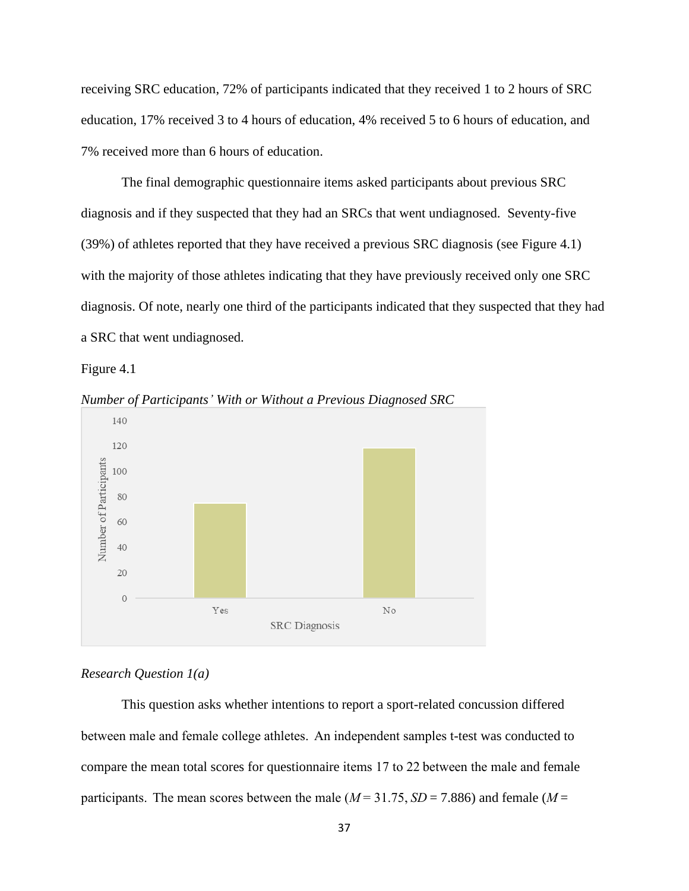receiving SRC education, 72% of participants indicated that they received 1 to 2 hours of SRC education, 17% received 3 to 4 hours of education, 4% received 5 to 6 hours of education, and 7% received more than 6 hours of education.

The final demographic questionnaire items asked participants about previous SRC diagnosis and if they suspected that they had an SRCs that went undiagnosed. Seventy-five (39%) of athletes reported that they have received a previous SRC diagnosis (see Figure 4.1) with the majority of those athletes indicating that they have previously received only one SRC diagnosis. Of note, nearly one third of the participants indicated that they suspected that they had a SRC that went undiagnosed.

Figure 4.1

*Number of Participants' With or Without a Previous Diagnosed SRC*

### *Research Question 1(a)*

This question asks whether intentions to report a sport-related concussion differed between male and female college athletes. An independent samples t-test was conducted to compare the mean total scores for questionnaire items 17 to 22 between the male and female participants. The mean scores between the male ($M = 31.75$, $SD = 7.886$) and female ($M =$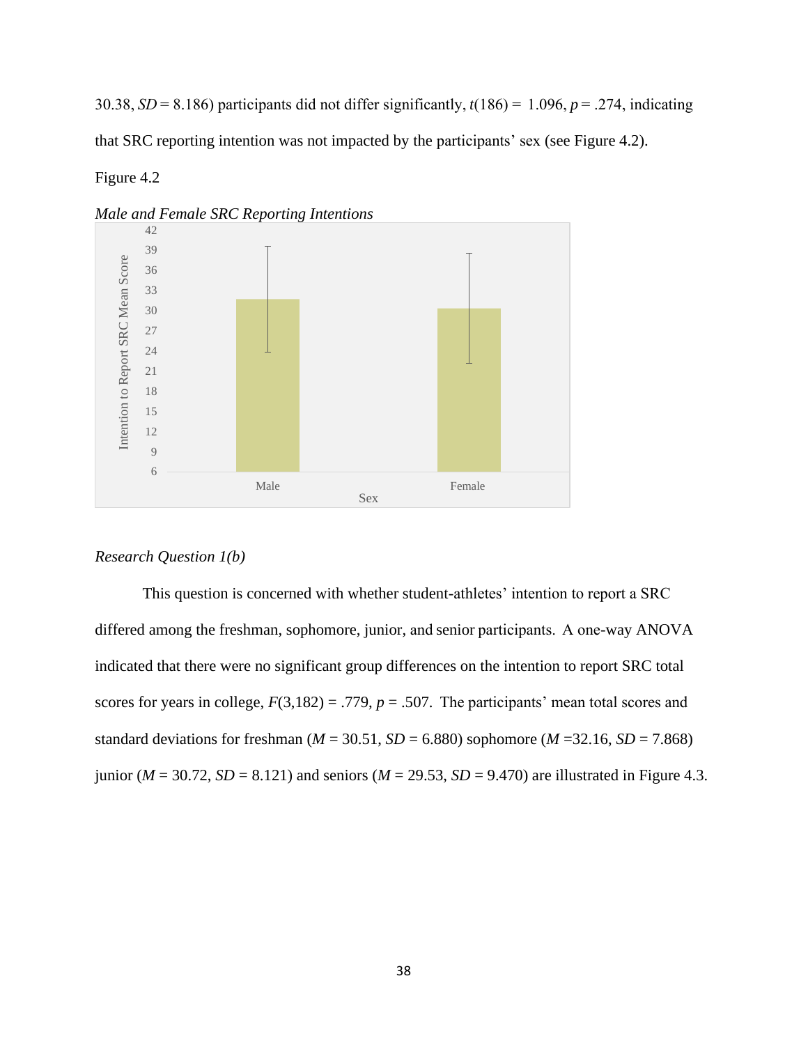30.38, $SD = 8.186$) participants did not differ significantly, $t(186) = 1.096$, $p = .274$, indicating that SRC reporting intention was not impacted by the participants' sex (see Figure 4.2).

Figure 4.2

*Male and Female SRC Reporting Intentions*

## Research Question 1(b)

This question is concerned with whether student-athletes' intention to report a SRC differed among the freshman, sophomore, junior, and senior participants. A one-way ANOVA indicated that there were no significant group differences on the intention to report SRC total scores for years in college, $F(3,182) = .779$, $p = .507$. The participants' mean total scores and standard deviations for freshman ($M = 30.51$, $SD = 6.880$) sophomore ($M = 32.16$, $SD = 7.868$) junior ($M = 30.72$, $SD = 8.121$) and seniors ($M = 29.53$, $SD = 9.470$) are illustrated in Figure 4.3.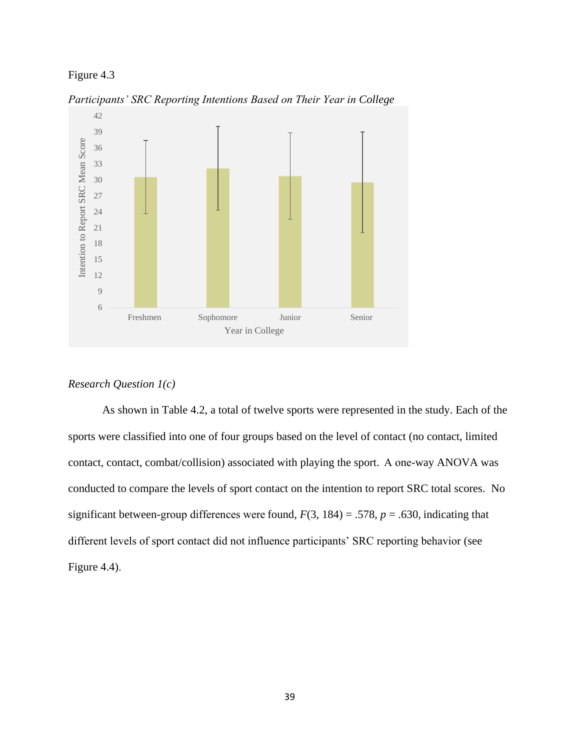Figure 4.3

*Participants' SRC Reporting Intentions Based on Their Year in College*

*Research Question 1(c)*

As shown in Table 4.2, a total of twelve sports were represented in the study. Each of the sports were classified into one of four groups based on the level of contact (no contact, limited contact, contact, combat/collision) associated with playing the sport. A one-way ANOVA was conducted to compare the levels of sport contact on the intention to report SRC total scores. No significant between-group differences were found, $F(3, 184) = .578$, $p = .630$, indicating that different levels of sport contact did not influence participants' SRC reporting behavior (see Figure 4.4).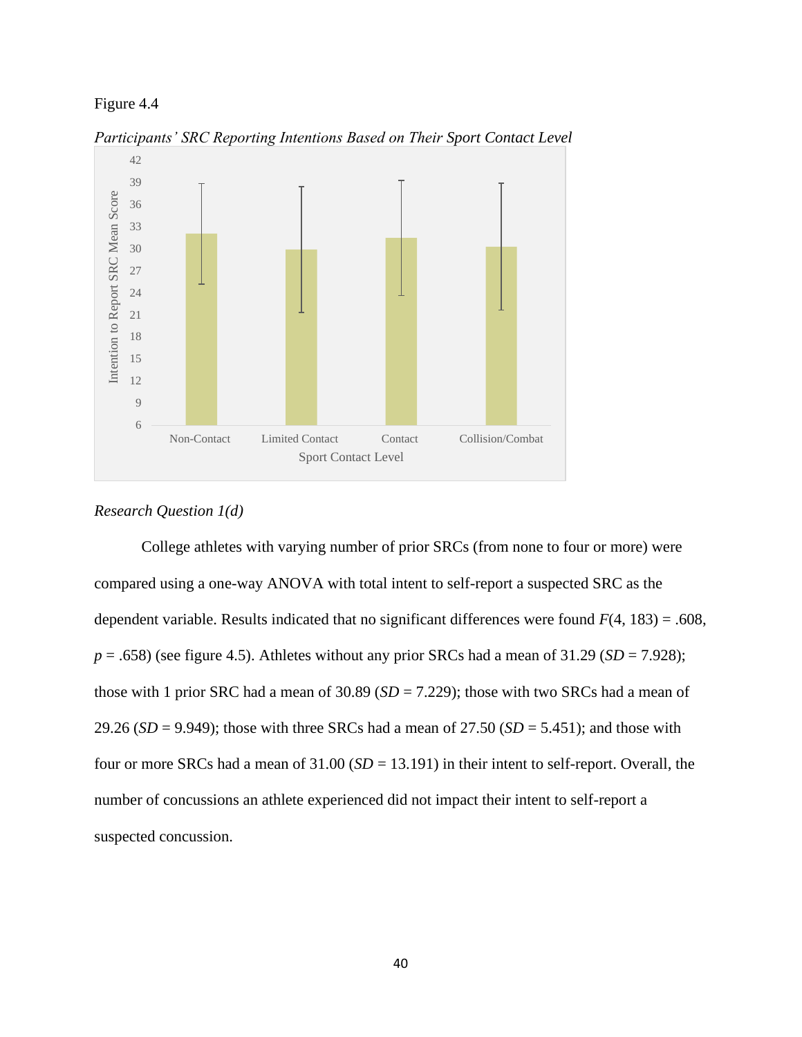Figure 4.4

*Participants' SRC Reporting Intentions Based on Their Sport Contact Level*

*Research Question 1(d)*

College athletes with varying number of prior SRCs (from none to four or more) were compared using a one-way ANOVA with total intent to self-report a suspected SRC as the dependent variable. Results indicated that no significant differences were found $F(4, 183) = .608$, $p = .658$) (see figure 4.5). Athletes without any prior SRCs had a mean of 31.29 ($SD = 7.928$); those with 1 prior SRC had a mean of 30.89 ($SD = 7.229$); those with two SRCs had a mean of 29.26 ($SD = 9.949$); those with three SRCs had a mean of 27.50 ($SD = 5.451$); and those with four or more SRCs had a mean of 31.00 ($SD = 13.191$) in their intent to self-report. Overall, the number of concussions an athlete experienced did not impact their intent to self-report a suspected concussion.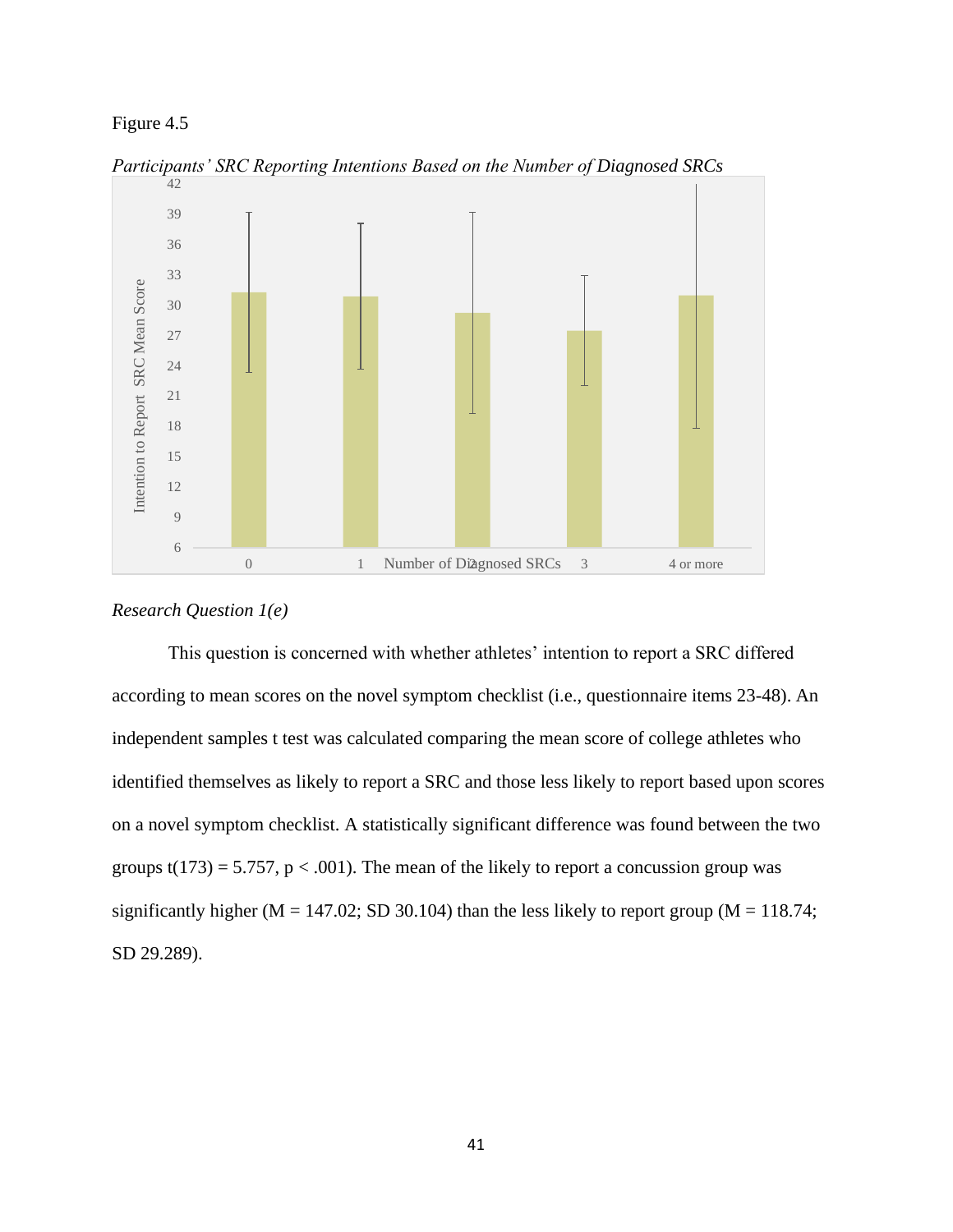Figure 4.5

*Participants' SRC Reporting Intentions Based on the Number of Diagnosed SRCs*

*Research Question 1(e)*

This question is concerned with whether athletes' intention to report a SRC differed according to mean scores on the novel symptom checklist (i.e., questionnaire items 23-48). An independent samples t test was calculated comparing the mean score of college athletes who identified themselves as likely to report a SRC and those less likely to report based upon scores on a novel symptom checklist. A statistically significant difference was found between the two groups $t(173) = 5.757$, $p < .001$). The mean of the likely to report a concussion group was significantly higher ($M = 147.02$; SD 30.104) than the less likely to report group ($M = 118.74$; SD 29.289).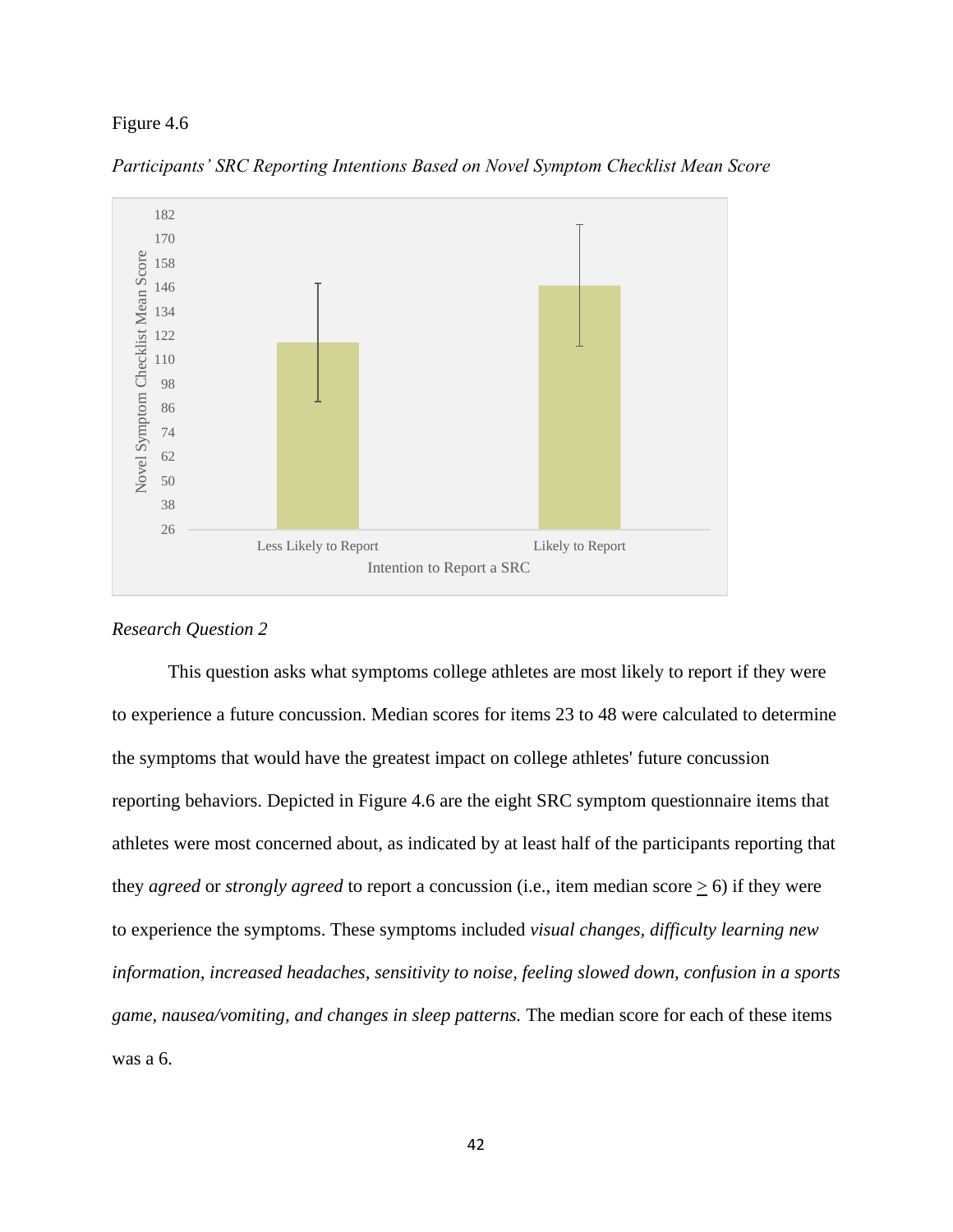Figure 4.6

*Participants' SRC Reporting Intentions Based on Novel Symptom Checklist Mean Score*

*Research Question 2*

This question asks what symptoms college athletes are most likely to report if they were to experience a future concussion. Median scores for items 23 to 48 were calculated to determine the symptoms that would have the greatest impact on college athletes' future concussion reporting behaviors. Depicted in Figure 4.6 are the eight SRC symptom questionnaire items that athletes were most concerned about, as indicated by at least half of the participants reporting that they *agreed* or *strongly agreed* to report a concussion (i.e., item median score $\geq$ 6) if they were to experience the symptoms. These symptoms included *visual changes*, *difficulty learning new information*, *increased headaches*, *sensitivity to noise*, *feeling slowed down*, *confusion in a sports game*, *nausea/vomiting*, *and changes in sleep patterns.* The median score for each of these items was a 6.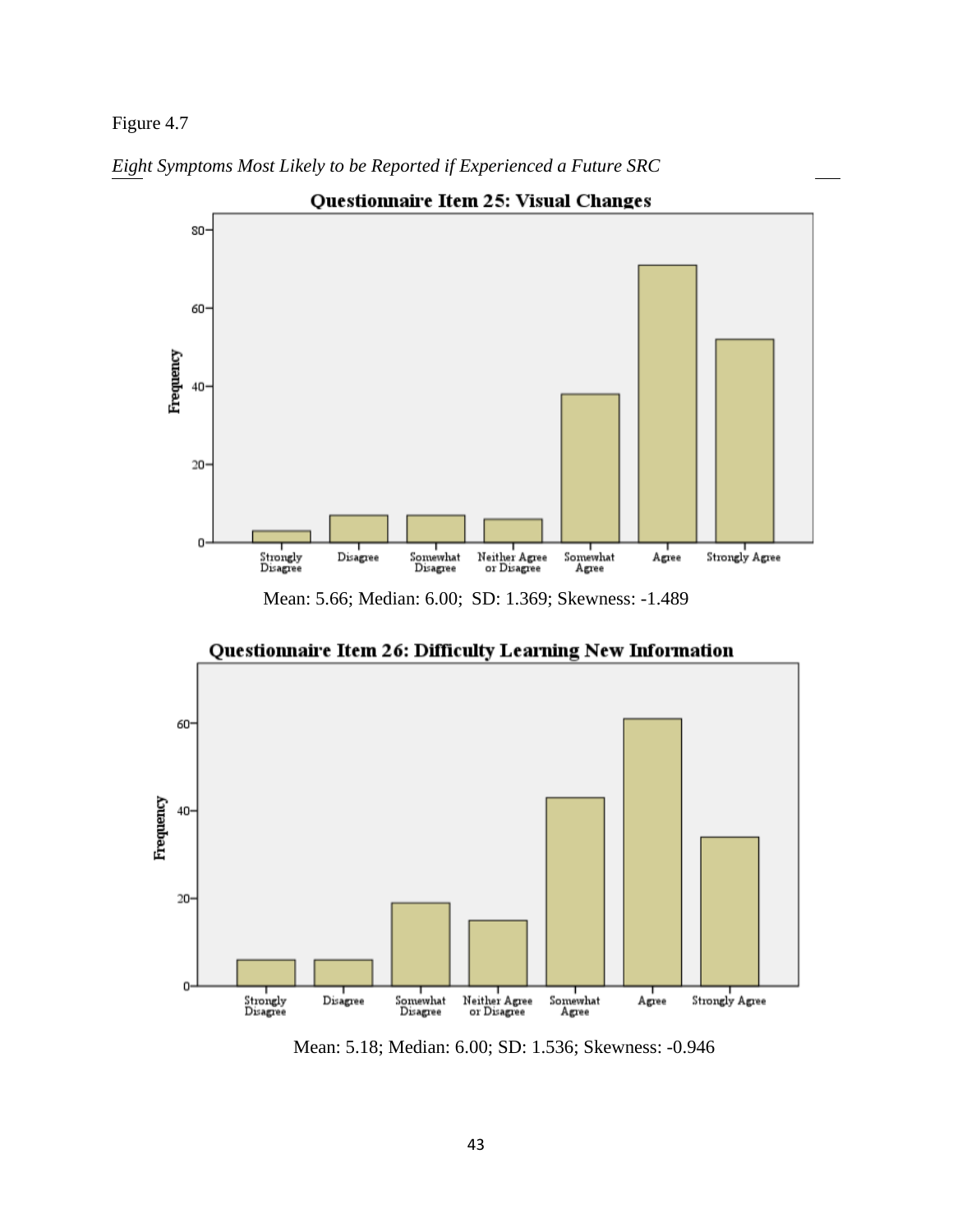Figure 4.7

*Eight Symptoms Most Likely to be Reported if Experienced a Future SRC*

**Questionnaire Item 25: Visual Changes**

Mean: 5.66; Median: 6.00; SD: 1.369; Skewness: -1.489

**Questionnaire Item 26: Difficulty Learning New Information**

Mean: 5.18; Median: 6.00; SD: 1.536; Skewness: -0.946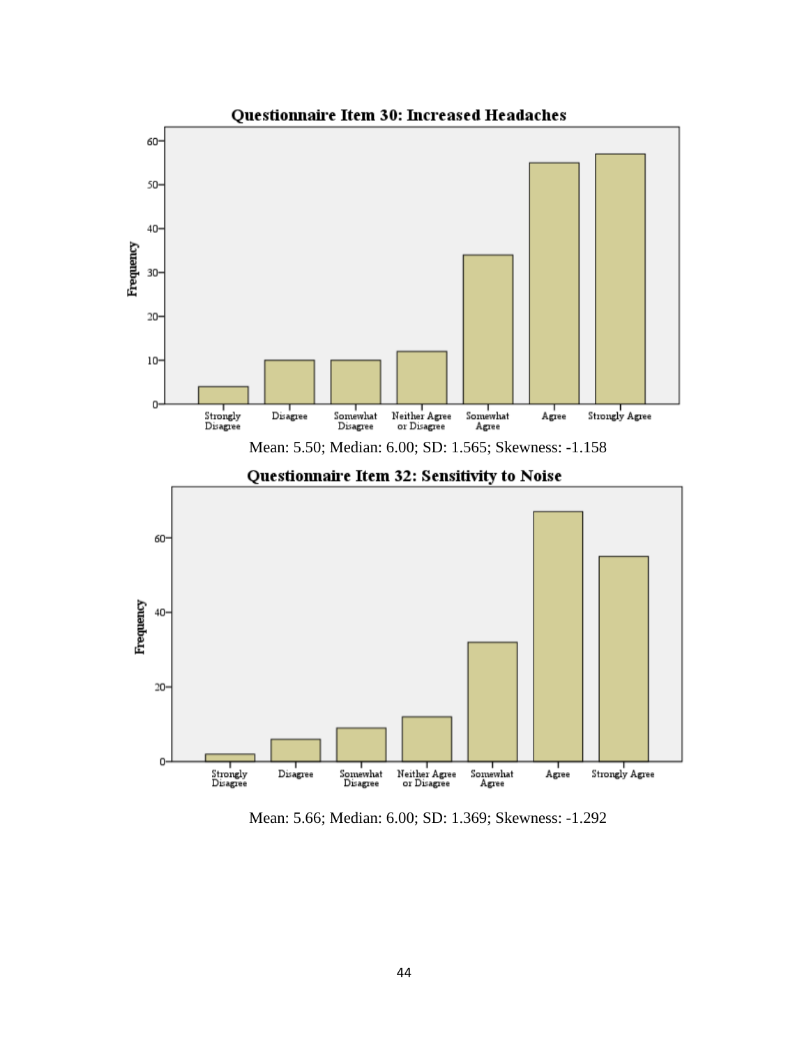**Questionnaire Item 30: Increased Headaches**

Mean: 5.50; Median: 6.00; SD: 1.565; Skewness: -1.158

**Questionnaire Item 32: Sensitivity to Noise**

Mean: 5.66; Median: 6.00; SD: 1.369; Skewness: -1.292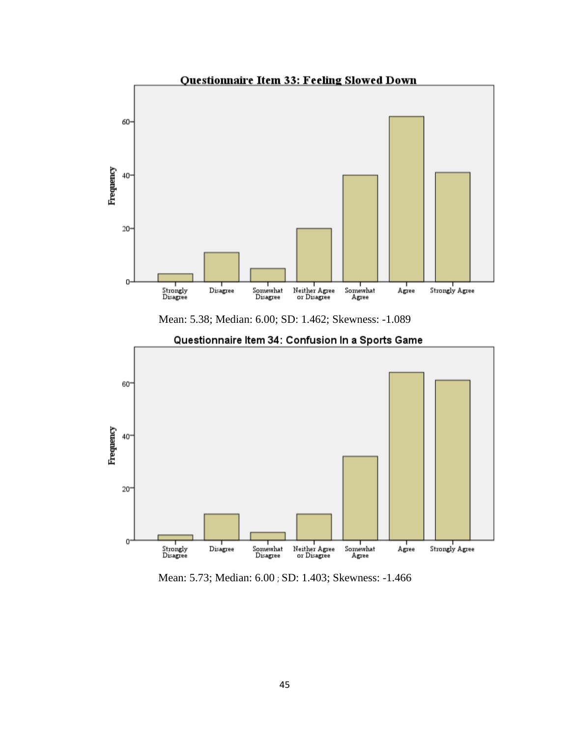Questionnaire Item 33: Feeling Slowed Down

Mean: 5.38; Median: 6.00; SD: 1.462; Skewness: -1.089

Questionnaire Item 34: Confusion In a Sports Game

Mean: 5.73; Median: 6.00 ; SD: 1.403; Skewness: -1.466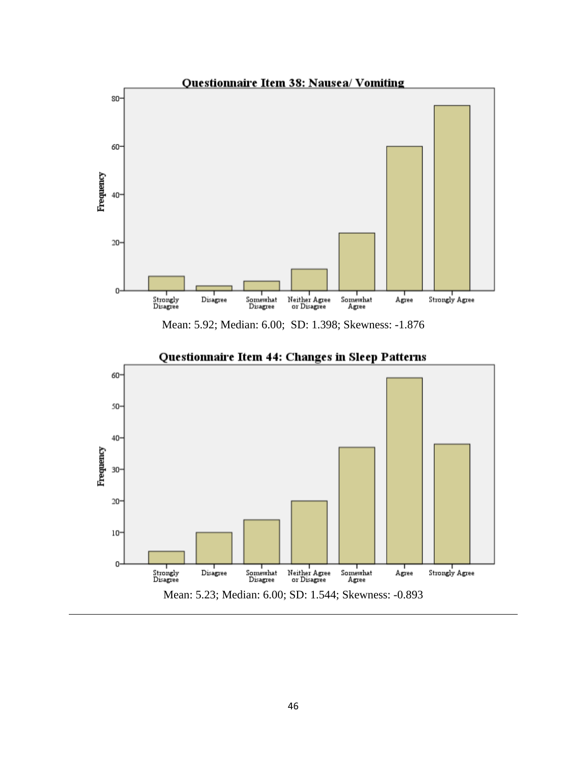**Questionnaire Item 38: Nausea/ Vomiting**

Mean: 5.92; Median: 6.00; SD: 1.398; Skewness: -1.876

**Questionnaire Item 44: Changes in Sleep Patterns**

Mean: 5.23; Median: 6.00; SD: 1.544; Skewness: -0.893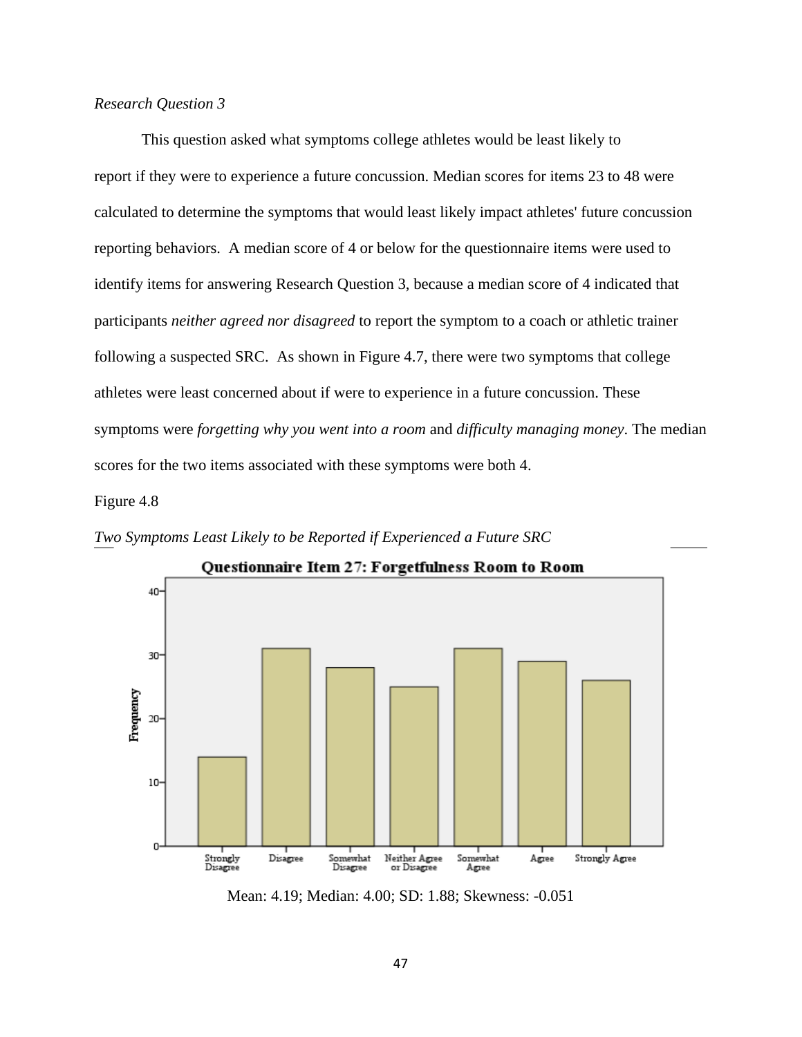*Research Question 3*

This question asked what symptoms college athletes would be least likely to report if they were to experience a future concussion. Median scores for items 23 to 48 were calculated to determine the symptoms that would least likely impact athletes' future concussion reporting behaviors. A median score of 4 or below for the questionnaire items were used to identify items for answering Research Question 3, because a median score of 4 indicated that participants *neither agreed nor disagreed* to report the symptom to a coach or athletic trainer following a suspected SRC. As shown in Figure 4.7, there were two symptoms that college athletes were least concerned about if were to experience in a future concussion. These symptoms were *forgetting why you went into a room* and *difficulty managing money*. The median scores for the two items associated with these symptoms were both 4.

Figure 4.8

*Two Symptoms Least Likely to be Reported if Experienced a Future SRC*

Mean: 4.19; Median: 4.00; SD: 1.88; Skewness: -0.051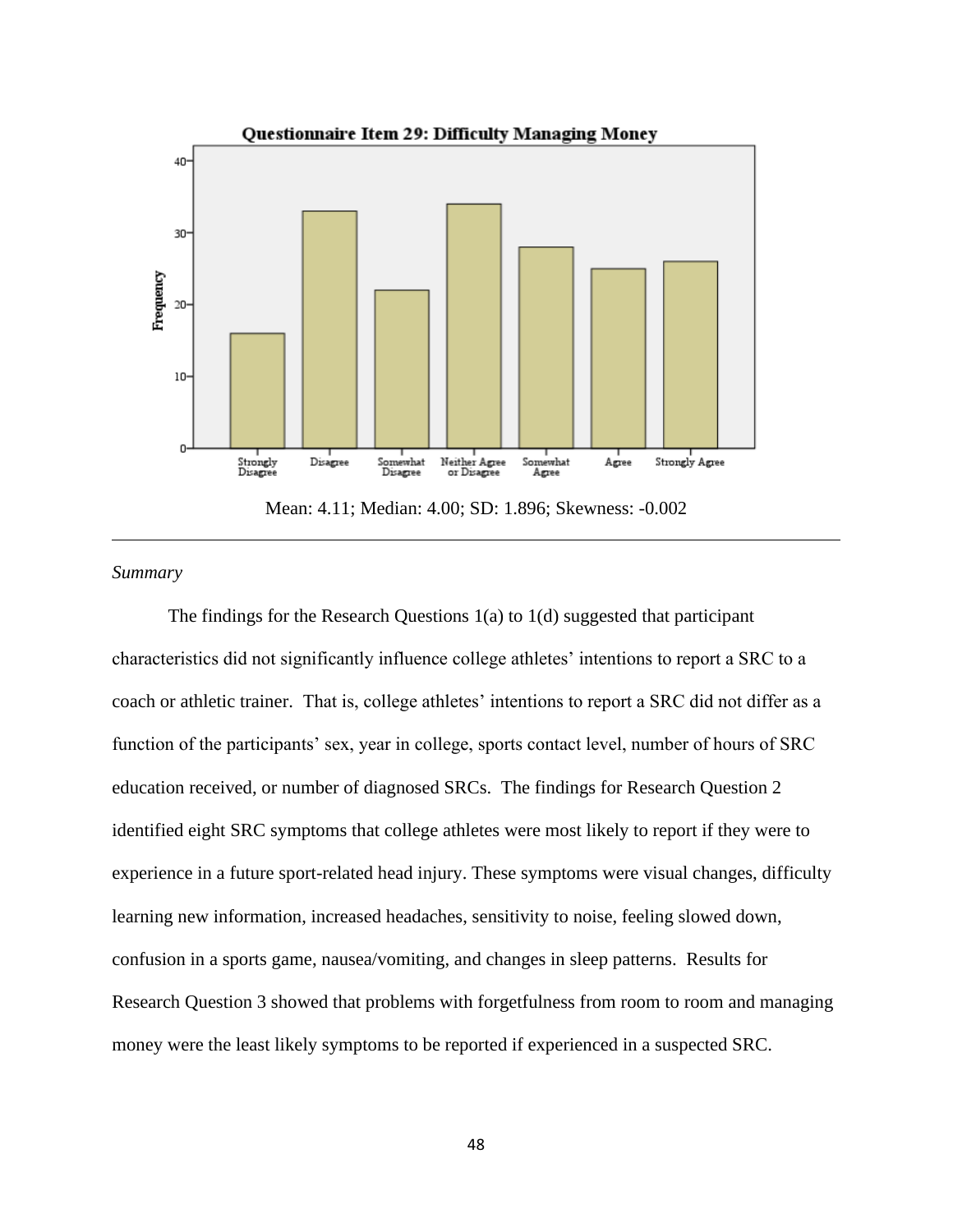**Questionnaire Item 29: Difficulty Managing Money**

Mean: 4.11; Median: 4.00; SD: 1.896; Skewness: -0.002

---

*Summary*

The findings for the Research Questions 1(a) to 1(d) suggested that participant characteristics did not significantly influence college athletes' intentions to report a SRC to a coach or athletic trainer. That is, college athletes' intentions to report a SRC did not differ as a function of the participants' sex, year in college, sports contact level, number of hours of SRC education received, or number of diagnosed SRCs. The findings for Research Question 2 identified eight SRC symptoms that college athletes were most likely to report if they were to experience in a future sport-related head injury. These symptoms were visual changes, difficulty learning new information, increased headaches, sensitivity to noise, feeling slowed down, confusion in a sports game, nausea/vomiting, and changes in sleep patterns. Results for Research Question 3 showed that problems with forgetfulness from room to room and managing money were the least likely symptoms to be reported if experienced in a suspected SRC.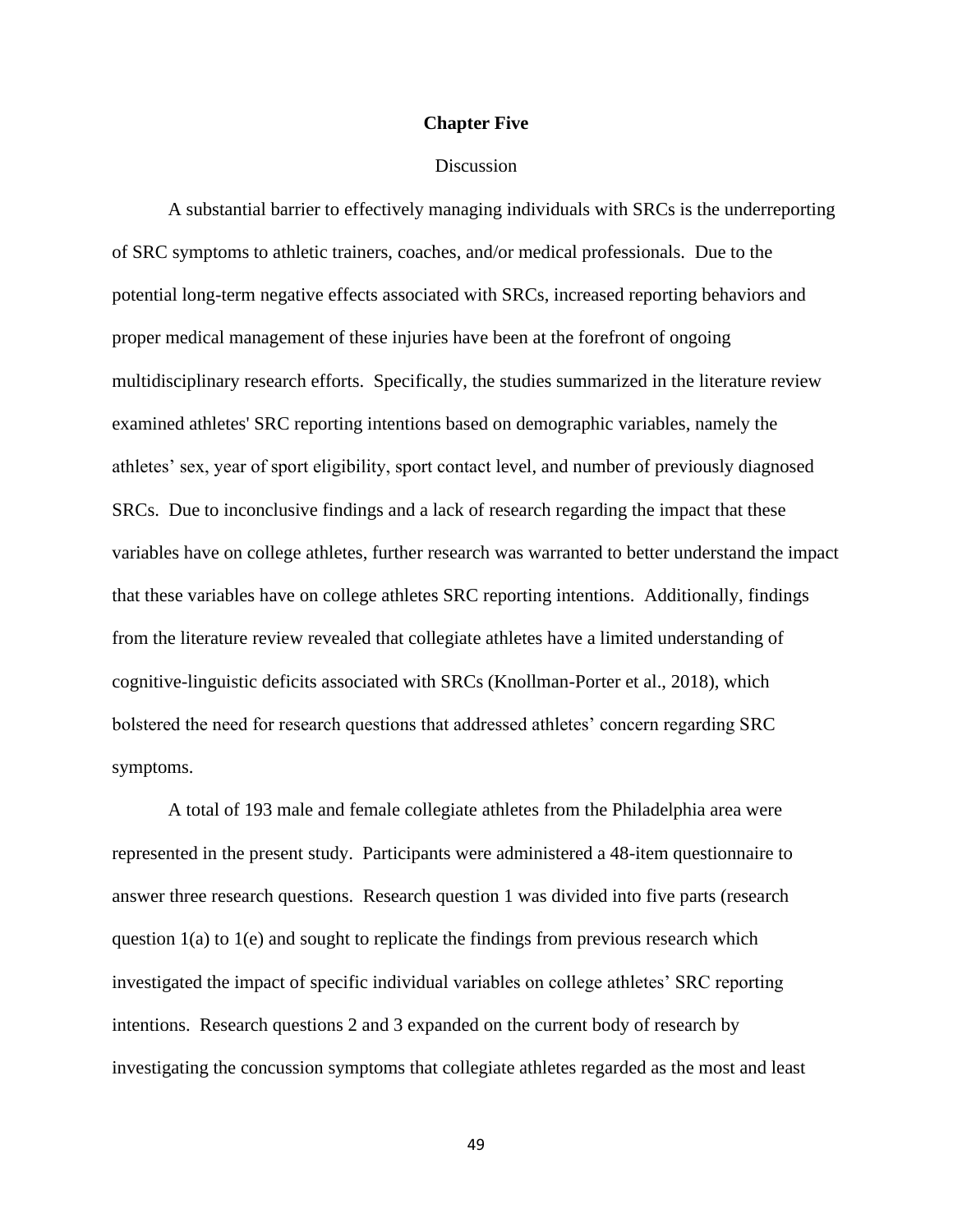# Chapter Five

## Discussion

A substantial barrier to effectively managing individuals with SRCs is the underreporting of SRC symptoms to athletic trainers, coaches, and/or medical professionals. Due to the potential long-term negative effects associated with SRCs, increased reporting behaviors and proper medical management of these injuries have been at the forefront of ongoing multidisciplinary research efforts. Specifically, the studies summarized in the literature review examined athletes' SRC reporting intentions based on demographic variables, namely the athletes' sex, year of sport eligibility, sport contact level, and number of previously diagnosed SRCs. Due to inconclusive findings and a lack of research regarding the impact that these variables have on college athletes, further research was warranted to better understand the impact that these variables have on college athletes SRC reporting intentions. Additionally, findings from the literature review revealed that collegiate athletes have a limited understanding of cognitive-linguistic deficits associated with SRCs (Knollman-Porter et al., 2018), which bolstered the need for research questions that addressed athletes' concern regarding SRC symptoms.

A total of 193 male and female collegiate athletes from the Philadelphia area were represented in the present study. Participants were administered a 48-item questionnaire to answer three research questions. Research question 1 was divided into five parts (research question 1(a) to 1(e) and sought to replicate the findings from previous research which investigated the impact of specific individual variables on college athletes' SRC reporting intentions. Research questions 2 and 3 expanded on the current body of research by investigating the concussion symptoms that collegiate athletes regarded as the most and least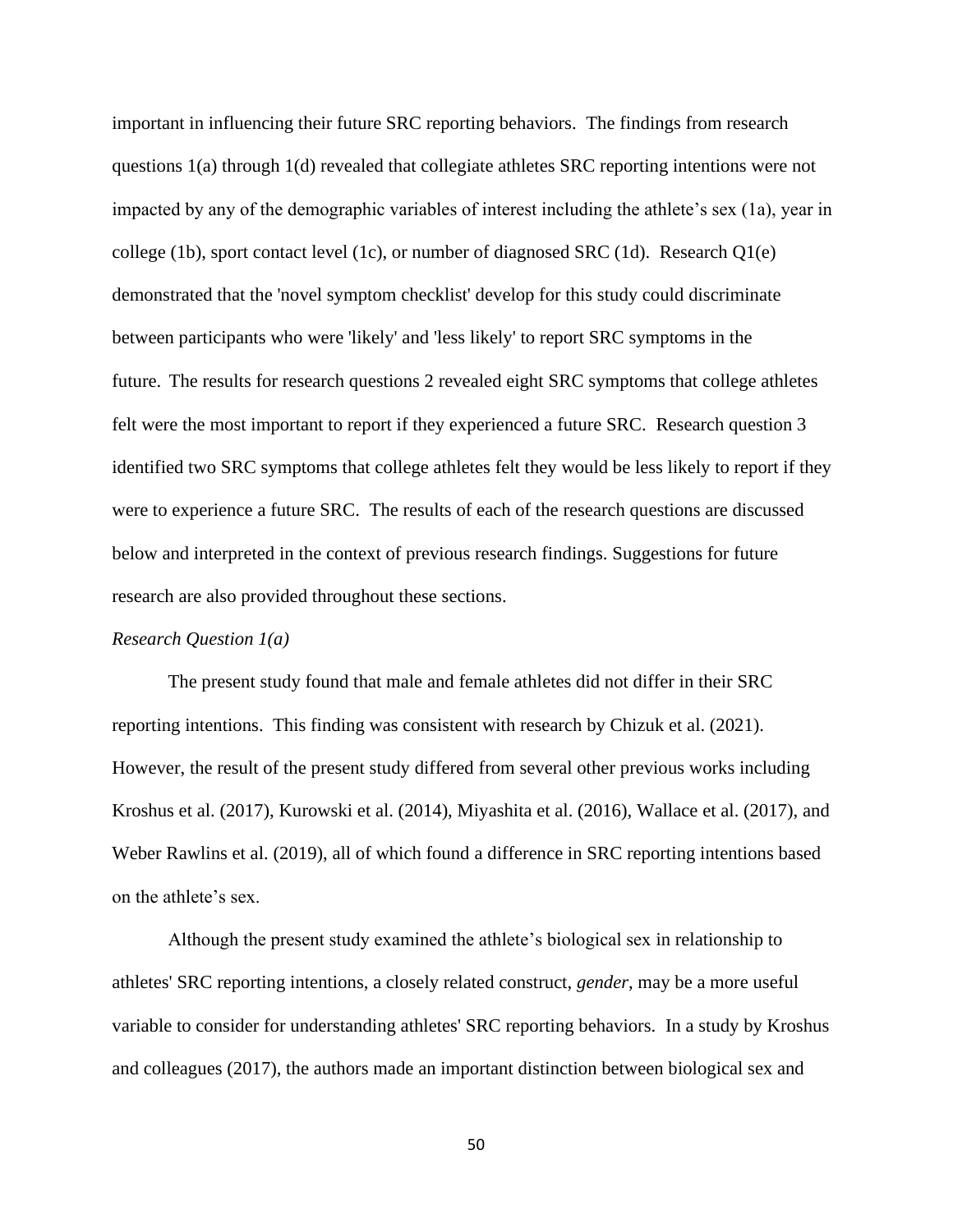important in influencing their future SRC reporting behaviors. The findings from research questions 1(a) through 1(d) revealed that collegiate athletes SRC reporting intentions were not impacted by any of the demographic variables of interest including the athlete's sex (1a), year in college (1b), sport contact level (1c), or number of diagnosed SRC (1d). Research Q1(e) demonstrated that the 'novel symptom checklist' develop for this study could discriminate between participants who were 'likely' and 'less likely' to report SRC symptoms in the future. The results for research questions 2 revealed eight SRC symptoms that college athletes felt were the most important to report if they experienced a future SRC. Research question 3 identified two SRC symptoms that college athletes felt they would be less likely to report if they were to experience a future SRC. The results of each of the research questions are discussed below and interpreted in the context of previous research findings. Suggestions for future research are also provided throughout these sections.

*Research Question 1(a)*

The present study found that male and female athletes did not differ in their SRC reporting intentions. This finding was consistent with research by Chizuk et al. (2021). However, the result of the present study differed from several other previous works including Kroshus et al. (2017), Kurowski et al. (2014), Miyashita et al. (2016), Wallace et al. (2017), and Weber Rawlins et al. (2019), all of which found a difference in SRC reporting intentions based on the athlete's sex.

Although the present study examined the athlete's biological sex in relationship to athletes' SRC reporting intentions, a closely related construct, *gender*, may be a more useful variable to consider for understanding athletes' SRC reporting behaviors. In a study by Kroshus and colleagues (2017), the authors made an important distinction between biological sex and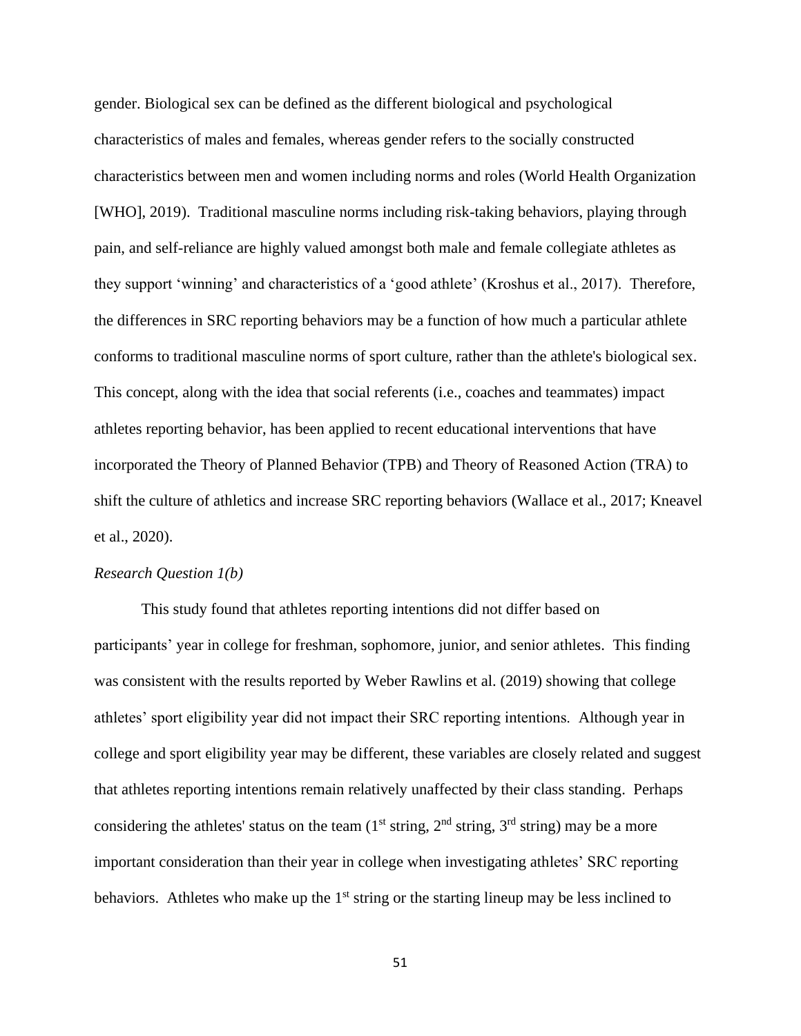gender. Biological sex can be defined as the different biological and psychological characteristics of males and females, whereas gender refers to the socially constructed characteristics between men and women including norms and roles (World Health Organization [WHO], 2019). Traditional masculine norms including risk-taking behaviors, playing through pain, and self-reliance are highly valued amongst both male and female collegiate athletes as they support 'winning' and characteristics of a 'good athlete' (Kroshus et al., 2017). Therefore, the differences in SRC reporting behaviors may be a function of how much a particular athlete conforms to traditional masculine norms of sport culture, rather than the athlete's biological sex. This concept, along with the idea that social referents (i.e., coaches and teammates) impact athletes reporting behavior, has been applied to recent educational interventions that have incorporated the Theory of Planned Behavior (TPB) and Theory of Reasoned Action (TRA) to shift the culture of athletics and increase SRC reporting behaviors (Wallace et al., 2017; Kneavel et al., 2020).

*Research Question 1(b)*

This study found that athletes reporting intentions did not differ based on participants' year in college for freshman, sophomore, junior, and senior athletes. This finding was consistent with the results reported by Weber Rawlins et al. (2019) showing that college athletes' sport eligibility year did not impact their SRC reporting intentions. Although year in college and sport eligibility year may be different, these variables are closely related and suggest that athletes reporting intentions remain relatively unaffected by their class standing. Perhaps considering the athletes' status on the team (1st string, 2nd string, 3rd string) may be a more important consideration than their year in college when investigating athletes' SRC reporting behaviors. Athletes who make up the 1st string or the starting lineup may be less inclined to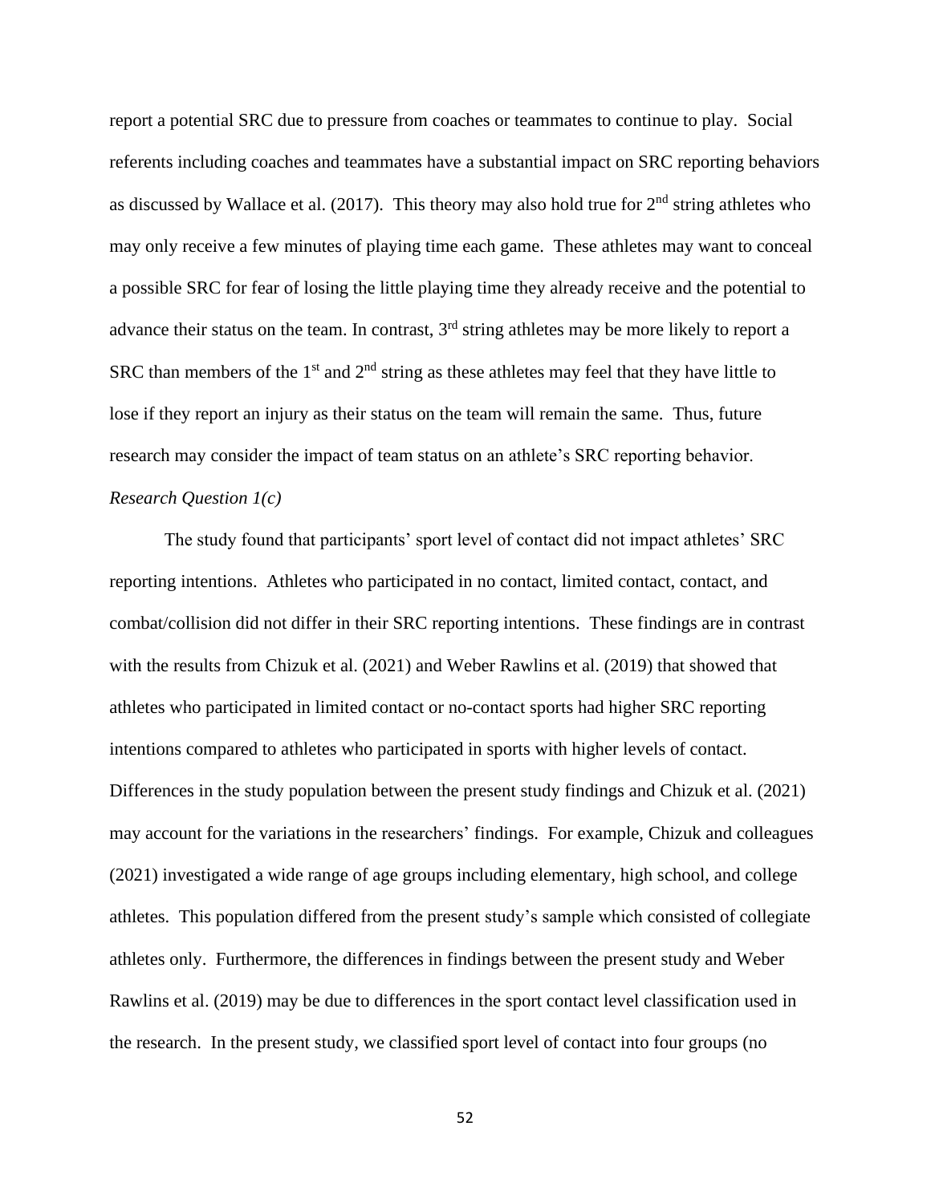report a potential SRC due to pressure from coaches or teammates to continue to play. Social referents including coaches and teammates have a substantial impact on SRC reporting behaviors as discussed by Wallace et al. (2017). This theory may also hold true for 2nd string athletes who may only receive a few minutes of playing time each game. These athletes may want to conceal a possible SRC for fear of losing the little playing time they already receive and the potential to advance their status on the team. In contrast, 3rd string athletes may be more likely to report a SRC than members of the 1st and 2nd string as these athletes may feel that they have little to lose if they report an injury as their status on the team will remain the same. Thus, future research may consider the impact of team status on an athlete's SRC reporting behavior.

*Research Question 1(c)*

The study found that participants' sport level of contact did not impact athletes' SRC reporting intentions. Athletes who participated in no contact, limited contact, contact, and combat/collision did not differ in their SRC reporting intentions. These findings are in contrast with the results from Chizuk et al. (2021) and Weber Rawlins et al. (2019) that showed that athletes who participated in limited contact or no-contact sports had higher SRC reporting intentions compared to athletes who participated in sports with higher levels of contact. Differences in the study population between the present study findings and Chizuk et al. (2021) may account for the variations in the researchers' findings. For example, Chizuk and colleagues (2021) investigated a wide range of age groups including elementary, high school, and college athletes. This population differed from the present study's sample which consisted of collegiate athletes only. Furthermore, the differences in findings between the present study and Weber Rawlins et al. (2019) may be due to differences in the sport contact level classification used in the research. In the present study, we classified sport level of contact into four groups (no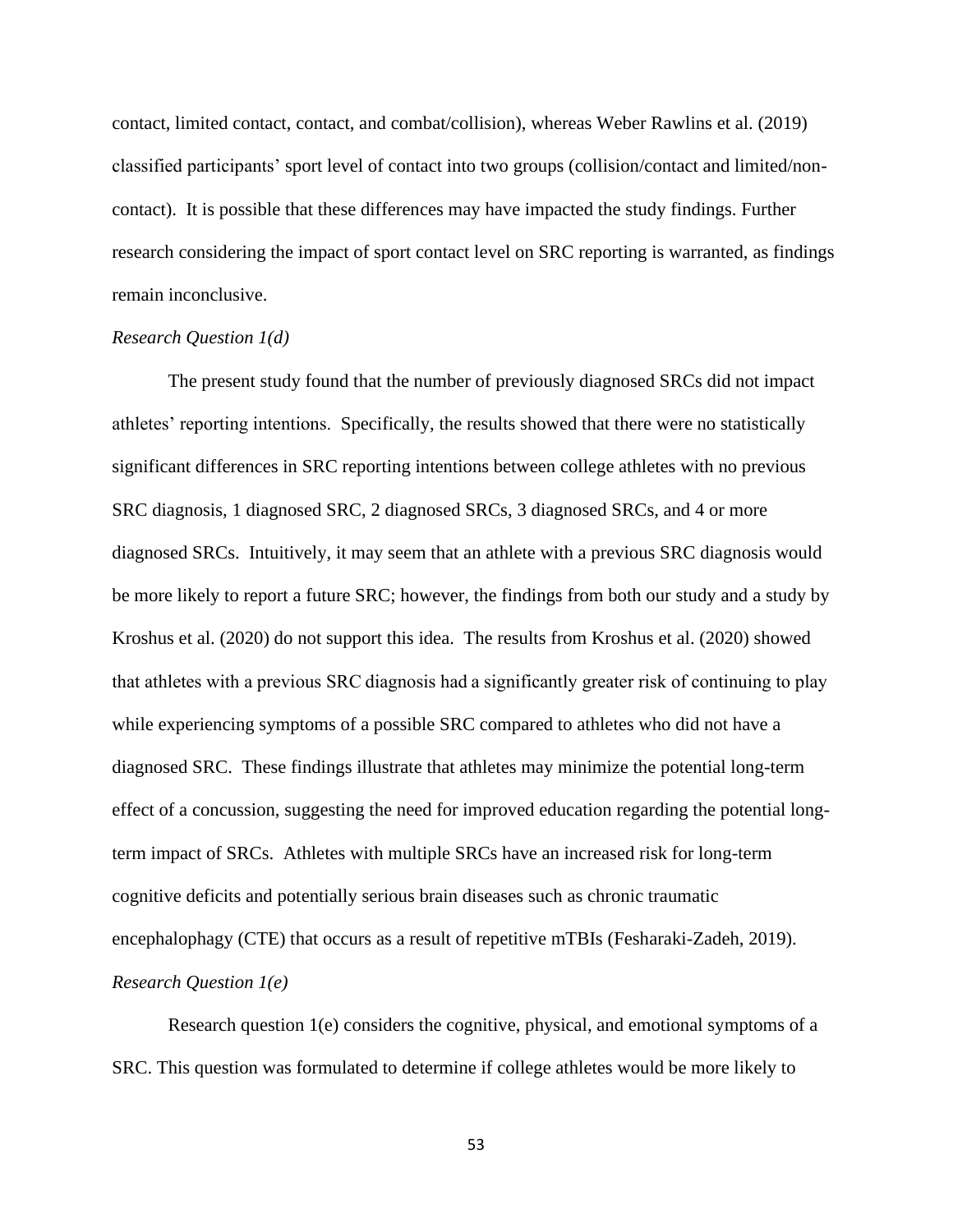contact, limited contact, contact, and combat/collision), whereas Weber Rawlins et al. (2019) classified participants' sport level of contact into two groups (collision/contact and limited/non-contact). It is possible that these differences may have impacted the study findings. Further research considering the impact of sport contact level on SRC reporting is warranted, as findings remain inconclusive.

*Research Question 1(d)*

The present study found that the number of previously diagnosed SRCs did not impact athletes' reporting intentions. Specifically, the results showed that there were no statistically significant differences in SRC reporting intentions between college athletes with no previous SRC diagnosis, 1 diagnosed SRC, 2 diagnosed SRCs, 3 diagnosed SRCs, and 4 or more diagnosed SRCs. Intuitively, it may seem that an athlete with a previous SRC diagnosis would be more likely to report a future SRC; however, the findings from both our study and a study by Kroshus et al. (2020) do not support this idea. The results from Kroshus et al. (2020) showed that athletes with a previous SRC diagnosis had a significantly greater risk of continuing to play while experiencing symptoms of a possible SRC compared to athletes who did not have a diagnosed SRC. These findings illustrate that athletes may minimize the potential long-term effect of a concussion, suggesting the need for improved education regarding the potential long-term impact of SRCs. Athletes with multiple SRCs have an increased risk for long-term cognitive deficits and potentially serious brain diseases such as chronic traumatic encephalophagy (CTE) that occurs as a result of repetitive mTBIs (Fesharaki-Zadeh, 2019).

*Research Question 1(e)*

Research question 1(e) considers the cognitive, physical, and emotional symptoms of a SRC. This question was formulated to determine if college athletes would be more likely to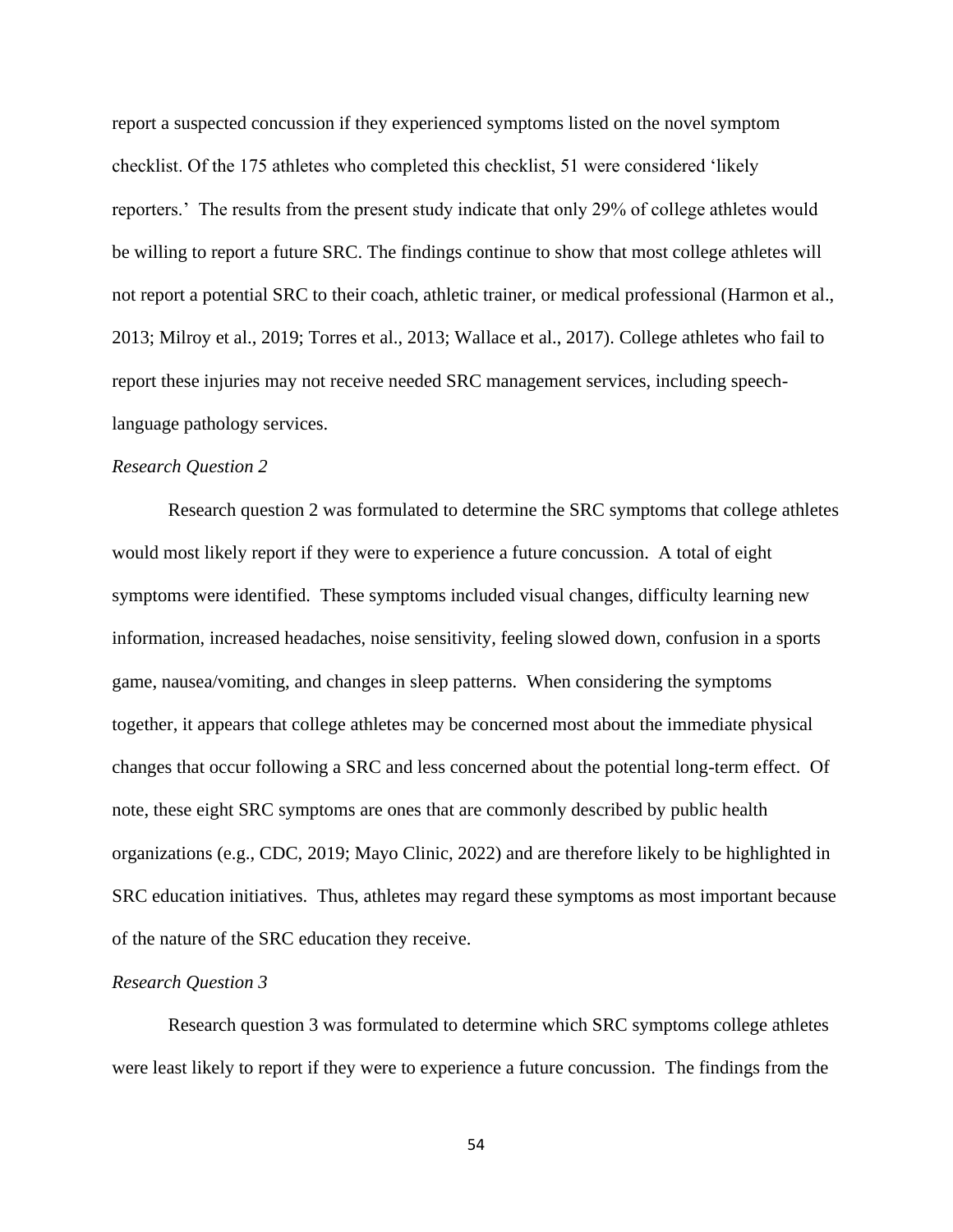report a suspected concussion if they experienced symptoms listed on the novel symptom checklist. Of the 175 athletes who completed this checklist, 51 were considered 'likely reporters.' The results from the present study indicate that only 29% of college athletes would be willing to report a future SRC. The findings continue to show that most college athletes will not report a potential SRC to their coach, athletic trainer, or medical professional (Harmon et al., 2013; Milroy et al., 2019; Torres et al., 2013; Wallace et al., 2017). College athletes who fail to report these injuries may not receive needed SRC management services, including speech-language pathology services.

*Research Question 2*

Research question 2 was formulated to determine the SRC symptoms that college athletes would most likely report if they were to experience a future concussion. A total of eight symptoms were identified. These symptoms included visual changes, difficulty learning new information, increased headaches, noise sensitivity, feeling slowed down, confusion in a sports game, nausea/vomiting, and changes in sleep patterns. When considering the symptoms together, it appears that college athletes may be concerned most about the immediate physical changes that occur following a SRC and less concerned about the potential long-term effect. Of note, these eight SRC symptoms are ones that are commonly described by public health organizations (e.g., CDC, 2019; Mayo Clinic, 2022) and are therefore likely to be highlighted in SRC education initiatives. Thus, athletes may regard these symptoms as most important because of the nature of the SRC education they receive.

*Research Question 3*

Research question 3 was formulated to determine which SRC symptoms college athletes were least likely to report if they were to experience a future concussion. The findings from the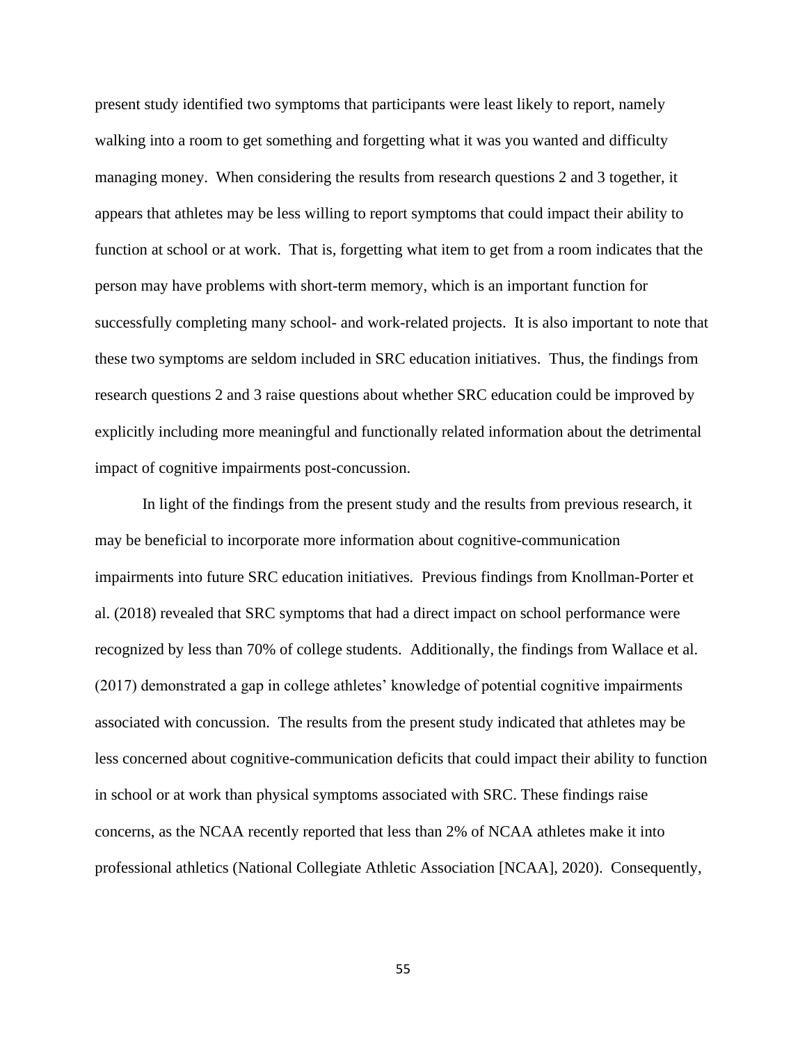present study identified two symptoms that participants were least likely to report, namely walking into a room to get something and forgetting what it was you wanted and difficulty managing money. When considering the results from research questions 2 and 3 together, it appears that athletes may be less willing to report symptoms that could impact their ability to function at school or at work. That is, forgetting what item to get from a room indicates that the person may have problems with short-term memory, which is an important function for successfully completing many school- and work-related projects. It is also important to note that these two symptoms are seldom included in SRC education initiatives. Thus, the findings from research questions 2 and 3 raise questions about whether SRC education could be improved by explicitly including more meaningful and functionally related information about the detrimental impact of cognitive impairments post-concussion.

In light of the findings from the present study and the results from previous research, it may be beneficial to incorporate more information about cognitive-communication impairments into future SRC education initiatives. Previous findings from Knollman-Porter et al. (2018) revealed that SRC symptoms that had a direct impact on school performance were recognized by less than 70% of college students. Additionally, the findings from Wallace et al. (2017) demonstrated a gap in college athletes' knowledge of potential cognitive impairments associated with concussion. The results from the present study indicated that athletes may be less concerned about cognitive-communication deficits that could impact their ability to function in school or at work than physical symptoms associated with SRC. These findings raise concerns, as the NCAA recently reported that less than 2% of NCAA athletes make it into professional athletics (National Collegiate Athletic Association [NCAA], 2020). Consequently,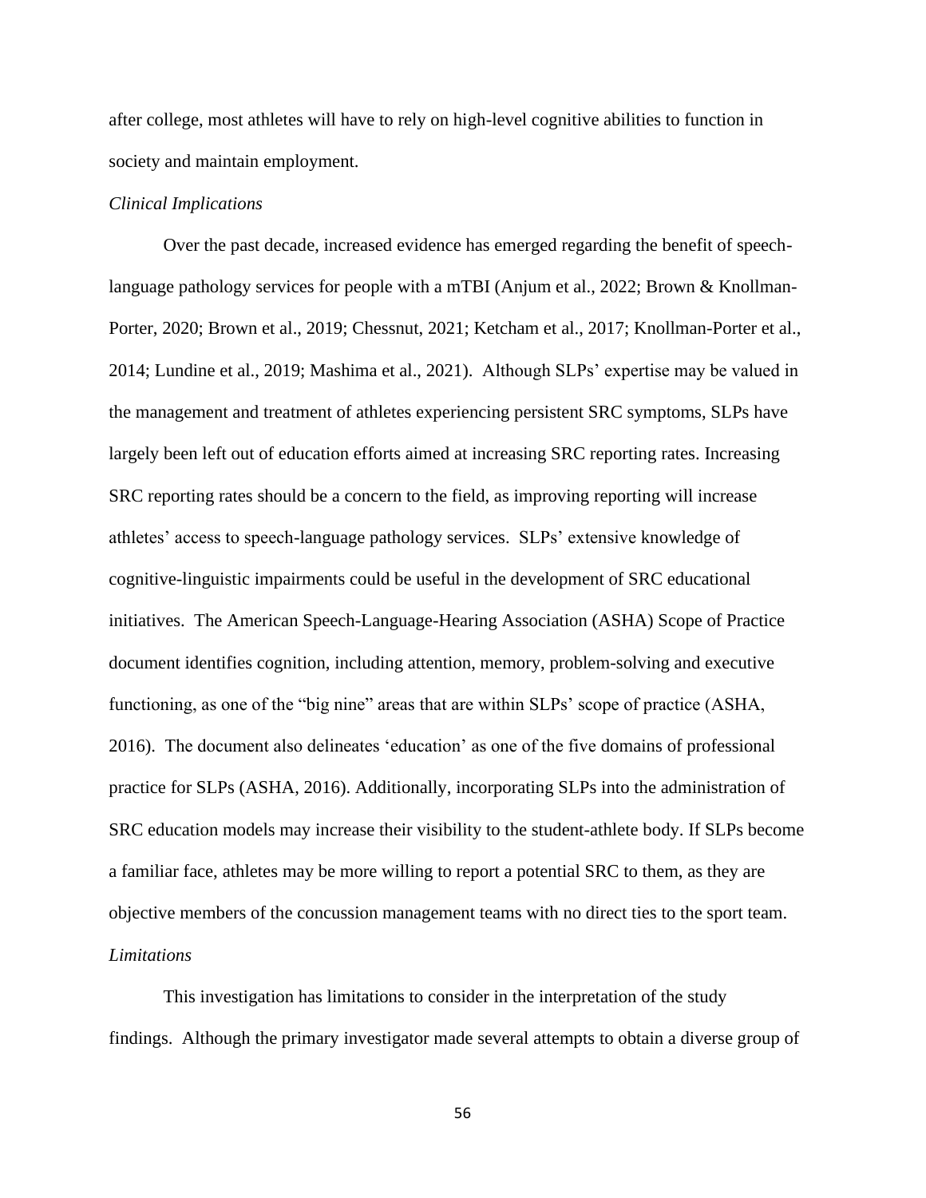after college, most athletes will have to rely on high-level cognitive abilities to function in society and maintain employment.

*Clinical Implications*

Over the past decade, increased evidence has emerged regarding the benefit of speech-language pathology services for people with a mTBI (Anjum et al., 2022; Brown & Knollman-Porter, 2020; Brown et al., 2019; Chessnut, 2021; Ketcham et al., 2017; Knollman-Porter et al., 2014; Lundine et al., 2019; Mashima et al., 2021). Although SLPs' expertise may be valued in the management and treatment of athletes experiencing persistent SRC symptoms, SLPs have largely been left out of education efforts aimed at increasing SRC reporting rates. Increasing SRC reporting rates should be a concern to the field, as improving reporting will increase athletes' access to speech-language pathology services. SLPs' extensive knowledge of cognitive-linguistic impairments could be useful in the development of SRC educational initiatives. The American Speech-Language-Hearing Association (ASHA) Scope of Practice document identifies cognition, including attention, memory, problem-solving and executive functioning, as one of the "big nine" areas that are within SLPs' scope of practice (ASHA, 2016). The document also delineates 'education' as one of the five domains of professional practice for SLPs (ASHA, 2016). Additionally, incorporating SLPs into the administration of SRC education models may increase their visibility to the student-athlete body. If SLPs become a familiar face, athletes may be more willing to report a potential SRC to them, as they are objective members of the concussion management teams with no direct ties to the sport team.

*Limitations*

This investigation has limitations to consider in the interpretation of the study findings. Although the primary investigator made several attempts to obtain a diverse group of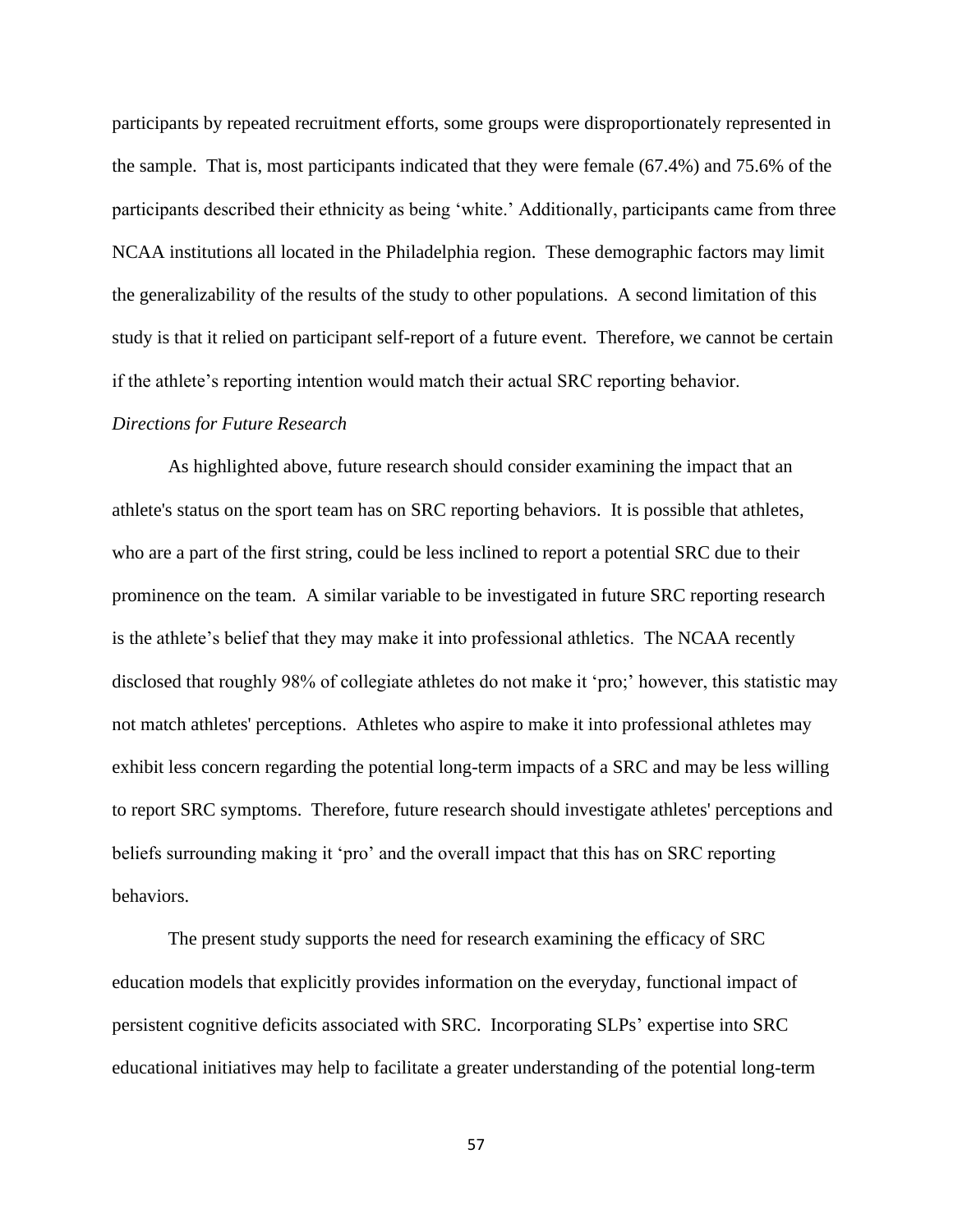participants by repeated recruitment efforts, some groups were disproportionately represented in the sample. That is, most participants indicated that they were female (67.4%) and 75.6% of the participants described their ethnicity as being 'white.' Additionally, participants came from three NCAA institutions all located in the Philadelphia region. These demographic factors may limit the generalizability of the results of the study to other populations. A second limitation of this study is that it relied on participant self-report of a future event. Therefore, we cannot be certain if the athlete's reporting intention would match their actual SRC reporting behavior.

*Directions for Future Research*

As highlighted above, future research should consider examining the impact that an athlete's status on the sport team has on SRC reporting behaviors. It is possible that athletes, who are a part of the first string, could be less inclined to report a potential SRC due to their prominence on the team. A similar variable to be investigated in future SRC reporting research is the athlete's belief that they may make it into professional athletics. The NCAA recently disclosed that roughly 98% of collegiate athletes do not make it 'pro;' however, this statistic may not match athletes' perceptions. Athletes who aspire to make it into professional athletes may exhibit less concern regarding the potential long-term impacts of a SRC and may be less willing to report SRC symptoms. Therefore, future research should investigate athletes' perceptions and beliefs surrounding making it 'pro' and the overall impact that this has on SRC reporting behaviors.

The present study supports the need for research examining the efficacy of SRC education models that explicitly provides information on the everyday, functional impact of persistent cognitive deficits associated with SRC. Incorporating SLPs' expertise into SRC educational initiatives may help to facilitate a greater understanding of the potential long-term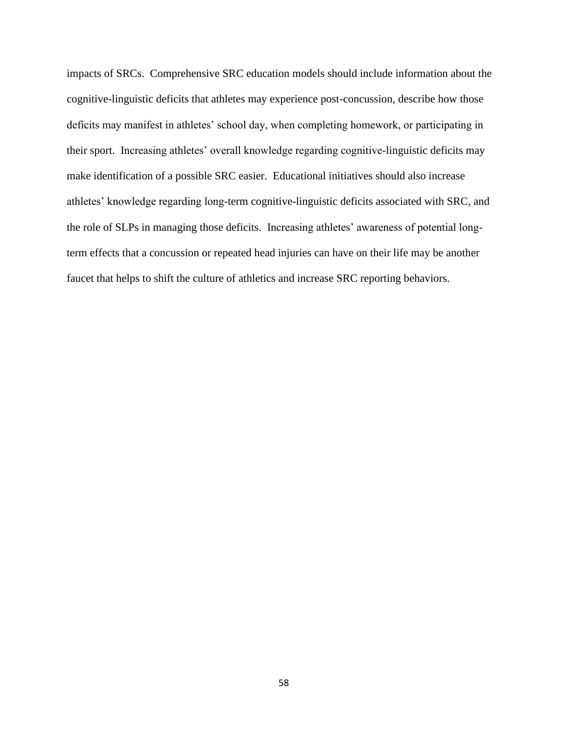impacts of SRCs. Comprehensive SRC education models should include information about the cognitive-linguistic deficits that athletes may experience post-concussion, describe how those deficits may manifest in athletes' school day, when completing homework, or participating in their sport. Increasing athletes' overall knowledge regarding cognitive-linguistic deficits may make identification of a possible SRC easier. Educational initiatives should also increase athletes' knowledge regarding long-term cognitive-linguistic deficits associated with SRC, and the role of SLPs in managing those deficits. Increasing athletes' awareness of potential long-term effects that a concussion or repeated head injuries can have on their life may be another faucet that helps to shift the culture of athletics and increase SRC reporting behaviors.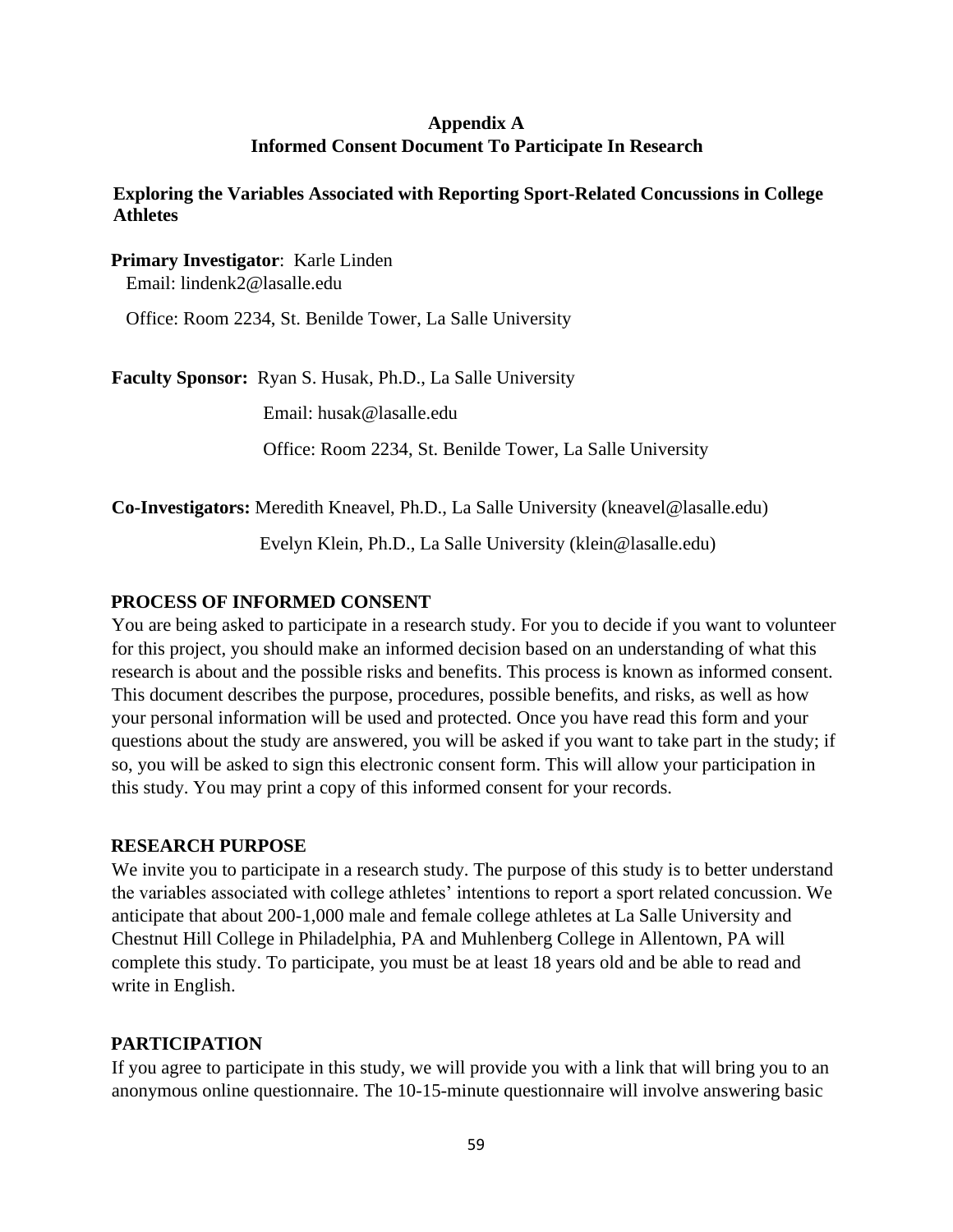**Appendix A**
**Informed Consent Document To Participate In Research**

**Exploring the Variables Associated with Reporting Sport-Related Concussions in College Athletes**

**Primary Investigator**: Karle Linden
Email: lindenk2@lasalle.edu

Office: Room 2234, St. Benilde Tower, La Salle University

**Faculty Sponsor:** Ryan S. Husak, Ph.D., La Salle University

Email: husak@lasalle.edu

Office: Room 2234, St. Benilde Tower, La Salle University

**Co-Investigators:** Meredith Kneavel, Ph.D., La Salle University (kneavel@lasalle.edu)

Evelyn Klein, Ph.D., La Salle University (klein@lasalle.edu)

**PROCESS OF INFORMED CONSENT**

You are being asked to participate in a research study. For you to decide if you want to volunteer for this project, you should make an informed decision based on an understanding of what this research is about and the possible risks and benefits. This process is known as informed consent. This document describes the purpose, procedures, possible benefits, and risks, as well as how your personal information will be used and protected. Once you have read this form and your questions about the study are answered, you will be asked if you want to take part in the study; if so, you will be asked to sign this electronic consent form. This will allow your participation in this study. You may print a copy of this informed consent for your records.

**RESEARCH PURPOSE**

We invite you to participate in a research study. The purpose of this study is to better understand the variables associated with college athletes' intentions to report a sport related concussion. We anticipate that about 200-1,000 male and female college athletes at La Salle University and Chestnut Hill College in Philadelphia, PA and Muhlenberg College in Allentown, PA will complete this study. To participate, you must be at least 18 years old and be able to read and write in English.

**PARTICIPATION**

If you agree to participate in this study, we will provide you with a link that will bring you to an anonymous online questionnaire. The 10-15-minute questionnaire will involve answering basic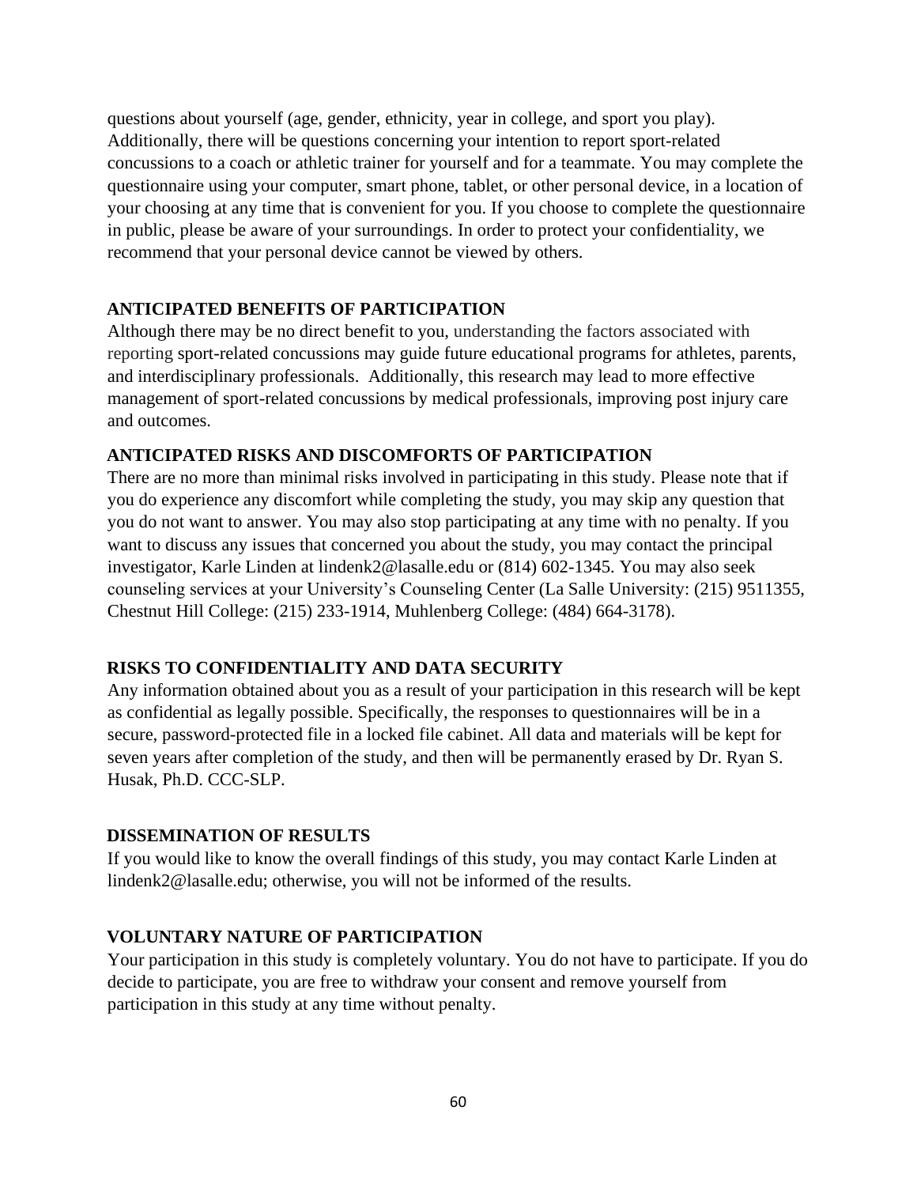questions about yourself (age, gender, ethnicity, year in college, and sport you play). Additionally, there will be questions concerning your intention to report sport-related concussions to a coach or athletic trainer for yourself and for a teammate. You may complete the questionnaire using your computer, smart phone, tablet, or other personal device, in a location of your choosing at any time that is convenient for you. If you choose to complete the questionnaire in public, please be aware of your surroundings. In order to protect your confidentiality, we recommend that your personal device cannot be viewed by others.

**ANTICIPATED BENEFITS OF PARTICIPATION**

Although there may be no direct benefit to you, understanding the factors associated with reporting sport-related concussions may guide future educational programs for athletes, parents, and interdisciplinary professionals. Additionally, this research may lead to more effective management of sport-related concussions by medical professionals, improving post injury care and outcomes.

**ANTICIPATED RISKS AND DISCOMFORTS OF PARTICIPATION**

There are no more than minimal risks involved in participating in this study. Please note that if you do experience any discomfort while completing the study, you may skip any question that you do not want to answer. You may also stop participating at any time with no penalty. If you want to discuss any issues that concerned you about the study, you may contact the principal investigator, Karle Linden at lindenk2@lasalle.edu or (814) 602-1345. You may also seek counseling services at your University's Counseling Center (La Salle University: (215) 9511355, Chestnut Hill College: (215) 233-1914, Muhlenberg College: (484) 664-3178).

**RISKS TO CONFIDENTIALITY AND DATA SECURITY**

Any information obtained about you as a result of your participation in this research will be kept as confidential as legally possible. Specifically, the responses to questionnaires will be in a secure, password-protected file in a locked file cabinet. All data and materials will be kept for seven years after completion of the study, and then will be permanently erased by Dr. Ryan S. Husak, Ph.D. CCC-SLP.

**DISSEMINATION OF RESULTS**

If you would like to know the overall findings of this study, you may contact Karle Linden at lindenk2@lasalle.edu; otherwise, you will not be informed of the results.

**VOLUNTARY NATURE OF PARTICIPATION**

Your participation in this study is completely voluntary. You do not have to participate. If you do decide to participate, you are free to withdraw your consent and remove yourself from participation in this study at any time without penalty.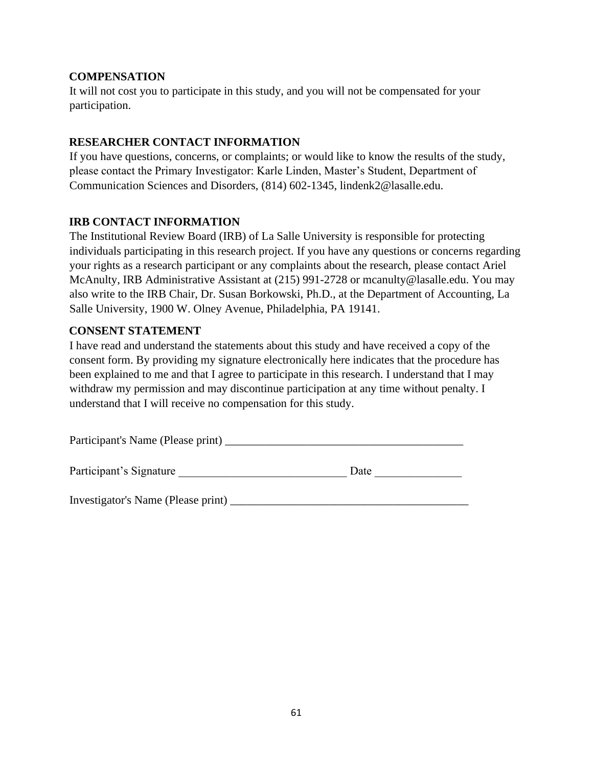**COMPENSATION**

It will not cost you to participate in this study, and you will not be compensated for your participation.

**RESEARCHER CONTACT INFORMATION**

If you have questions, concerns, or complaints; or would like to know the results of the study, please contact the Primary Investigator: Karle Linden, Master's Student, Department of Communication Sciences and Disorders, (814) 602-1345, lindenk2@lasalle.edu.

**IRB CONTACT INFORMATION**

The Institutional Review Board (IRB) of La Salle University is responsible for protecting individuals participating in this research project. If you have any questions or concerns regarding your rights as a research participant or any complaints about the research, please contact Ariel McAnulty, IRB Administrative Assistant at (215) 991-2728 or mcanulty@lasalle.edu. You may also write to the IRB Chair, Dr. Susan Borkowski, Ph.D., at the Department of Accounting, La Salle University, 1900 W. Olney Avenue, Philadelphia, PA 19141.

**CONSENT STATEMENT**

I have read and understand the statements about this study and have received a copy of the consent form. By providing my signature electronically here indicates that the procedure has been explained to me and that I agree to participate in this research. I understand that I may withdraw my permission and may discontinue participation at any time without penalty. I understand that I will receive no compensation for this study.

Participant's Name (Please print) ________________________________________

Participant's Signature ____________________________ Date ______________

Investigator's Name (Please print) ________________________________________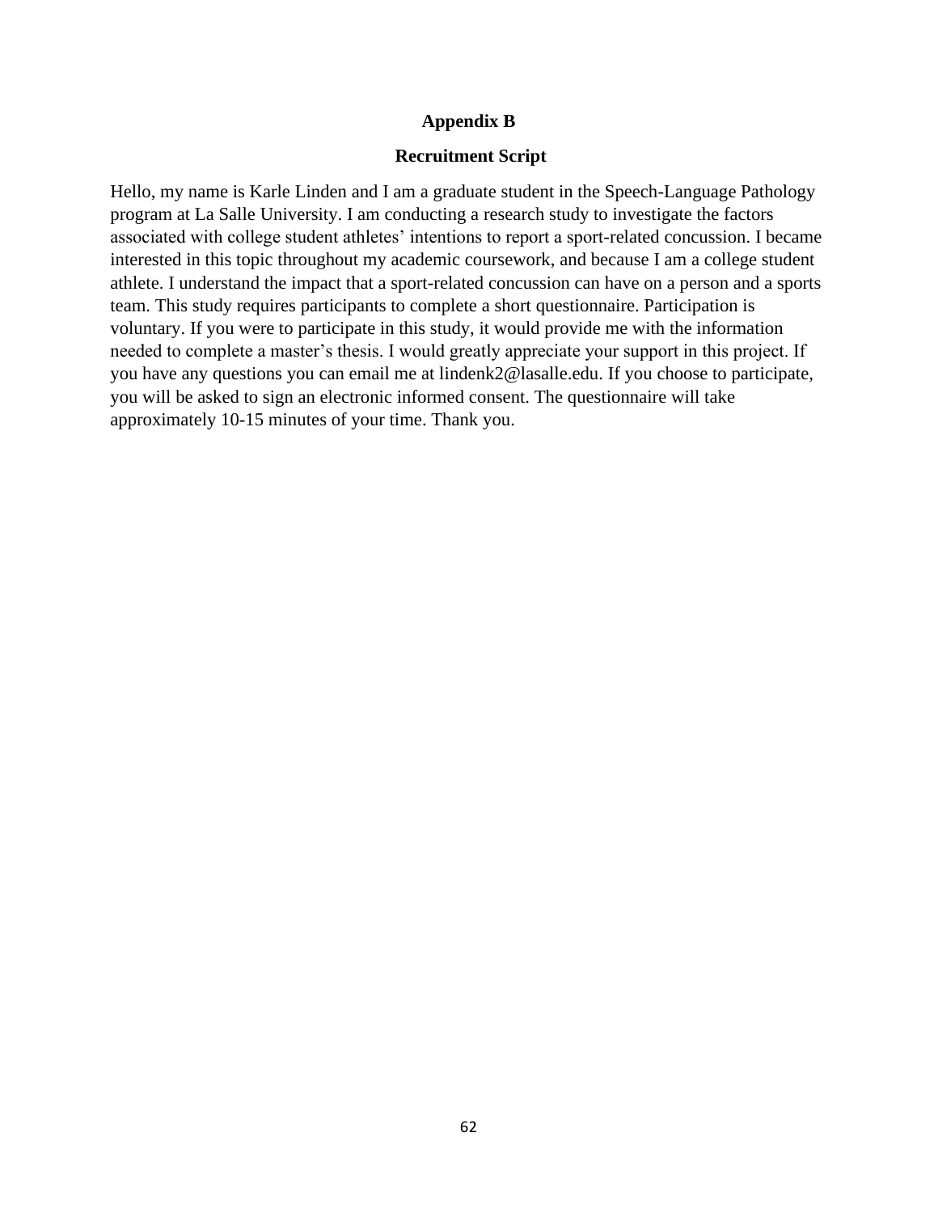## Appendix B

## Recruitment Script

Hello, my name is Karle Linden and I am a graduate student in the Speech-Language Pathology program at La Salle University. I am conducting a research study to investigate the factors associated with college student athletes' intentions to report a sport-related concussion. I became interested in this topic throughout my academic coursework, and because I am a college student athlete. I understand the impact that a sport-related concussion can have on a person and a sports team. This study requires participants to complete a short questionnaire. Participation is voluntary. If you were to participate in this study, it would provide me with the information needed to complete a master's thesis. I would greatly appreciate your support in this project. If you have any questions you can email me at lindenk2@lasalle.edu. If you choose to participate, you will be asked to sign an electronic informed consent. The questionnaire will take approximately 10-15 minutes of your time. Thank you.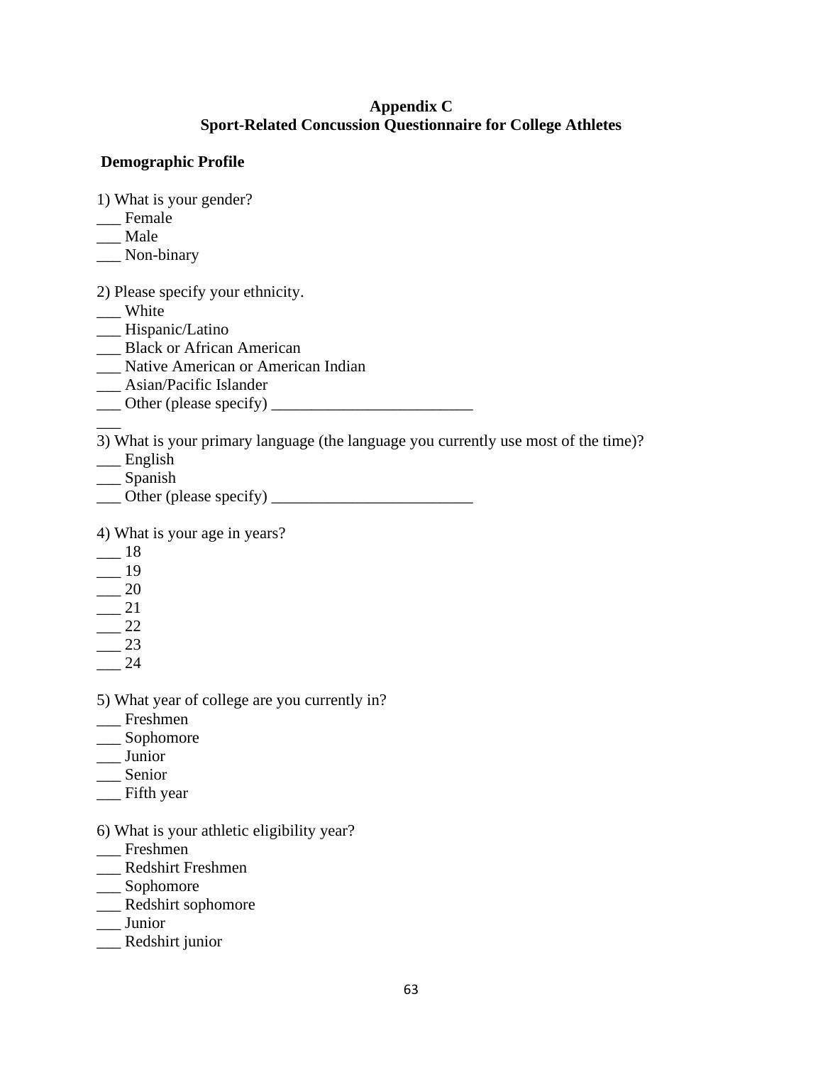**Appendix C**
**Sport-Related Concussion Questionnaire for College Athletes**

**Demographic Profile**

1) What is your gender?
___ Female
___ Male
___ Non-binary

2) Please specify your ethnicity.
___ White
___ Hispanic/Latino
___ Black or African American
___ Native American or American Indian
___ Asian/Pacific Islander
___ Other (please specify) _________________________
___

3) What is your primary language (the language you currently use most of the time)?
___ English
___ Spanish
___ Other (please specify) _________________________

4) What is your age in years?
___ 18
___ 19
___ 20
___ 21
___ 22
___ 23
___ 24

5) What year of college are you currently in?
___ Freshmen
___ Sophomore
___ Junior
___ Senior
___ Fifth year

6) What is your athletic eligibility year?
___ Freshmen
___ Redshirt Freshmen
___ Sophomore
___ Redshirt sophomore
___ Junior
___ Redshirt junior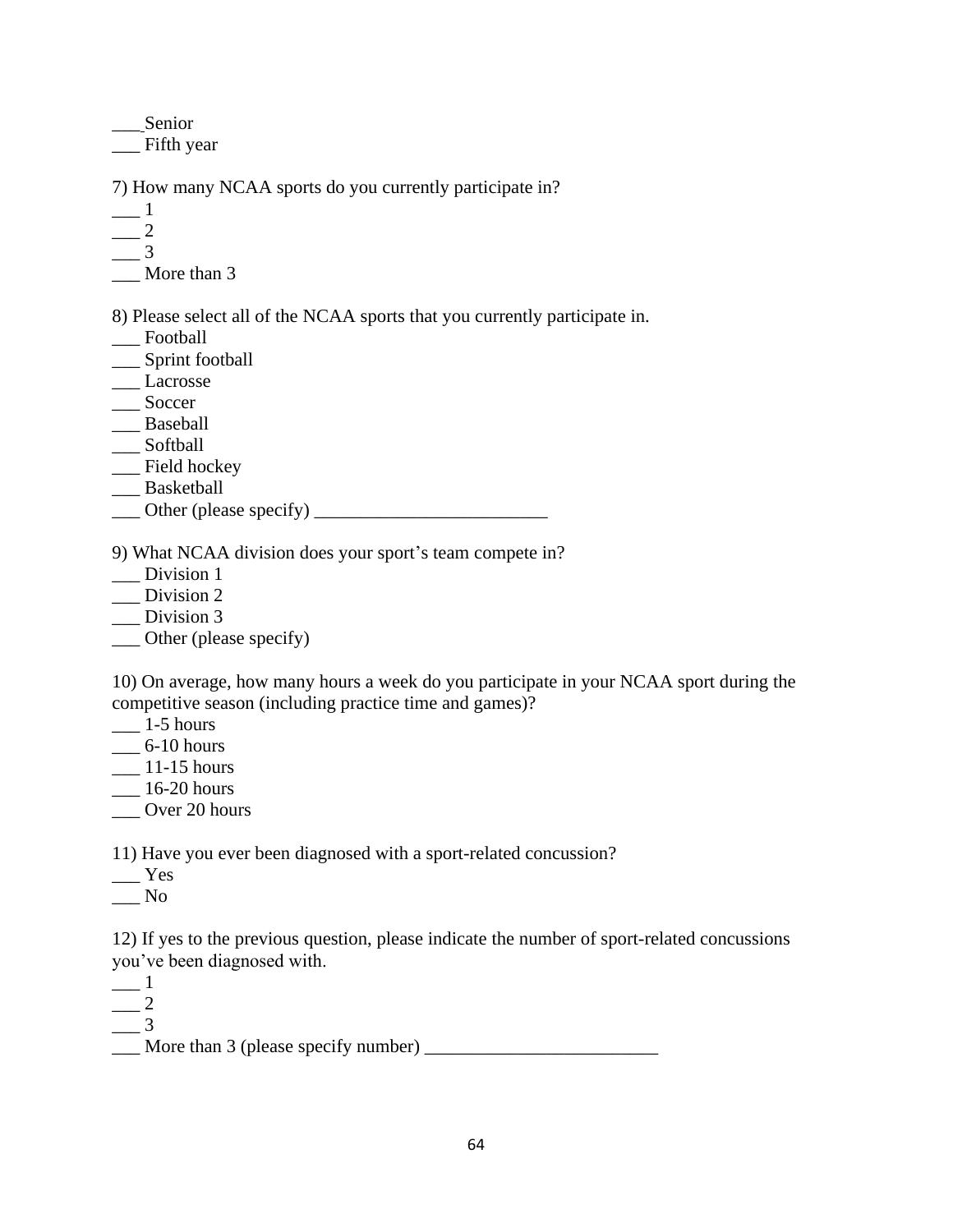___ Senior
___ Fifth year

7) How many NCAA sports do you currently participate in?
___ 1
___ 2
___ 3
___ More than 3

8) Please select all of the NCAA sports that you currently participate in.
___ Football
___ Sprint football
___ Lacrosse
___ Soccer
___ Baseball
___ Softball
___ Field hockey
___ Basketball
___ Other (please specify) _________________________

9) What NCAA division does your sport's team compete in?
___ Division 1
___ Division 2
___ Division 3
___ Other (please specify)

10) On average, how many hours a week do you participate in your NCAA sport during the competitive season (including practice time and games)?
___ 1-5 hours
___ 6-10 hours
___ 11-15 hours
___ 16-20 hours
___ Over 20 hours

11) Have you ever been diagnosed with a sport-related concussion?
___ Yes
___ No

12) If yes to the previous question, please indicate the number of sport-related concussions you've been diagnosed with.
___ 1
___ 2
___ 3
___ More than 3 (please specify number) _________________________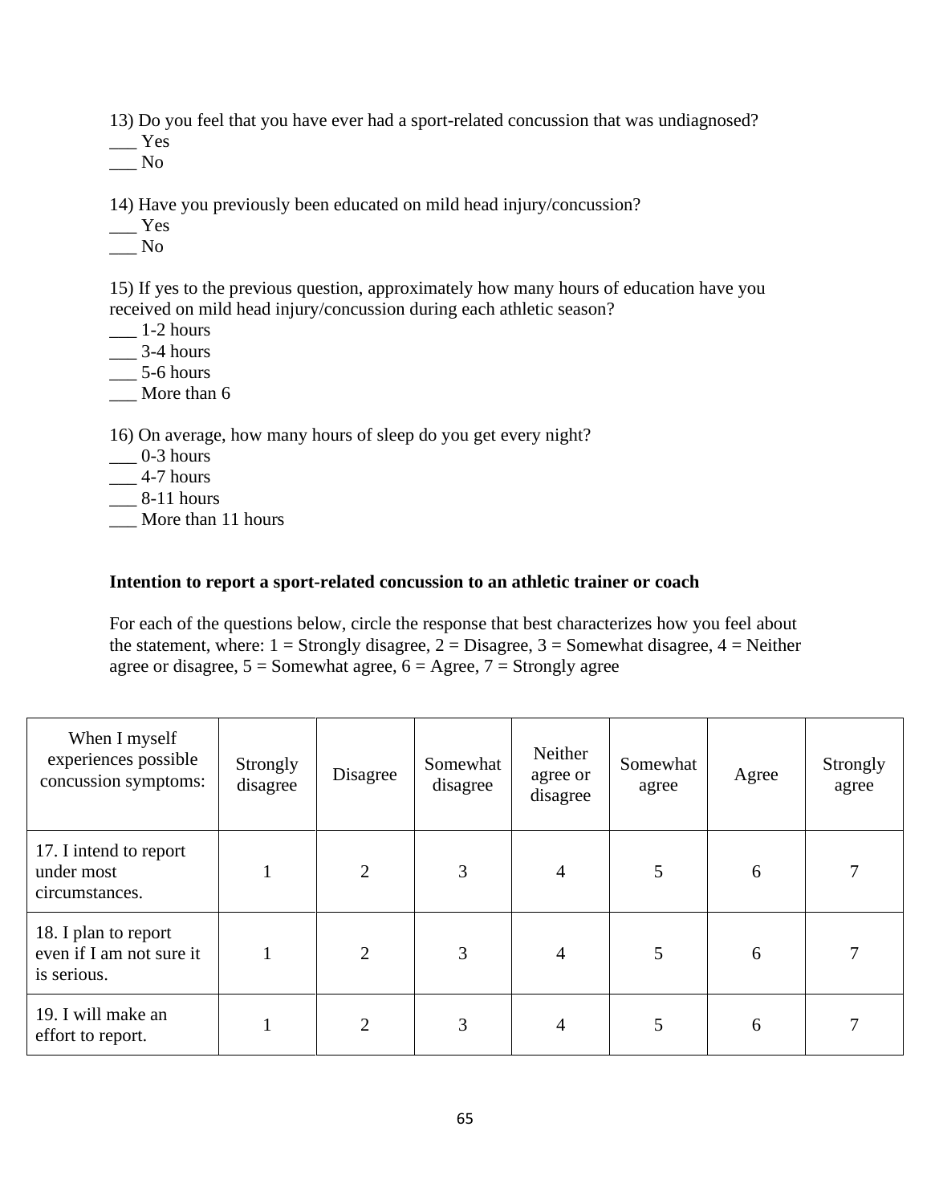13) Do you feel that you have ever had a sport-related concussion that was undiagnosed?
___ Yes
___ No

14) Have you previously been educated on mild head injury/concussion?
___ Yes
___ No

15) If yes to the previous question, approximately how many hours of education have you received on mild head injury/concussion during each athletic season?
___ 1-2 hours
___ 3-4 hours
___ 5-6 hours
___ More than 6

16) On average, how many hours of sleep do you get every night?
___ 0-3 hours
___ 4-7 hours
___ 8-11 hours
___ More than 11 hours

**Intention to report a sport-related concussion to an athletic trainer or coach**

For each of the questions below, circle the response that best characterizes how you feel about the statement, where: 1 = Strongly disagree, 2 = Disagree, 3 = Somewhat disagree, 4 = Neither agree or disagree, 5 = Somewhat agree, 6 = Agree, 7 = Strongly agree

| When I myself experiences possible concussion symptoms: | Strongly disagree | Disagree | Somewhat disagree | Neither agree or disagree | Somewhat agree | Agree | Strongly agree |
|---|---|---|---|---|---|---|---|
| 17. I intend to report under most circumstances. | 1 | 2 | 3 | 4 | 5 | 6 | 7 |
| 18. I plan to report even if I am not sure it is serious. | 1 | 2 | 3 | 4 | 5 | 6 | 7 |
| 19. I will make an effort to report. | 1 | 2 | 3 | 4 | 5 | 6 | 7 |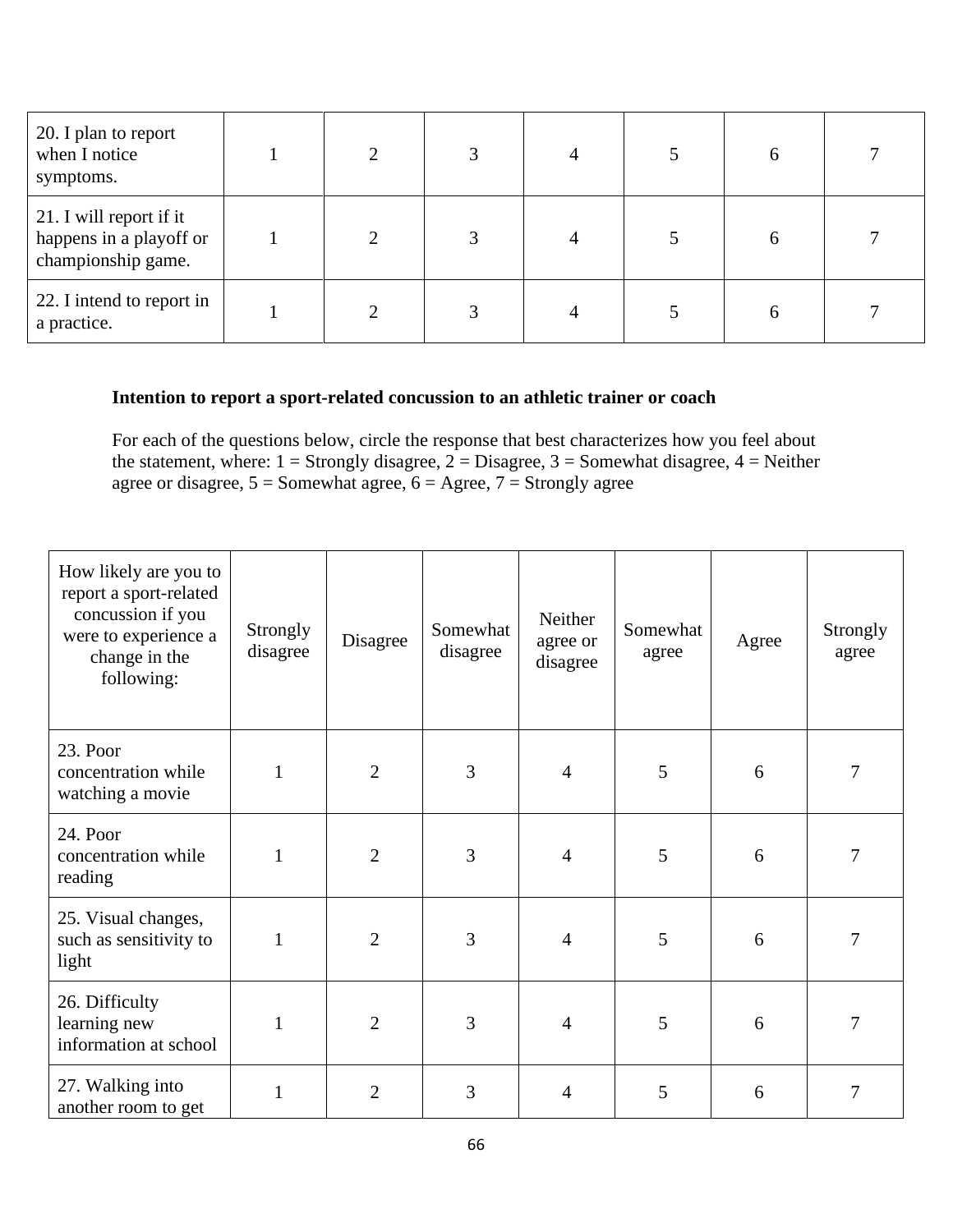| | | | | | | | |
|---|---|---|---|---|---|---|---|
| 20. I plan to report when I notice symptoms. | 1 | 2 | 3 | 4 | 5 | 6 | 7 |
| 21. I will report if it happens in a playoff or championship game. | 1 | 2 | 3 | 4 | 5 | 6 | 7 |
| 22. I intend to report in a practice. | 1 | 2 | 3 | 4 | 5 | 6 | 7 |

**Intention to report a sport-related concussion to an athletic trainer or coach**

For each of the questions below, circle the response that best characterizes how you feel about the statement, where: 1 = Strongly disagree, 2 = Disagree, 3 = Somewhat disagree, 4 = Neither agree or disagree, 5 = Somewhat agree, 6 = Agree, 7 = Strongly agree

| How likely are you to report a sport-related concussion if you were to experience a change in the following: | Strongly disagree | Disagree | Somewhat disagree | Neither agree or disagree | Somewhat agree | Agree | Strongly agree |
|---|---|---|---|---|---|---|---|
| 23. Poor concentration while watching a movie | 1 | 2 | 3 | 4 | 5 | 6 | 7 |
| 24. Poor concentration while reading | 1 | 2 | 3 | 4 | 5 | 6 | 7 |
| 25. Visual changes, such as sensitivity to light | 1 | 2 | 3 | 4 | 5 | 6 | 7 |
| 26. Difficulty learning new information at school | 1 | 2 | 3 | 4 | 5 | 6 | 7 |
| 27. Walking into another room to get | 1 | 2 | 3 | 4 | 5 | 6 | 7 |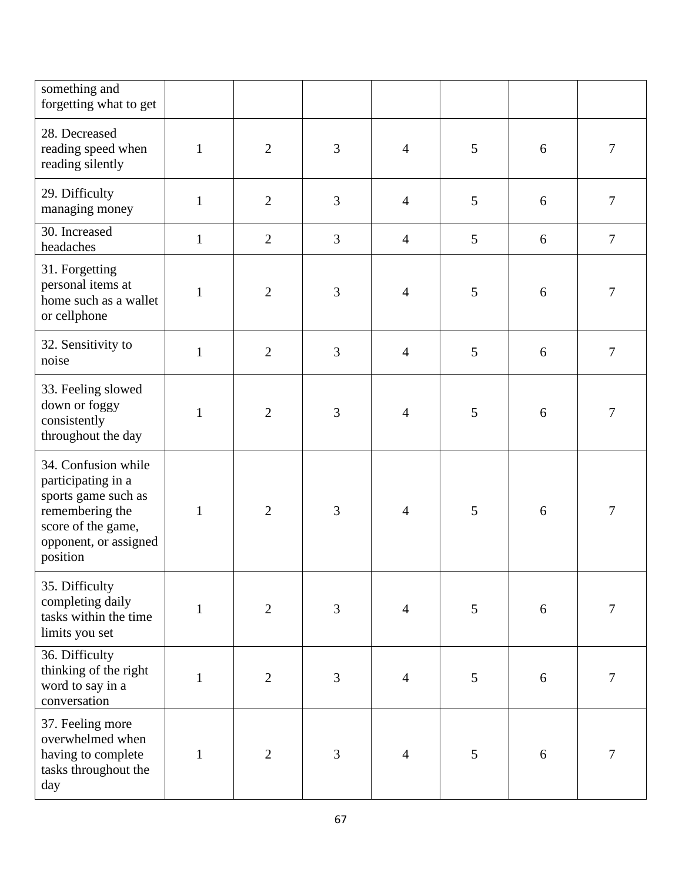| | | | | | | | |
|---|---|---|---|---|---|---|---|
| something and forgetting what to get | | | | | | | |
| 28. Decreased reading speed when reading silently | 1 | 2 | 3 | 4 | 5 | 6 | 7 |
| 29. Difficulty managing money | 1 | 2 | 3 | 4 | 5 | 6 | 7 |
| 30. Increased headaches | 1 | 2 | 3 | 4 | 5 | 6 | 7 |
| 31. Forgetting personal items at home such as a wallet or cellphone | 1 | 2 | 3 | 4 | 5 | 6 | 7 |
| 32. Sensitivity to noise | 1 | 2 | 3 | 4 | 5 | 6 | 7 |
| 33. Feeling slowed down or foggy consistently throughout the day | 1 | 2 | 3 | 4 | 5 | 6 | 7 |
| 34. Confusion while participating in a sports game such as remembering the score of the game, opponent, or assigned position | 1 | 2 | 3 | 4 | 5 | 6 | 7 |
| 35. Difficulty completing daily tasks within the time limits you set | 1 | 2 | 3 | 4 | 5 | 6 | 7 |
| 36. Difficulty thinking of the right word to say in a conversation | 1 | 2 | 3 | 4 | 5 | 6 | 7 |
| 37. Feeling more overwhelmed when having to complete tasks throughout the day | 1 | 2 | 3 | 4 | 5 | 6 | 7 |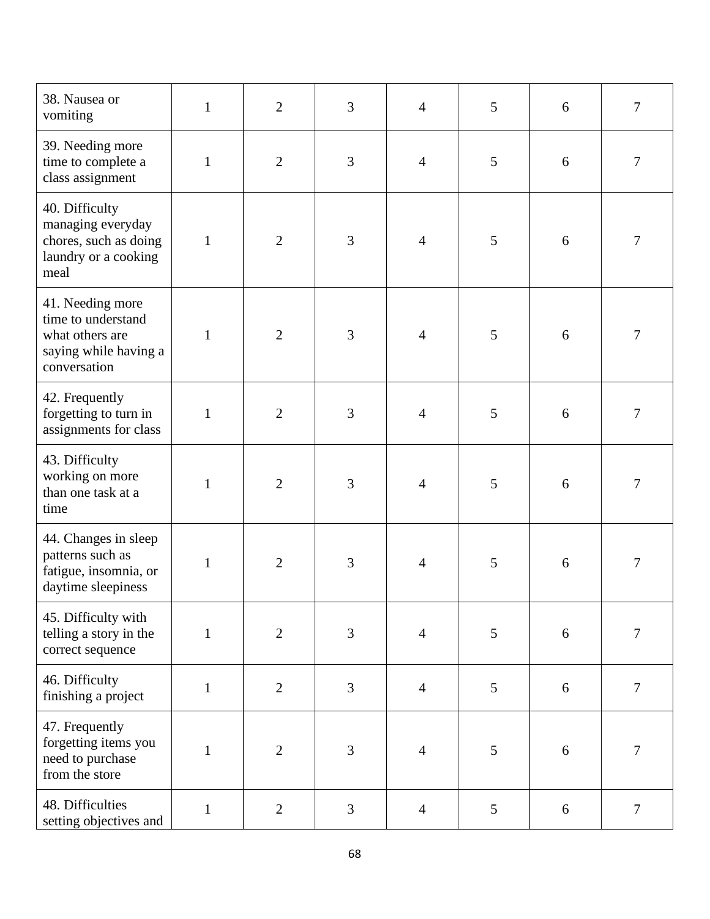| | | | | | | | |
|---|---|---|---|---|---|---|---|
| 38. Nausea or vomiting | 1 | 2 | 3 | 4 | 5 | 6 | 7 |
| 39. Needing more time to complete a class assignment | 1 | 2 | 3 | 4 | 5 | 6 | 7 |
| 40. Difficulty managing everyday chores, such as doing laundry or a cooking meal | 1 | 2 | 3 | 4 | 5 | 6 | 7 |
| 41. Needing more time to understand what others are saying while having a conversation | 1 | 2 | 3 | 4 | 5 | 6 | 7 |
| 42. Frequently forgetting to turn in assignments for class | 1 | 2 | 3 | 4 | 5 | 6 | 7 |
| 43. Difficulty working on more than one task at a time | 1 | 2 | 3 | 4 | 5 | 6 | 7 |
| 44. Changes in sleep patterns such as fatigue, insomnia, or daytime sleepiness | 1 | 2 | 3 | 4 | 5 | 6 | 7 |
| 45. Difficulty with telling a story in the correct sequence | 1 | 2 | 3 | 4 | 5 | 6 | 7 |
| 46. Difficulty finishing a project | 1 | 2 | 3 | 4 | 5 | 6 | 7 |
| 47. Frequently forgetting items you need to purchase from the store | 1 | 2 | 3 | 4 | 5 | 6 | 7 |
| 48. Difficulties setting objectives and | 1 | 2 | 3 | 4 | 5 | 6 | 7 |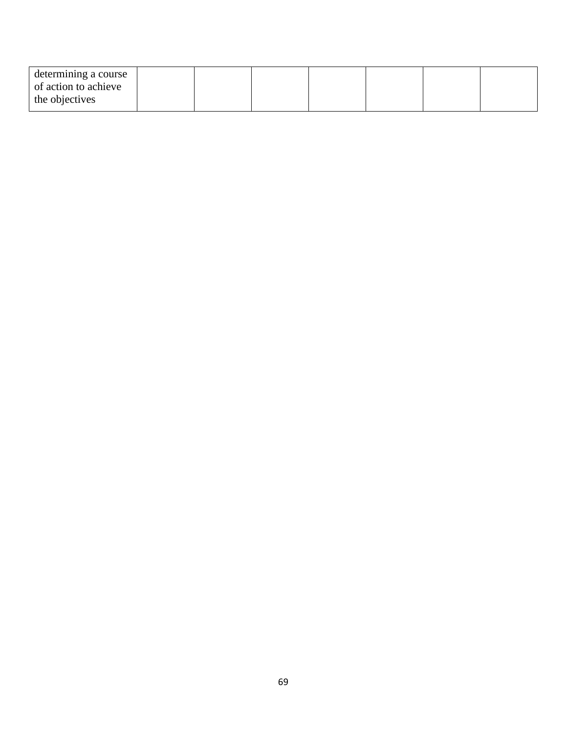| | | | | | | | |
|---|---|---|---|---|---|---|---|
| determining a course of action to achieve the objectives | | | | | | | |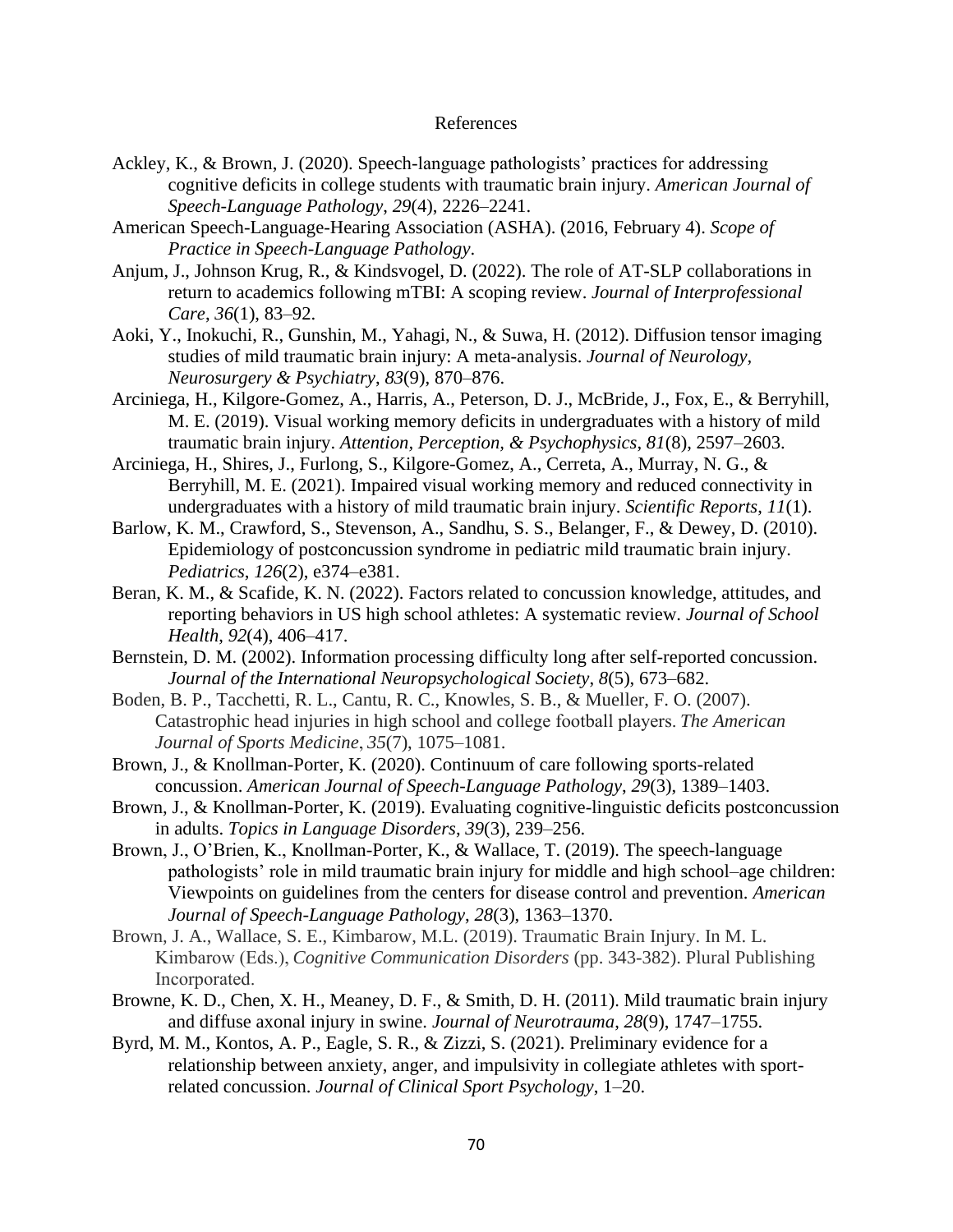# References

Ackley, K., & Brown, J. (2020). Speech-language pathologists' practices for addressing cognitive deficits in college students with traumatic brain injury. *American Journal of Speech-Language Pathology*, *29*(4), 2226–2241.

American Speech-Language-Hearing Association (ASHA). (2016, February 4). *Scope of Practice in Speech-Language Pathology*.

Anjum, J., Johnson Krug, R., & Kindsvogel, D. (2022). The role of AT-SLP collaborations in return to academics following mTBI: A scoping review. *Journal of Interprofessional Care*, *36*(1), 83–92.

Aoki, Y., Inokuchi, R., Gunshin, M., Yahagi, N., & Suwa, H. (2012). Diffusion tensor imaging studies of mild traumatic brain injury: A meta-analysis. *Journal of Neurology, Neurosurgery & Psychiatry*, *83*(9), 870–876.

Arciniega, H., Kilgore-Gomez, A., Harris, A., Peterson, D. J., McBride, J., Fox, E., & Berryhill, M. E. (2019). Visual working memory deficits in undergraduates with a history of mild traumatic brain injury. *Attention, Perception, & Psychophysics*, *81*(8), 2597–2603.

Arciniega, H., Shires, J., Furlong, S., Kilgore-Gomez, A., Cerreta, A., Murray, N. G., & Berryhill, M. E. (2021). Impaired visual working memory and reduced connectivity in undergraduates with a history of mild traumatic brain injury. *Scientific Reports*, *11*(1).

Barlow, K. M., Crawford, S., Stevenson, A., Sandhu, S. S., Belanger, F., & Dewey, D. (2010). Epidemiology of postconcussion syndrome in pediatric mild traumatic brain injury. *Pediatrics*, *126*(2), e374–e381.

Beran, K. M., & Scafide, K. N. (2022). Factors related to concussion knowledge, attitudes, and reporting behaviors in US high school athletes: A systematic review. *Journal of School Health*, *92*(4), 406–417.

Bernstein, D. M. (2002). Information processing difficulty long after self-reported concussion. *Journal of the International Neuropsychological Society*, *8*(5), 673–682.

Boden, B. P., Tacchetti, R. L., Cantu, R. C., Knowles, S. B., & Mueller, F. O. (2007). Catastrophic head injuries in high school and college football players. *The American Journal of Sports Medicine*, *35*(7), 1075–1081.

Brown, J., & Knollman-Porter, K. (2020). Continuum of care following sports-related concussion. *American Journal of Speech-Language Pathology*, *29*(3), 1389–1403.

Brown, J., & Knollman-Porter, K. (2019). Evaluating cognitive-linguistic deficits postconcussion in adults. *Topics in Language Disorders*, *39*(3), 239–256.

Brown, J., O'Brien, K., Knollman-Porter, K., & Wallace, T. (2019). The speech-language pathologists' role in mild traumatic brain injury for middle and high school–age children: Viewpoints on guidelines from the centers for disease control and prevention. *American Journal of Speech-Language Pathology*, *28*(3), 1363–1370.

Brown, J. A., Wallace, S. E., Kimbarow, M.L. (2019). Traumatic Brain Injury. In M. L. Kimbarow (Eds.), *Cognitive Communication Disorders* (pp. 343-382). Plural Publishing Incorporated.

Browne, K. D., Chen, X. H., Meaney, D. F., & Smith, D. H. (2011). Mild traumatic brain injury and diffuse axonal injury in swine. *Journal of Neurotrauma*, *28*(9), 1747–1755.

Byrd, M. M., Kontos, A. P., Eagle, S. R., & Zizzi, S. (2021). Preliminary evidence for a relationship between anxiety, anger, and impulsivity in collegiate athletes with sport-related concussion. *Journal of Clinical Sport Psychology*, 1–20.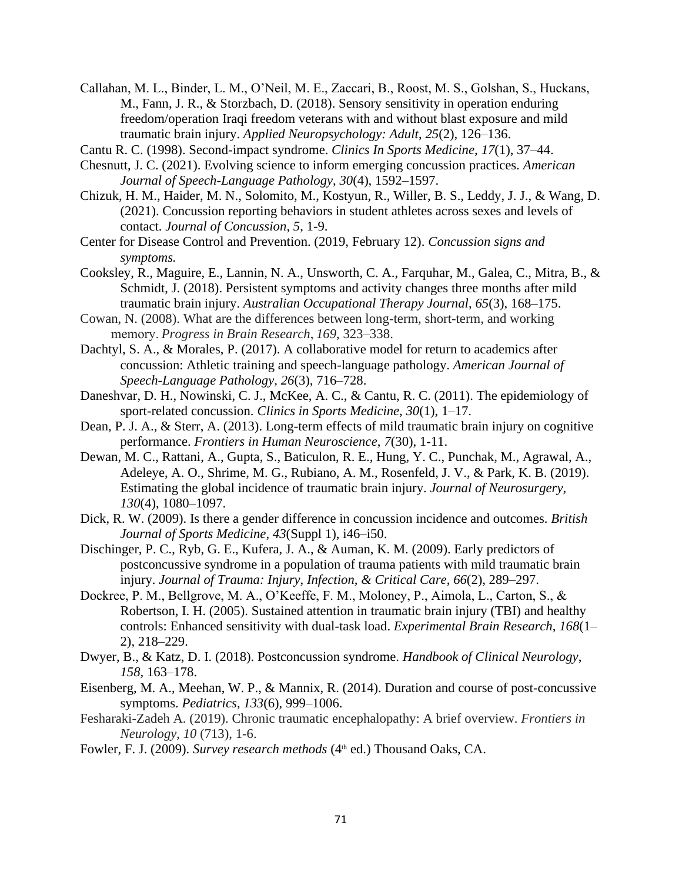Callahan, M. L., Binder, L. M., O'Neil, M. E., Zaccari, B., Roost, M. S., Golshan, S., Huckans, M., Fann, J. R., & Storzbach, D. (2018). Sensory sensitivity in operation enduring freedom/operation Iraqi freedom veterans with and without blast exposure and mild traumatic brain injury. *Applied Neuropsychology: Adult*, *25*(2), 126–136.

Cantu R. C. (1998). Second-impact syndrome. *Clinics In Sports Medicine*, *17*(1), 37–44.

Chesnutt, J. C. (2021). Evolving science to inform emerging concussion practices. *American Journal of Speech-Language Pathology*, *30*(4), 1592–1597.

Chizuk, H. M., Haider, M. N., Solomito, M., Kostyun, R., Willer, B. S., Leddy, J. J., & Wang, D. (2021). Concussion reporting behaviors in student athletes across sexes and levels of contact. *Journal of Concussion*, *5*, 1-9.

Center for Disease Control and Prevention. (2019, February 12). *Concussion signs and symptoms.*

Cooksley, R., Maguire, E., Lannin, N. A., Unsworth, C. A., Farquhar, M., Galea, C., Mitra, B., & Schmidt, J. (2018). Persistent symptoms and activity changes three months after mild traumatic brain injury. *Australian Occupational Therapy Journal*, *65*(3), 168–175.

Cowan, N. (2008). What are the differences between long-term, short-term, and working memory. *Progress in Brain Research*, *169*, 323–338.

Dachtyl, S. A., & Morales, P. (2017). A collaborative model for return to academics after concussion: Athletic training and speech-language pathology. *American Journal of Speech-Language Pathology*, *26*(3), 716–728.

Daneshvar, D. H., Nowinski, C. J., McKee, A. C., & Cantu, R. C. (2011). The epidemiology of sport-related concussion. *Clinics in Sports Medicine*, *30*(1), 1–17.

Dean, P. J. A., & Sterr, A. (2013). Long-term effects of mild traumatic brain injury on cognitive performance. *Frontiers in Human Neuroscience*, *7*(30), 1-11.

Dewan, M. C., Rattani, A., Gupta, S., Baticulon, R. E., Hung, Y. C., Punchak, M., Agrawal, A., Adeleye, A. O., Shrime, M. G., Rubiano, A. M., Rosenfeld, J. V., & Park, K. B. (2019). Estimating the global incidence of traumatic brain injury. *Journal of Neurosurgery*, *130*(4), 1080–1097.

Dick, R. W. (2009). Is there a gender difference in concussion incidence and outcomes. *British Journal of Sports Medicine*, *43*(Suppl 1), i46–i50.

Dischinger, P. C., Ryb, G. E., Kufera, J. A., & Auman, K. M. (2009). Early predictors of postconcussive syndrome in a population of trauma patients with mild traumatic brain injury. *Journal of Trauma: Injury, Infection, & Critical Care*, *66*(2), 289–297.

Dockree, P. M., Bellgrove, M. A., O'Keeffe, F. M., Moloney, P., Aimola, L., Carton, S., & Robertson, I. H. (2005). Sustained attention in traumatic brain injury (TBI) and healthy controls: Enhanced sensitivity with dual-task load. *Experimental Brain Research*, *168*(1–2), 218–229.

Dwyer, B., & Katz, D. I. (2018). Postconcussion syndrome. *Handbook of Clinical Neurology*, *158*, 163–178.

Eisenberg, M. A., Meehan, W. P., & Mannix, R. (2014). Duration and course of post-concussive symptoms. *Pediatrics*, *133*(6), 999–1006.

Fesharaki-Zadeh A. (2019). Chronic traumatic encephalopathy: A brief overview. *Frontiers in Neurology*, *10* (713), 1-6.

Fowler, F. J. (2009). *Survey research methods* (4th ed.) Thousand Oaks, CA.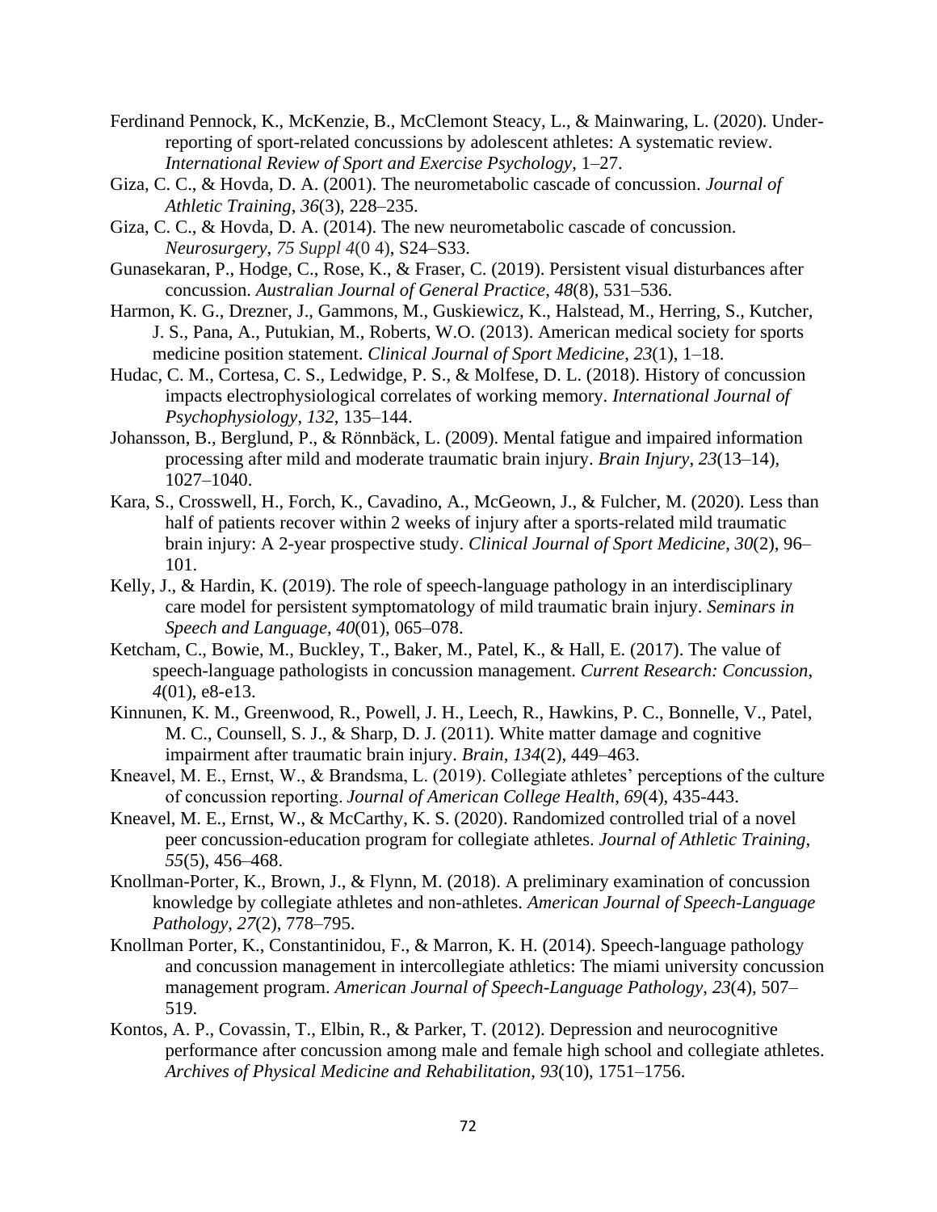Ferdinand Pennock, K., McKenzie, B., McClemont Steacy, L., & Mainwaring, L. (2020). Under-reporting of sport-related concussions by adolescent athletes: A systematic review. *International Review of Sport and Exercise Psychology*, 1–27.

Giza, C. C., & Hovda, D. A. (2001). The neurometabolic cascade of concussion. *Journal of Athletic Training*, *36*(3), 228–235.

Giza, C. C., & Hovda, D. A. (2014). The new neurometabolic cascade of concussion. *Neurosurgery*, *75 Suppl 4*(0 4), S24–S33.

Gunasekaran, P., Hodge, C., Rose, K., & Fraser, C. (2019). Persistent visual disturbances after concussion. *Australian Journal of General Practice*, *48*(8), 531–536.

Harmon, K. G., Drezner, J., Gammons, M., Guskiewicz, K., Halstead, M., Herring, S., Kutcher, J. S., Pana, A., Putukian, M., Roberts, W.O. (2013). American medical society for sports medicine position statement. *Clinical Journal of Sport Medicine*, *23*(1), 1–18.

Hudac, C. M., Cortesa, C. S., Ledwidge, P. S., & Molfese, D. L. (2018). History of concussion impacts electrophysiological correlates of working memory. *International Journal of Psychophysiology*, *132*, 135–144.

Johansson, B., Berglund, P., & Rönnbäck, L. (2009). Mental fatigue and impaired information processing after mild and moderate traumatic brain injury. *Brain Injury*, *23*(13–14), 1027–1040.

Kara, S., Crosswell, H., Forch, K., Cavadino, A., McGeown, J., & Fulcher, M. (2020). Less than half of patients recover within 2 weeks of injury after a sports-related mild traumatic brain injury: A 2-year prospective study. *Clinical Journal of Sport Medicine*, *30*(2), 96–101.

Kelly, J., & Hardin, K. (2019). The role of speech-language pathology in an interdisciplinary care model for persistent symptomatology of mild traumatic brain injury. *Seminars in Speech and Language*, *40*(01), 065–078.

Ketcham, C., Bowie, M., Buckley, T., Baker, M., Patel, K., & Hall, E. (2017). The value of speech-language pathologists in concussion management. *Current Research: Concussion*, *4*(01), e8-e13.

Kinnunen, K. M., Greenwood, R., Powell, J. H., Leech, R., Hawkins, P. C., Bonnelle, V., Patel, M. C., Counsell, S. J., & Sharp, D. J. (2011). White matter damage and cognitive impairment after traumatic brain injury. *Brain*, *134*(2), 449–463.

Kneavel, M. E., Ernst, W., & Brandsma, L. (2019). Collegiate athletes' perceptions of the culture of concussion reporting. *Journal of American College Health*, *69*(4), 435-443.

Kneavel, M. E., Ernst, W., & McCarthy, K. S. (2020). Randomized controlled trial of a novel peer concussion-education program for collegiate athletes. *Journal of Athletic Training*, *55*(5), 456–468.

Knollman-Porter, K., Brown, J., & Flynn, M. (2018). A preliminary examination of concussion knowledge by collegiate athletes and non-athletes. *American Journal of Speech-Language Pathology*, *27*(2), 778–795.

Knollman Porter, K., Constantinidou, F., & Marron, K. H. (2014). Speech-language pathology and concussion management in intercollegiate athletics: The miami university concussion management program. *American Journal of Speech-Language Pathology*, *23*(4), 507–519.

Kontos, A. P., Covassin, T., Elbin, R., & Parker, T. (2012). Depression and neurocognitive performance after concussion among male and female high school and collegiate athletes. *Archives of Physical Medicine and Rehabilitation*, *93*(10), 1751–1756.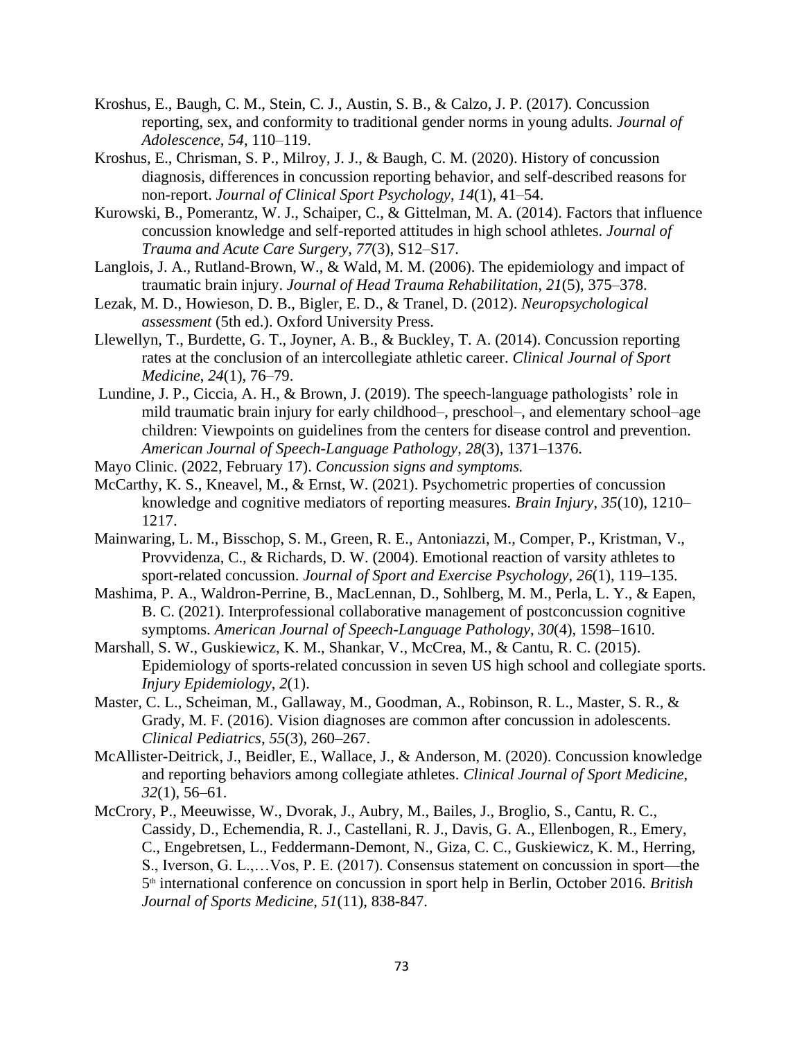Kroshus, E., Baugh, C. M., Stein, C. J., Austin, S. B., & Calzo, J. P. (2017). Concussion reporting, sex, and conformity to traditional gender norms in young adults. *Journal of Adolescence*, *54*, 110–119.

Kroshus, E., Chrisman, S. P., Milroy, J. J., & Baugh, C. M. (2020). History of concussion diagnosis, differences in concussion reporting behavior, and self-described reasons for non-report. *Journal of Clinical Sport Psychology*, *14*(1), 41–54.

Kurowski, B., Pomerantz, W. J., Schaiper, C., & Gittelman, M. A. (2014). Factors that influence concussion knowledge and self-reported attitudes in high school athletes. *Journal of Trauma and Acute Care Surgery*, *77*(3), S12–S17.

Langlois, J. A., Rutland-Brown, W., & Wald, M. M. (2006). The epidemiology and impact of traumatic brain injury. *Journal of Head Trauma Rehabilitation*, *21*(5), 375–378.

Lezak, M. D., Howieson, D. B., Bigler, E. D., & Tranel, D. (2012). *Neuropsychological assessment* (5th ed.). Oxford University Press.

Llewellyn, T., Burdette, G. T., Joyner, A. B., & Buckley, T. A. (2014). Concussion reporting rates at the conclusion of an intercollegiate athletic career. *Clinical Journal of Sport Medicine*, *24*(1), 76–79.

Lundine, J. P., Ciccia, A. H., & Brown, J. (2019). The speech-language pathologists' role in mild traumatic brain injury for early childhood–, preschool–, and elementary school–age children: Viewpoints on guidelines from the centers for disease control and prevention. *American Journal of Speech-Language Pathology*, *28*(3), 1371–1376.

Mayo Clinic. (2022, February 17). *Concussion signs and symptoms.*

McCarthy, K. S., Kneavel, M., & Ernst, W. (2021). Psychometric properties of concussion knowledge and cognitive mediators of reporting measures. *Brain Injury*, *35*(10), 1210–1217.

Mainwaring, L. M., Bisschop, S. M., Green, R. E., Antoniazzi, M., Comper, P., Kristman, V., Provvidenza, C., & Richards, D. W. (2004). Emotional reaction of varsity athletes to sport-related concussion. *Journal of Sport and Exercise Psychology*, *26*(1), 119–135.

Mashima, P. A., Waldron-Perrine, B., MacLennan, D., Sohlberg, M. M., Perla, L. Y., & Eapen, B. C. (2021). Interprofessional collaborative management of postconcussion cognitive symptoms. *American Journal of Speech-Language Pathology*, *30*(4), 1598–1610.

Marshall, S. W., Guskiewicz, K. M., Shankar, V., McCrea, M., & Cantu, R. C. (2015). Epidemiology of sports-related concussion in seven US high school and collegiate sports. *Injury Epidemiology*, *2*(1).

Master, C. L., Scheiman, M., Gallaway, M., Goodman, A., Robinson, R. L., Master, S. R., & Grady, M. F. (2016). Vision diagnoses are common after concussion in adolescents. *Clinical Pediatrics*, *55*(3), 260–267.

McAllister-Deitrick, J., Beidler, E., Wallace, J., & Anderson, M. (2020). Concussion knowledge and reporting behaviors among collegiate athletes. *Clinical Journal of Sport Medicine*, *32*(1), 56–61.

McCrory, P., Meeuwisse, W., Dvorak, J., Aubry, M., Bailes, J., Broglio, S., Cantu, R. C., Cassidy, D., Echemendia, R. J., Castellani, R. J., Davis, G. A., Ellenbogen, R., Emery, C., Engebretsen, L., Feddermann-Demont, N., Giza, C. C., Guskiewicz, K. M., Herring, S., Iverson, G. L.,…Vos, P. E. (2017). Consensus statement on concussion in sport—the 5th international conference on concussion in sport help in Berlin, October 2016. *British Journal of Sports Medicine, 51*(11), 838-847.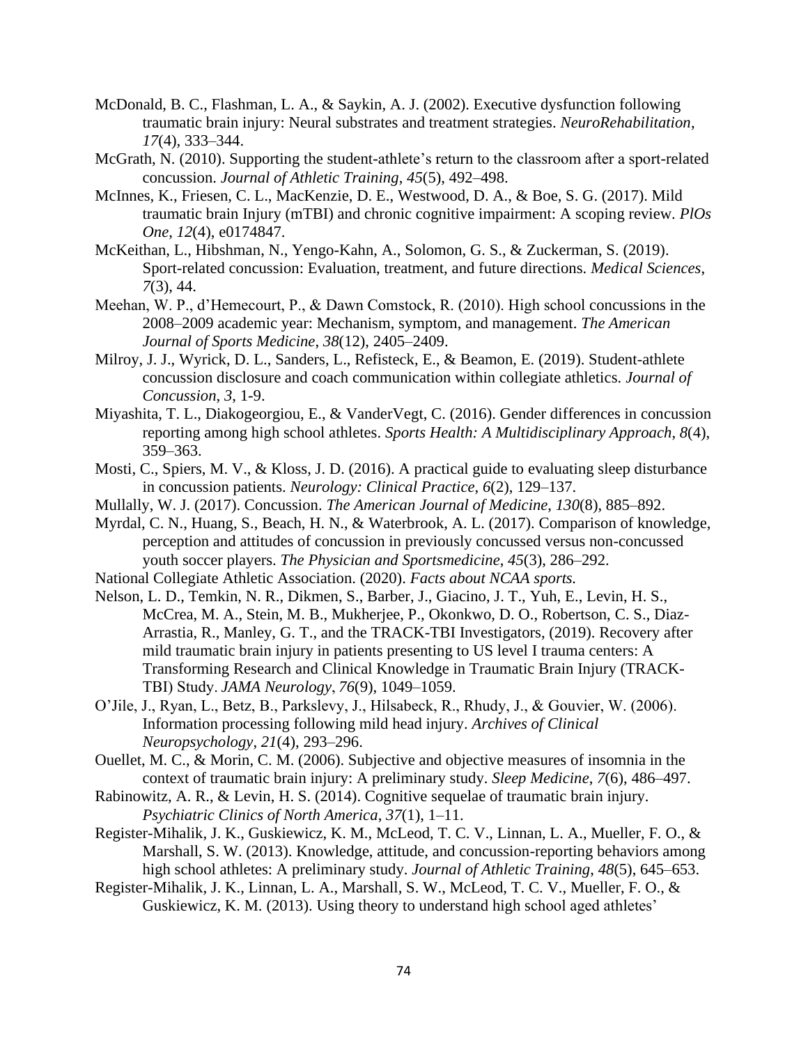McDonald, B. C., Flashman, L. A., & Saykin, A. J. (2002). Executive dysfunction following traumatic brain injury: Neural substrates and treatment strategies. *NeuroRehabilitation*, *17*(4), 333–344.

McGrath, N. (2010). Supporting the student-athlete's return to the classroom after a sport-related concussion. *Journal of Athletic Training*, *45*(5), 492–498.

McInnes, K., Friesen, C. L., MacKenzie, D. E., Westwood, D. A., & Boe, S. G. (2017). Mild traumatic brain Injury (mTBI) and chronic cognitive impairment: A scoping review. *PlOs One*, *12*(4), e0174847.

McKeithan, L., Hibshman, N., Yengo-Kahn, A., Solomon, G. S., & Zuckerman, S. (2019). Sport-related concussion: Evaluation, treatment, and future directions. *Medical Sciences*, *7*(3), 44.

Meehan, W. P., d'Hemecourt, P., & Dawn Comstock, R. (2010). High school concussions in the 2008–2009 academic year: Mechanism, symptom, and management. *The American Journal of Sports Medicine*, *38*(12), 2405–2409.

Milroy, J. J., Wyrick, D. L., Sanders, L., Refisteck, E., & Beamon, E. (2019). Student-athlete concussion disclosure and coach communication within collegiate athletics. *Journal of Concussion*, *3*, 1-9.

Miyashita, T. L., Diakogeorgiou, E., & VanderVegt, C. (2016). Gender differences in concussion reporting among high school athletes. *Sports Health: A Multidisciplinary Approach*, *8*(4), 359–363.

Mosti, C., Spiers, M. V., & Kloss, J. D. (2016). A practical guide to evaluating sleep disturbance in concussion patients. *Neurology: Clinical Practice*, *6*(2), 129–137.

Mullally, W. J. (2017). Concussion. *The American Journal of Medicine*, *130*(8), 885–892.

Myrdal, C. N., Huang, S., Beach, H. N., & Waterbrook, A. L. (2017). Comparison of knowledge, perception and attitudes of concussion in previously concussed versus non-concussed youth soccer players. *The Physician and Sportsmedicine*, *45*(3), 286–292.

National Collegiate Athletic Association. (2020). *Facts about NCAA sports.*

Nelson, L. D., Temkin, N. R., Dikmen, S., Barber, J., Giacino, J. T., Yuh, E., Levin, H. S., McCrea, M. A., Stein, M. B., Mukherjee, P., Okonkwo, D. O., Robertson, C. S., Diaz-Arrastia, R., Manley, G. T., and the TRACK-TBI Investigators, (2019). Recovery after mild traumatic brain injury in patients presenting to US level I trauma centers: A Transforming Research and Clinical Knowledge in Traumatic Brain Injury (TRACK-TBI) Study. *JAMA Neurology*, *76*(9), 1049–1059.

O'Jile, J., Ryan, L., Betz, B., Parkslevy, J., Hilsabeck, R., Rhudy, J., & Gouvier, W. (2006). Information processing following mild head injury. *Archives of Clinical Neuropsychology*, *21*(4), 293–296.

Ouellet, M. C., & Morin, C. M. (2006). Subjective and objective measures of insomnia in the context of traumatic brain injury: A preliminary study. *Sleep Medicine*, *7*(6), 486–497.

Rabinowitz, A. R., & Levin, H. S. (2014). Cognitive sequelae of traumatic brain injury. *Psychiatric Clinics of North America*, *37*(1), 1–11.

Register-Mihalik, J. K., Guskiewicz, K. M., McLeod, T. C. V., Linnan, L. A., Mueller, F. O., & Marshall, S. W. (2013). Knowledge, attitude, and concussion-reporting behaviors among high school athletes: A preliminary study. *Journal of Athletic Training*, *48*(5), 645–653.

Register-Mihalik, J. K., Linnan, L. A., Marshall, S. W., McLeod, T. C. V., Mueller, F. O., & Guskiewicz, K. M. (2013). Using theory to understand high school aged athletes'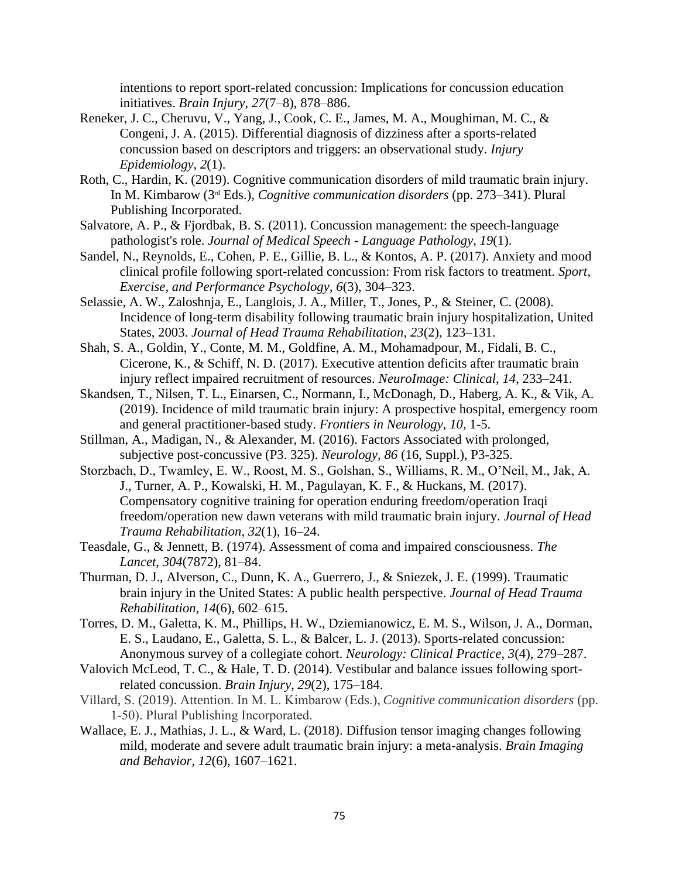intentions to report sport-related concussion: Implications for concussion education initiatives. *Brain Injury*, *27*(7–8), 878–886.

Reneker, J. C., Cheruvu, V., Yang, J., Cook, C. E., James, M. A., Moughiman, M. C., & Congeni, J. A. (2015). Differential diagnosis of dizziness after a sports-related concussion based on descriptors and triggers: an observational study. *Injury Epidemiology*, *2*(1).

Roth, C., Hardin, K. (2019). Cognitive communication disorders of mild traumatic brain injury. In M. Kimbarow (3rd Eds.), *Cognitive communication disorders* (pp. 273–341). Plural Publishing Incorporated.

Salvatore, A. P., & Fjordbak, B. S. (2011). Concussion management: the speech-language pathologist's role. *Journal of Medical Speech - Language Pathology*, *19*(1).

Sandel, N., Reynolds, E., Cohen, P. E., Gillie, B. L., & Kontos, A. P. (2017). Anxiety and mood clinical profile following sport-related concussion: From risk factors to treatment. *Sport, Exercise, and Performance Psychology*, *6*(3), 304–323.

Selassie, A. W., Zaloshnja, E., Langlois, J. A., Miller, T., Jones, P., & Steiner, C. (2008). Incidence of long-term disability following traumatic brain injury hospitalization, United States, 2003. *Journal of Head Trauma Rehabilitation*, *23*(2), 123–131.

Shah, S. A., Goldin, Y., Conte, M. M., Goldfine, A. M., Mohamadpour, M., Fidali, B. C., Cicerone, K., & Schiff, N. D. (2017). Executive attention deficits after traumatic brain injury reflect impaired recruitment of resources. *NeuroImage: Clinical*, *14*, 233–241.

Skandsen, T., Nilsen, T. L., Einarsen, C., Normann, I., McDonagh, D., Haberg, A. K., & Vik, A. (2019). Incidence of mild traumatic brain injury: A prospective hospital, emergency room and general practitioner-based study. *Frontiers in Neurology*, *10*, 1-5.

Stillman, A., Madigan, N., & Alexander, M. (2016). Factors Associated with prolonged, subjective post-concussive (P3. 325). *Neurology*, *86* (16, Suppl.), P3-325.

Storzbach, D., Twamley, E. W., Roost, M. S., Golshan, S., Williams, R. M., O'Neil, M., Jak, A. J., Turner, A. P., Kowalski, H. M., Pagulayan, K. F., & Huckans, M. (2017). Compensatory cognitive training for operation enduring freedom/operation Iraqi freedom/operation new dawn veterans with mild traumatic brain injury. *Journal of Head Trauma Rehabilitation*, *32*(1), 16–24.

Teasdale, G., & Jennett, B. (1974). Assessment of coma and impaired consciousness. *The Lancet*, *304*(7872), 81–84.

Thurman, D. J., Alverson, C., Dunn, K. A., Guerrero, J., & Sniezek, J. E. (1999). Traumatic brain injury in the United States: A public health perspective. *Journal of Head Trauma Rehabilitation*, *14*(6), 602–615.

Torres, D. M., Galetta, K. M., Phillips, H. W., Dziemianowicz, E. M. S., Wilson, J. A., Dorman, E. S., Laudano, E., Galetta, S. L., & Balcer, L. J. (2013). Sports-related concussion: Anonymous survey of a collegiate cohort. *Neurology: Clinical Practice*, *3*(4), 279–287.

Valovich McLeod, T. C., & Hale, T. D. (2014). Vestibular and balance issues following sport-related concussion. *Brain Injury*, *29*(2), 175–184.

Villard, S. (2019). Attention. In M. L. Kimbarow (Eds.), *Cognitive communication disorders* (pp. 1-50). Plural Publishing Incorporated.

Wallace, E. J., Mathias, J. L., & Ward, L. (2018). Diffusion tensor imaging changes following mild, moderate and severe adult traumatic brain injury: a meta-analysis. *Brain Imaging and Behavior*, *12*(6), 1607–1621.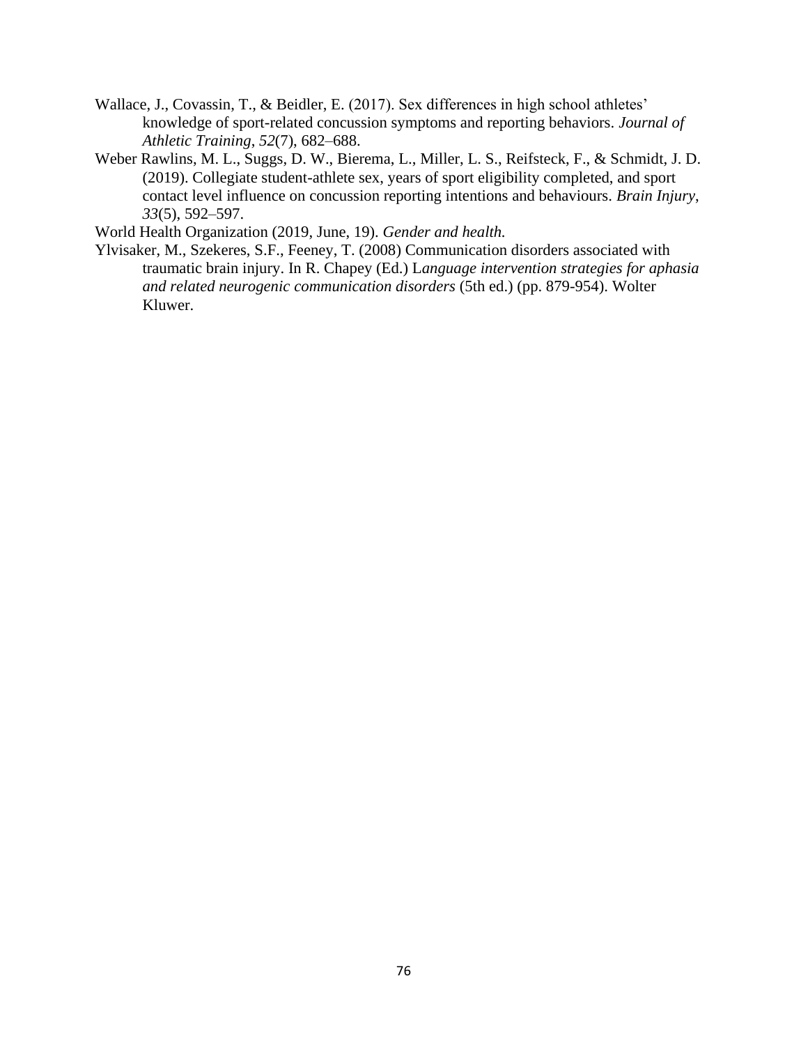Wallace, J., Covassin, T., & Beidler, E. (2017). Sex differences in high school athletes' knowledge of sport-related concussion symptoms and reporting behaviors. *Journal of Athletic Training*, *52*(7), 682–688.

Weber Rawlins, M. L., Suggs, D. W., Bierema, L., Miller, L. S., Reifsteck, F., & Schmidt, J. D. (2019). Collegiate student-athlete sex, years of sport eligibility completed, and sport contact level influence on concussion reporting intentions and behaviours. *Brain Injury*, *33*(5), 592–597.

World Health Organization (2019, June, 19). *Gender and health.*

Ylvisaker, M., Szekeres, S.F., Feeney, T. (2008) Communication disorders associated with traumatic brain injury. In R. Chapey (Ed.) L*anguage intervention strategies for aphasia and related neurogenic communication disorders* (5th ed.) (pp. 879-954). Wolter Kluwer.